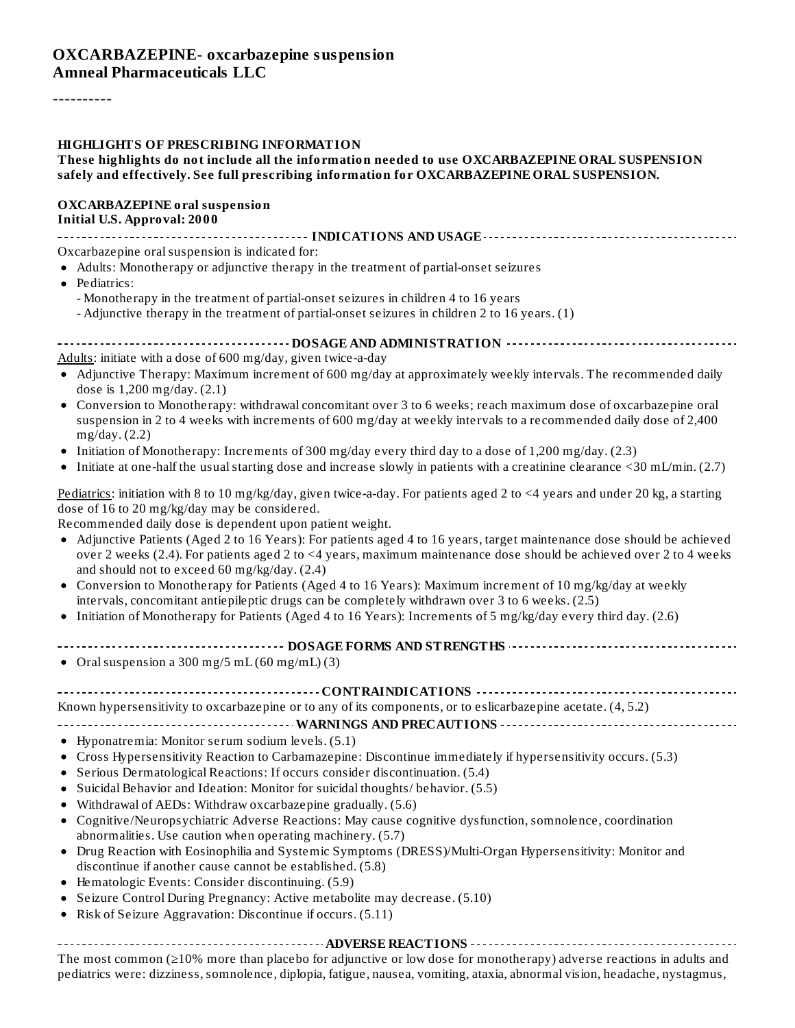# OXCARBAZEPINE- oxcarbazepine suspension
**Amneal Pharmaceuticals LLC**

----------

**HIGHLIGHTS OF PRESCRIBING INFORMATION**
**These highlights do not include all the information needed to use OXCARBAZEPINE ORAL SUSPENSION safely and effectively. See full prescribing information for OXCARBAZEPINE ORAL SUSPENSION.**

**OXCARBAZEPINE oral suspension**
**Initial U.S. Approval: 2000**

## INDICATIONS AND USAGE

Oxcarbazepine oral suspension is indicated for:

- Adults: Monotherapy or adjunctive therapy in the treatment of partial-onset seizures
- Pediatrics:
  - Monotherapy in the treatment of partial-onset seizures in children 4 to 16 years
  - Adjunctive therapy in the treatment of partial-onset seizures in children 2 to 16 years. (1)

## DOSAGE AND ADMINISTRATION

Adults: initiate with a dose of 600 mg/day, given twice-a-day

- Adjunctive Therapy: Maximum increment of 600 mg/day at approximately weekly intervals. The recommended daily dose is 1,200 mg/day. (2.1)
- Conversion to Monotherapy: withdrawal concomitant over 3 to 6 weeks; reach maximum dose of oxcarbazepine oral suspension in 2 to 4 weeks with increments of 600 mg/day at weekly intervals to a recommended daily dose of 2,400 mg/day. (2.2)
- Initiation of Monotherapy: Increments of 300 mg/day every third day to a dose of 1,200 mg/day. (2.3)
- Initiate at one-half the usual starting dose and increase slowly in patients with a creatinine clearance <30 mL/min. (2.7)

Pediatrics: initiation with 8 to 10 mg/kg/day, given twice-a-day. For patients aged 2 to <4 years and under 20 kg, a starting dose of 16 to 20 mg/kg/day may be considered.
Recommended daily dose is dependent upon patient weight.

- Adjunctive Patients (Aged 2 to 16 Years): For patients aged 4 to 16 years, target maintenance dose should be achieved over 2 weeks (2.4). For patients aged 2 to <4 years, maximum maintenance dose should be achieved over 2 to 4 weeks and should not to exceed 60 mg/kg/day. (2.4)
- Conversion to Monotherapy for Patients (Aged 4 to 16 Years): Maximum increment of 10 mg/kg/day at weekly intervals, concomitant antiepileptic drugs can be completely withdrawn over 3 to 6 weeks. (2.5)
- Initiation of Monotherapy for Patients (Aged 4 to 16 Years): Increments of 5 mg/kg/day every third day. (2.6)

## DOSAGE FORMS AND STRENGTHS

- Oral suspension a 300 mg/5 mL (60 mg/mL) (3)

## CONTRAINDICATIONS

Known hypersensitivity to oxcarbazepine or to any of its components, or to eslicarbazepine acetate. (4, 5.2)

## WARNINGS AND PRECAUTIONS

- Hyponatremia: Monitor serum sodium levels. (5.1)
- Cross Hypersensitivity Reaction to Carbamazepine: Discontinue immediately if hypersensitivity occurs. (5.3)
- Serious Dermatological Reactions: If occurs consider discontinuation. (5.4)
- Suicidal Behavior and Ideation: Monitor for suicidal thoughts/ behavior. (5.5)
- Withdrawal of AEDs: Withdraw oxcarbazepine gradually. (5.6)
- Cognitive/Neuropsychiatric Adverse Reactions: May cause cognitive dysfunction, somnolence, coordination abnormalities. Use caution when operating machinery. (5.7)
- Drug Reaction with Eosinophilia and Systemic Symptoms (DRESS)/Multi-Organ Hypersensitivity: Monitor and discontinue if another cause cannot be established. (5.8)
- Hematologic Events: Consider discontinuing. (5.9)
- Seizure Control During Pregnancy: Active metabolite may decrease. (5.10)
- Risk of Seizure Aggravation: Discontinue if occurs. (5.11)

## ADVERSE REACTIONS

The most common (≥10% more than placebo for adjunctive or low dose for monotherapy) adverse reactions in adults and pediatrics were: dizziness, somnolence, diplopia, fatigue, nausea, vomiting, ataxia, abnormal vision, headache, nystagmus,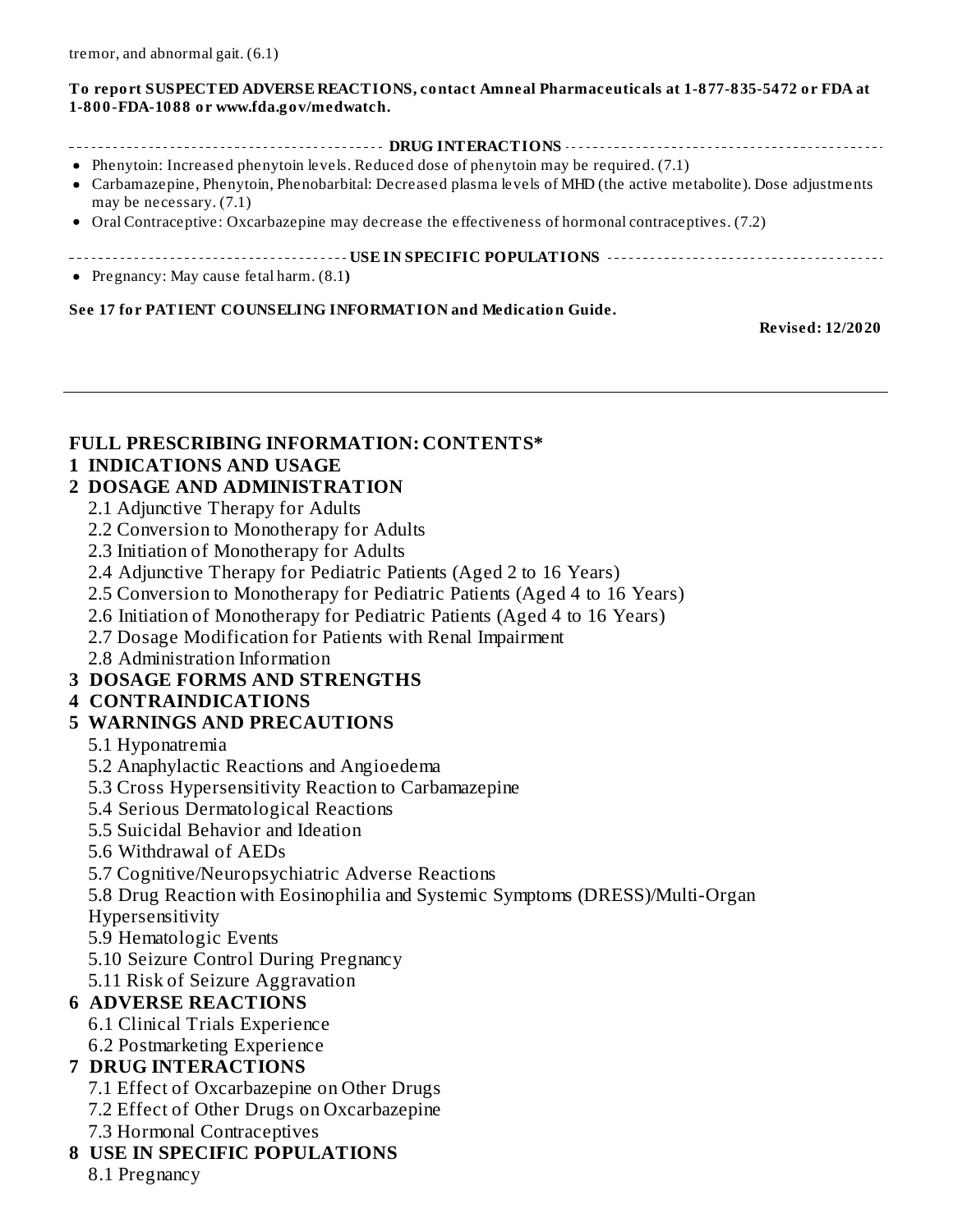tremor, and abnormal gait. (6.1)

**To report SUSPECTED ADVERSE REACTIONS, contact Amneal Pharmaceuticals at 1-877-835-5472 or FDA at 1-800-FDA-1088 or www.fda.gov/medwatch.**

**DRUG INTERACTIONS**

- Phenytoin: Increased phenytoin levels. Reduced dose of phenytoin may be required. (7.1)
- Carbamazepine, Phenytoin, Phenobarbital: Decreased plasma levels of MHD (the active metabolite). Dose adjustments may be necessary. (7.1)
- Oral Contraceptive: Oxcarbazepine may decrease the effectiveness of hormonal contraceptives. (7.2)

**USE IN SPECIFIC POPULATIONS**

- Pregnancy: May cause fetal harm. (8.1)

**See 17 for PATIENT COUNSELING INFORMATION and Medication Guide.**

**Revised: 12/2020**

---

## FULL PRESCRIBING INFORMATION: CONTENTS*

**1 INDICATIONS AND USAGE**

**2 DOSAGE AND ADMINISTRATION**

- 2.1 Adjunctive Therapy for Adults
- 2.2 Conversion to Monotherapy for Adults
- 2.3 Initiation of Monotherapy for Adults
- 2.4 Adjunctive Therapy for Pediatric Patients (Aged 2 to 16 Years)
- 2.5 Conversion to Monotherapy for Pediatric Patients (Aged 4 to 16 Years)
- 2.6 Initiation of Monotherapy for Pediatric Patients (Aged 4 to 16 Years)
- 2.7 Dosage Modification for Patients with Renal Impairment
- 2.8 Administration Information

**3 DOSAGE FORMS AND STRENGTHS**

**4 CONTRAINDICATIONS**

**5 WARNINGS AND PRECAUTIONS**

- 5.1 Hyponatremia
- 5.2 Anaphylactic Reactions and Angioedema
- 5.3 Cross Hypersensitivity Reaction to Carbamazepine
- 5.4 Serious Dermatological Reactions
- 5.5 Suicidal Behavior and Ideation
- 5.6 Withdrawal of AEDs
- 5.7 Cognitive/Neuropsychiatric Adverse Reactions
- 5.8 Drug Reaction with Eosinophilia and Systemic Symptoms (DRESS)/Multi-Organ Hypersensitivity
- 5.9 Hematologic Events
- 5.10 Seizure Control During Pregnancy
- 5.11 Risk of Seizure Aggravation

**6 ADVERSE REACTIONS**

- 6.1 Clinical Trials Experience
- 6.2 Postmarketing Experience

**7 DRUG INTERACTIONS**

- 7.1 Effect of Oxcarbazepine on Other Drugs
- 7.2 Effect of Other Drugs on Oxcarbazepine
- 7.3 Hormonal Contraceptives

**8 USE IN SPECIFIC POPULATIONS**

- 8.1 Pregnancy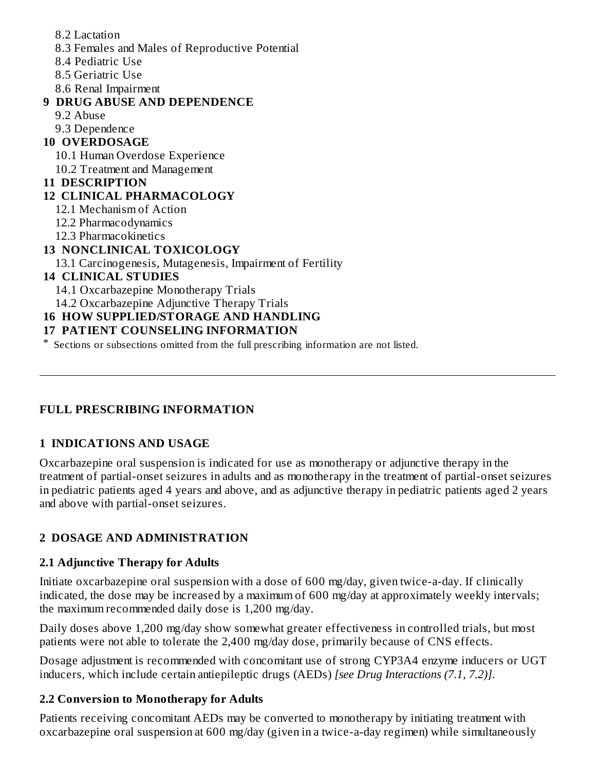8.2 Lactation
8.3 Females and Males of Reproductive Potential
8.4 Pediatric Use
8.5 Geriatric Use
8.6 Renal Impairment

**9 DRUG ABUSE AND DEPENDENCE**
9.2 Abuse
9.3 Dependence

**10 OVERDOSAGE**
10.1 Human Overdose Experience
10.2 Treatment and Management

**11 DESCRIPTION**

**12 CLINICAL PHARMACOLOGY**
12.1 Mechanism of Action
12.2 Pharmacodynamics
12.3 Pharmacokinetics

**13 NONCLINICAL TOXICOLOGY**
13.1 Carcinogenesis, Mutagenesis, Impairment of Fertility

**14 CLINICAL STUDIES**
14.1 Oxcarbazepine Monotherapy Trials
14.2 Oxcarbazepine Adjunctive Therapy Trials

**16 HOW SUPPLIED/STORAGE AND HANDLING**

**17 PATIENT COUNSELING INFORMATION**

* Sections or subsections omitted from the full prescribing information are not listed.

---

## FULL PRESCRIBING INFORMATION

## 1 INDICATIONS AND USAGE

Oxcarbazepine oral suspension is indicated for use as monotherapy or adjunctive therapy in the treatment of partial-onset seizures in adults and as monotherapy in the treatment of partial-onset seizures in pediatric patients aged 4 years and above, and as adjunctive therapy in pediatric patients aged 2 years and above with partial-onset seizures.

## 2 DOSAGE AND ADMINISTRATION

### 2.1 Adjunctive Therapy for Adults

Initiate oxcarbazepine oral suspension with a dose of 600 mg/day, given twice-a-day. If clinically indicated, the dose may be increased by a maximum of 600 mg/day at approximately weekly intervals; the maximum recommended daily dose is 1,200 mg/day.

Daily doses above 1,200 mg/day show somewhat greater effectiveness in controlled trials, but most patients were not able to tolerate the 2,400 mg/day dose, primarily because of CNS effects.

Dosage adjustment is recommended with concomitant use of strong CYP3A4 enzyme inducers or UGT inducers, which include certain antiepileptic drugs (AEDs) *[see Drug Interactions (7.1, 7.2)]*.

### 2.2 Conversion to Monotherapy for Adults

Patients receiving concomitant AEDs may be converted to monotherapy by initiating treatment with oxcarbazepine oral suspension at 600 mg/day (given in a twice-a-day regimen) while simultaneously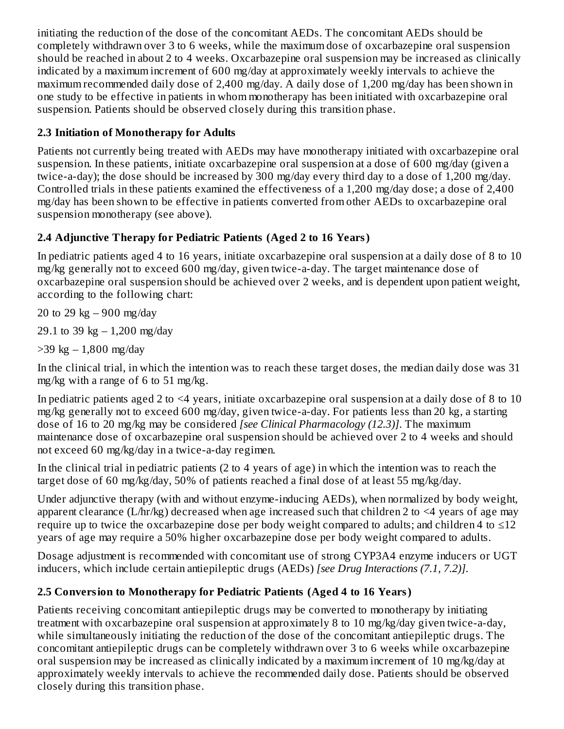initiating the reduction of the dose of the concomitant AEDs. The concomitant AEDs should be completely withdrawn over 3 to 6 weeks, while the maximum dose of oxcarbazepine oral suspension should be reached in about 2 to 4 weeks. Oxcarbazepine oral suspension may be increased as clinically indicated by a maximum increment of 600 mg/day at approximately weekly intervals to achieve the maximum recommended daily dose of 2,400 mg/day. A daily dose of 1,200 mg/day has been shown in one study to be effective in patients in whom monotherapy has been initiated with oxcarbazepine oral suspension. Patients should be observed closely during this transition phase.

## 2.3 Initiation of Monotherapy for Adults

Patients not currently being treated with AEDs may have monotherapy initiated with oxcarbazepine oral suspension. In these patients, initiate oxcarbazepine oral suspension at a dose of 600 mg/day (given a twice-a-day); the dose should be increased by 300 mg/day every third day to a dose of 1,200 mg/day. Controlled trials in these patients examined the effectiveness of a 1,200 mg/day dose; a dose of 2,400 mg/day has been shown to be effective in patients converted from other AEDs to oxcarbazepine oral suspension monotherapy (see above).

## 2.4 Adjunctive Therapy for Pediatric Patients (Aged 2 to 16 Years)

In pediatric patients aged 4 to 16 years, initiate oxcarbazepine oral suspension at a daily dose of 8 to 10 mg/kg generally not to exceed 600 mg/day, given twice-a-day. The target maintenance dose of oxcarbazepine oral suspension should be achieved over 2 weeks, and is dependent upon patient weight, according to the following chart:

20 to 29 kg – 900 mg/day

29.1 to 39 kg – 1,200 mg/day

>39 kg – 1,800 mg/day

In the clinical trial, in which the intention was to reach these target doses, the median daily dose was 31 mg/kg with a range of 6 to 51 mg/kg.

In pediatric patients aged 2 to <4 years, initiate oxcarbazepine oral suspension at a daily dose of 8 to 10 mg/kg generally not to exceed 600 mg/day, given twice-a-day. For patients less than 20 kg, a starting dose of 16 to 20 mg/kg may be considered *[see Clinical Pharmacology (12.3)]*. The maximum maintenance dose of oxcarbazepine oral suspension should be achieved over 2 to 4 weeks and should not exceed 60 mg/kg/day in a twice-a-day regimen.

In the clinical trial in pediatric patients (2 to 4 years of age) in which the intention was to reach the target dose of 60 mg/kg/day, 50% of patients reached a final dose of at least 55 mg/kg/day.

Under adjunctive therapy (with and without enzyme-inducing AEDs), when normalized by body weight, apparent clearance (L/hr/kg) decreased when age increased such that children 2 to <4 years of age may require up to twice the oxcarbazepine dose per body weight compared to adults; and children 4 to ≤12 years of age may require a 50% higher oxcarbazepine dose per body weight compared to adults.

Dosage adjustment is recommended with concomitant use of strong CYP3A4 enzyme inducers or UGT inducers, which include certain antiepileptic drugs (AEDs) *[see Drug Interactions (7.1, 7.2)]*.

## 2.5 Conversion to Monotherapy for Pediatric Patients (Aged 4 to 16 Years)

Patients receiving concomitant antiepileptic drugs may be converted to monotherapy by initiating treatment with oxcarbazepine oral suspension at approximately 8 to 10 mg/kg/day given twice-a-day, while simultaneously initiating the reduction of the dose of the concomitant antiepileptic drugs. The concomitant antiepileptic drugs can be completely withdrawn over 3 to 6 weeks while oxcarbazepine oral suspension may be increased as clinically indicated by a maximum increment of 10 mg/kg/day at approximately weekly intervals to achieve the recommended daily dose. Patients should be observed closely during this transition phase.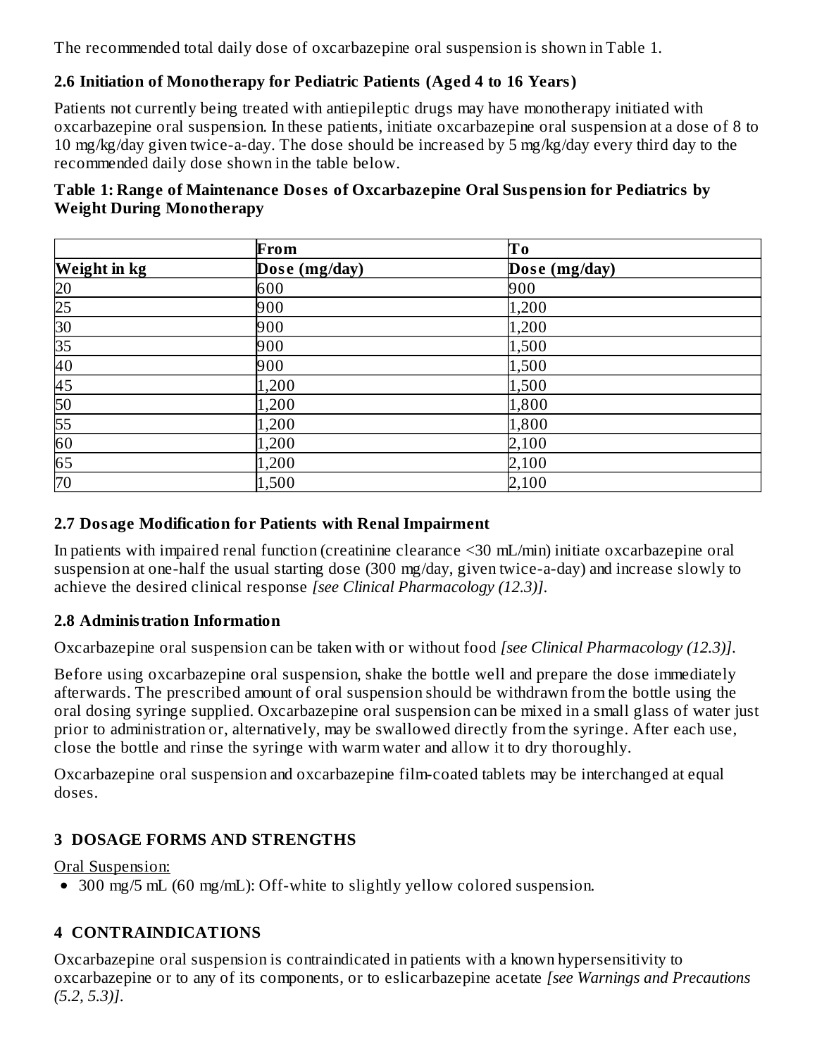The recommended total daily dose of oxcarbazepine oral suspension is shown in Table 1.

### 2.6 Initiation of Monotherapy for Pediatric Patients (Aged 4 to 16 Years)

Patients not currently being treated with antiepileptic drugs may have monotherapy initiated with oxcarbazepine oral suspension. In these patients, initiate oxcarbazepine oral suspension at a dose of 8 to 10 mg/kg/day given twice-a-day. The dose should be increased by 5 mg/kg/day every third day to the recommended daily dose shown in the table below.

**Table 1: Range of Maintenance Doses of Oxcarbazepine Oral Suspension for Pediatrics by Weight During Monotherapy**

| | **From** | **To** |
|---|---|---|
| **Weight in kg** | **Dose (mg/day)** | **Dose (mg/day)** |
| 20 | 600 | 900 |
| 25 | 900 | 1,200 |
| 30 | 900 | 1,200 |
| 35 | 900 | 1,500 |
| 40 | 900 | 1,500 |
| 45 | 1,200 | 1,500 |
| 50 | 1,200 | 1,800 |
| 55 | 1,200 | 1,800 |
| 60 | 1,200 | 2,100 |
| 65 | 1,200 | 2,100 |
| 70 | 1,500 | 2,100 |

### 2.7 Dosage Modification for Patients with Renal Impairment

In patients with impaired renal function (creatinine clearance <30 mL/min) initiate oxcarbazepine oral suspension at one-half the usual starting dose (300 mg/day, given twice-a-day) and increase slowly to achieve the desired clinical response *[see Clinical Pharmacology (12.3)]*.

### 2.8 Administration Information

Oxcarbazepine oral suspension can be taken with or without food *[see Clinical Pharmacology (12.3)]*.

Before using oxcarbazepine oral suspension, shake the bottle well and prepare the dose immediately afterwards. The prescribed amount of oral suspension should be withdrawn from the bottle using the oral dosing syringe supplied. Oxcarbazepine oral suspension can be mixed in a small glass of water just prior to administration or, alternatively, may be swallowed directly from the syringe. After each use, close the bottle and rinse the syringe with warm water and allow it to dry thoroughly.

Oxcarbazepine oral suspension and oxcarbazepine film-coated tablets may be interchanged at equal doses.

## 3 DOSAGE FORMS AND STRENGTHS

Oral Suspension:

- 300 mg/5 mL (60 mg/mL): Off-white to slightly yellow colored suspension.

## 4 CONTRAINDICATIONS

Oxcarbazepine oral suspension is contraindicated in patients with a known hypersensitivity to oxcarbazepine or to any of its components, or to eslicarbazepine acetate *[see Warnings and Precautions (5.2, 5.3)]*.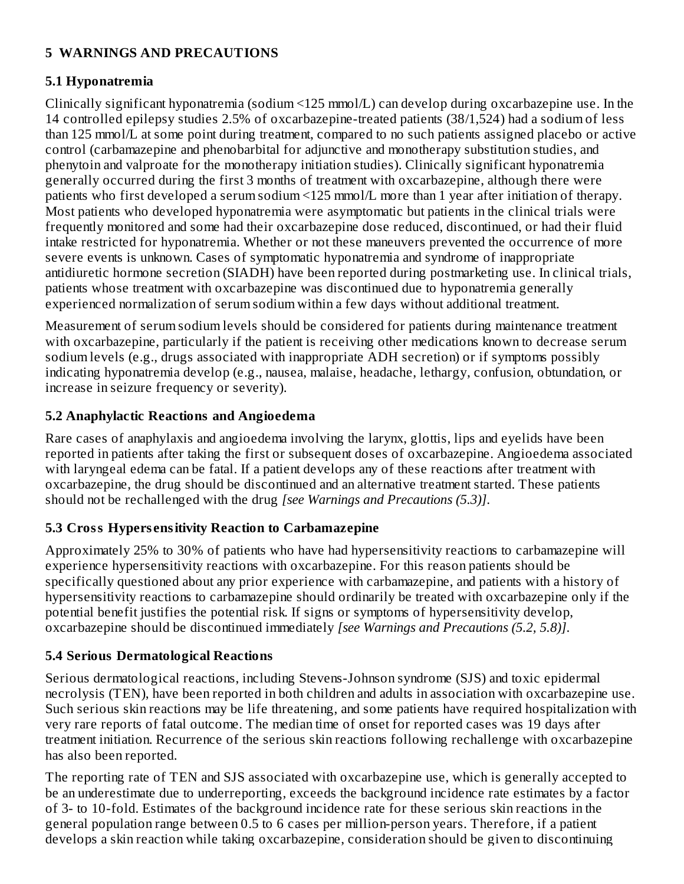## 5 WARNINGS AND PRECAUTIONS

### 5.1 Hyponatremia

Clinically significant hyponatremia (sodium <125 mmol/L) can develop during oxcarbazepine use. In the 14 controlled epilepsy studies 2.5% of oxcarbazepine-treated patients (38/1,524) had a sodium of less than 125 mmol/L at some point during treatment, compared to no such patients assigned placebo or active control (carbamazepine and phenobarbital for adjunctive and monotherapy substitution studies, and phenytoin and valproate for the monotherapy initiation studies). Clinically significant hyponatremia generally occurred during the first 3 months of treatment with oxcarbazepine, although there were patients who first developed a serum sodium <125 mmol/L more than 1 year after initiation of therapy. Most patients who developed hyponatremia were asymptomatic but patients in the clinical trials were frequently monitored and some had their oxcarbazepine dose reduced, discontinued, or had their fluid intake restricted for hyponatremia. Whether or not these maneuvers prevented the occurrence of more severe events is unknown. Cases of symptomatic hyponatremia and syndrome of inappropriate antidiuretic hormone secretion (SIADH) have been reported during postmarketing use. In clinical trials, patients whose treatment with oxcarbazepine was discontinued due to hyponatremia generally experienced normalization of serum sodium within a few days without additional treatment.

Measurement of serum sodium levels should be considered for patients during maintenance treatment with oxcarbazepine, particularly if the patient is receiving other medications known to decrease serum sodium levels (e.g., drugs associated with inappropriate ADH secretion) or if symptoms possibly indicating hyponatremia develop (e.g., nausea, malaise, headache, lethargy, confusion, obtundation, or increase in seizure frequency or severity).

### 5.2 Anaphylactic Reactions and Angioedema

Rare cases of anaphylaxis and angioedema involving the larynx, glottis, lips and eyelids have been reported in patients after taking the first or subsequent doses of oxcarbazepine. Angioedema associated with laryngeal edema can be fatal. If a patient develops any of these reactions after treatment with oxcarbazepine, the drug should be discontinued and an alternative treatment started. These patients should not be rechallenged with the drug *[see Warnings and Precautions (5.3)]*.

### 5.3 Cross Hypersensitivity Reaction to Carbamazepine

Approximately 25% to 30% of patients who have had hypersensitivity reactions to carbamazepine will experience hypersensitivity reactions with oxcarbazepine. For this reason patients should be specifically questioned about any prior experience with carbamazepine, and patients with a history of hypersensitivity reactions to carbamazepine should ordinarily be treated with oxcarbazepine only if the potential benefit justifies the potential risk. If signs or symptoms of hypersensitivity develop, oxcarbazepine should be discontinued immediately *[see Warnings and Precautions (5.2, 5.8)]*.

### 5.4 Serious Dermatological Reactions

Serious dermatological reactions, including Stevens-Johnson syndrome (SJS) and toxic epidermal necrolysis (TEN), have been reported in both children and adults in association with oxcarbazepine use. Such serious skin reactions may be life threatening, and some patients have required hospitalization with very rare reports of fatal outcome. The median time of onset for reported cases was 19 days after treatment initiation. Recurrence of the serious skin reactions following rechallenge with oxcarbazepine has also been reported.

The reporting rate of TEN and SJS associated with oxcarbazepine use, which is generally accepted to be an underestimate due to underreporting, exceeds the background incidence rate estimates by a factor of 3- to 10-fold. Estimates of the background incidence rate for these serious skin reactions in the general population range between 0.5 to 6 cases per million-person years. Therefore, if a patient develops a skin reaction while taking oxcarbazepine, consideration should be given to discontinuing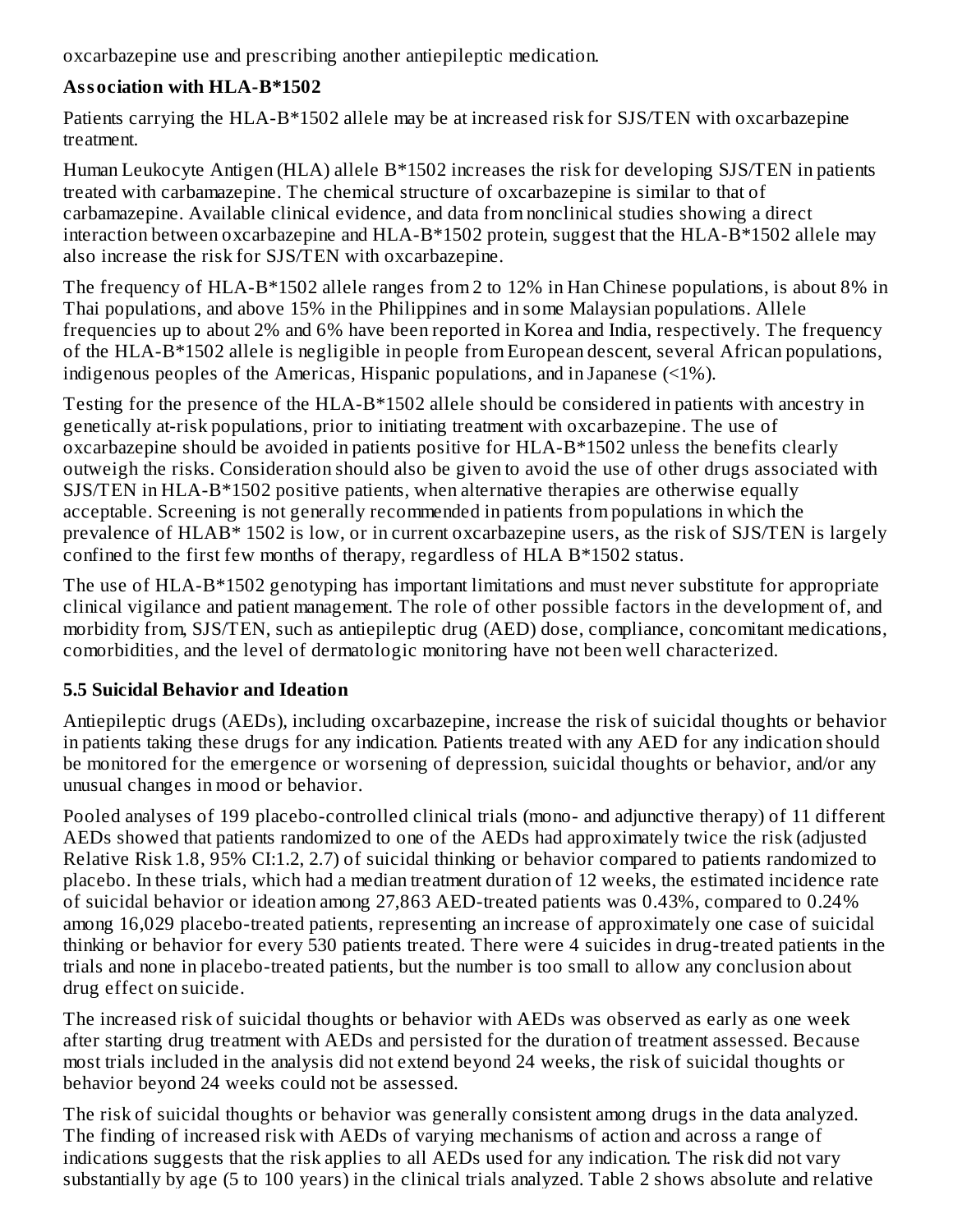oxcarbazepine use and prescribing another antiepileptic medication.

**Association with HLA-B*1502**

Patients carrying the HLA-B*1502 allele may be at increased risk for SJS/TEN with oxcarbazepine treatment.

Human Leukocyte Antigen (HLA) allele B*1502 increases the risk for developing SJS/TEN in patients treated with carbamazepine. The chemical structure of oxcarbazepine is similar to that of carbamazepine. Available clinical evidence, and data from nonclinical studies showing a direct interaction between oxcarbazepine and HLA-B*1502 protein, suggest that the HLA-B*1502 allele may also increase the risk for SJS/TEN with oxcarbazepine.

The frequency of HLA-B*1502 allele ranges from 2 to 12% in Han Chinese populations, is about 8% in Thai populations, and above 15% in the Philippines and in some Malaysian populations. Allele frequencies up to about 2% and 6% have been reported in Korea and India, respectively. The frequency of the HLA-B*1502 allele is negligible in people from European descent, several African populations, indigenous peoples of the Americas, Hispanic populations, and in Japanese (<1%).

Testing for the presence of the HLA-B*1502 allele should be considered in patients with ancestry in genetically at-risk populations, prior to initiating treatment with oxcarbazepine. The use of oxcarbazepine should be avoided in patients positive for HLA-B*1502 unless the benefits clearly outweigh the risks. Consideration should also be given to avoid the use of other drugs associated with SJS/TEN in HLA-B*1502 positive patients, when alternative therapies are otherwise equally acceptable. Screening is not generally recommended in patients from populations in which the prevalence of HLAB* 1502 is low, or in current oxcarbazepine users, as the risk of SJS/TEN is largely confined to the first few months of therapy, regardless of HLA B*1502 status.

The use of HLA-B*1502 genotyping has important limitations and must never substitute for appropriate clinical vigilance and patient management. The role of other possible factors in the development of, and morbidity from, SJS/TEN, such as antiepileptic drug (AED) dose, compliance, concomitant medications, comorbidities, and the level of dermatologic monitoring have not been well characterized.

### 5.5 Suicidal Behavior and Ideation

Antiepileptic drugs (AEDs), including oxcarbazepine, increase the risk of suicidal thoughts or behavior in patients taking these drugs for any indication. Patients treated with any AED for any indication should be monitored for the emergence or worsening of depression, suicidal thoughts or behavior, and/or any unusual changes in mood or behavior.

Pooled analyses of 199 placebo-controlled clinical trials (mono- and adjunctive therapy) of 11 different AEDs showed that patients randomized to one of the AEDs had approximately twice the risk (adjusted Relative Risk 1.8, 95% CI:1.2, 2.7) of suicidal thinking or behavior compared to patients randomized to placebo. In these trials, which had a median treatment duration of 12 weeks, the estimated incidence rate of suicidal behavior or ideation among 27,863 AED-treated patients was 0.43%, compared to 0.24% among 16,029 placebo-treated patients, representing an increase of approximately one case of suicidal thinking or behavior for every 530 patients treated. There were 4 suicides in drug-treated patients in the trials and none in placebo-treated patients, but the number is too small to allow any conclusion about drug effect on suicide.

The increased risk of suicidal thoughts or behavior with AEDs was observed as early as one week after starting drug treatment with AEDs and persisted for the duration of treatment assessed. Because most trials included in the analysis did not extend beyond 24 weeks, the risk of suicidal thoughts or behavior beyond 24 weeks could not be assessed.

The risk of suicidal thoughts or behavior was generally consistent among drugs in the data analyzed. The finding of increased risk with AEDs of varying mechanisms of action and across a range of indications suggests that the risk applies to all AEDs used for any indication. The risk did not vary substantially by age (5 to 100 years) in the clinical trials analyzed. Table 2 shows absolute and relative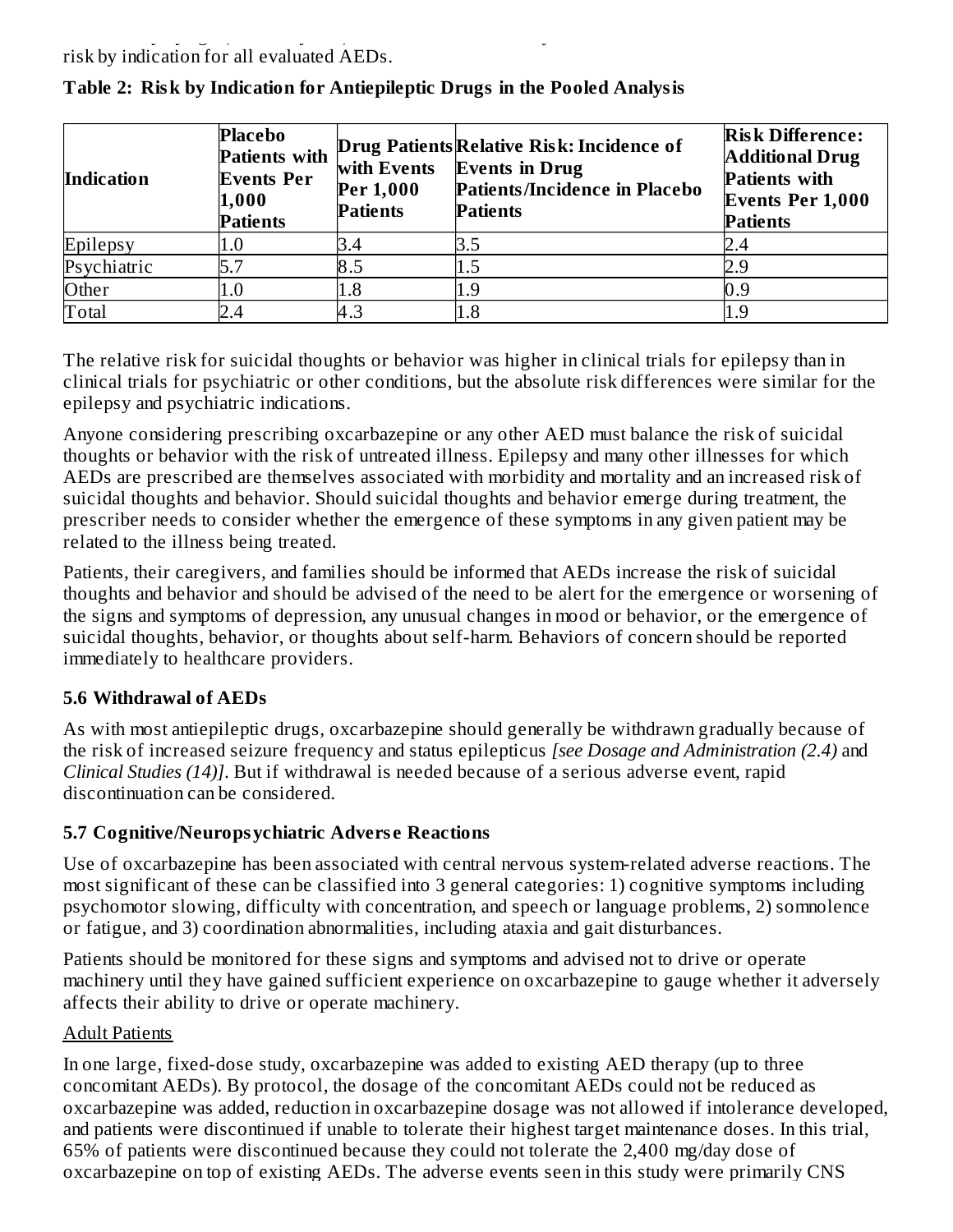risk by indication for all evaluated AEDs.

**Table 2: Risk by Indication for Antiepileptic Drugs in the Pooled Analysis**

| Indication | Placebo Patients with Events Per 1,000 Patients | Drug Patients with Events Per 1,000 Patients | Relative Risk: Incidence of Events in Drug Patients/Incidence in Placebo Patients | Risk Difference: Additional Drug Patients with Events Per 1,000 Patients |
|---|---|---|---|---|
| Epilepsy | 1.0 | 3.4 | 3.5 | 2.4 |
| Psychiatric | 5.7 | 8.5 | 1.5 | 2.9 |
| Other | 1.0 | 1.8 | 1.9 | 0.9 |
| Total | 2.4 | 4.3 | 1.8 | 1.9 |

The relative risk for suicidal thoughts or behavior was higher in clinical trials for epilepsy than in clinical trials for psychiatric or other conditions, but the absolute risk differences were similar for the epilepsy and psychiatric indications.

Anyone considering prescribing oxcarbazepine or any other AED must balance the risk of suicidal thoughts or behavior with the risk of untreated illness. Epilepsy and many other illnesses for which AEDs are prescribed are themselves associated with morbidity and mortality and an increased risk of suicidal thoughts and behavior. Should suicidal thoughts and behavior emerge during treatment, the prescriber needs to consider whether the emergence of these symptoms in any given patient may be related to the illness being treated.

Patients, their caregivers, and families should be informed that AEDs increase the risk of suicidal thoughts and behavior and should be advised of the need to be alert for the emergence or worsening of the signs and symptoms of depression, any unusual changes in mood or behavior, or the emergence of suicidal thoughts, behavior, or thoughts about self-harm. Behaviors of concern should be reported immediately to healthcare providers.

### 5.6 Withdrawal of AEDs

As with most antiepileptic drugs, oxcarbazepine should generally be withdrawn gradually because of the risk of increased seizure frequency and status epilepticus *[see Dosage and Administration (2.4)* and *Clinical Studies (14)]*. But if withdrawal is needed because of a serious adverse event, rapid discontinuation can be considered.

### 5.7 Cognitive/Neuropsychiatric Adverse Reactions

Use of oxcarbazepine has been associated with central nervous system-related adverse reactions. The most significant of these can be classified into 3 general categories: 1) cognitive symptoms including psychomotor slowing, difficulty with concentration, and speech or language problems, 2) somnolence or fatigue, and 3) coordination abnormalities, including ataxia and gait disturbances.

Patients should be monitored for these signs and symptoms and advised not to drive or operate machinery until they have gained sufficient experience on oxcarbazepine to gauge whether it adversely affects their ability to drive or operate machinery.

Adult Patients

In one large, fixed-dose study, oxcarbazepine was added to existing AED therapy (up to three concomitant AEDs). By protocol, the dosage of the concomitant AEDs could not be reduced as oxcarbazepine was added, reduction in oxcarbazepine dosage was not allowed if intolerance developed, and patients were discontinued if unable to tolerate their highest target maintenance doses. In this trial, 65% of patients were discontinued because they could not tolerate the 2,400 mg/day dose of oxcarbazepine on top of existing AEDs. The adverse events seen in this study were primarily CNS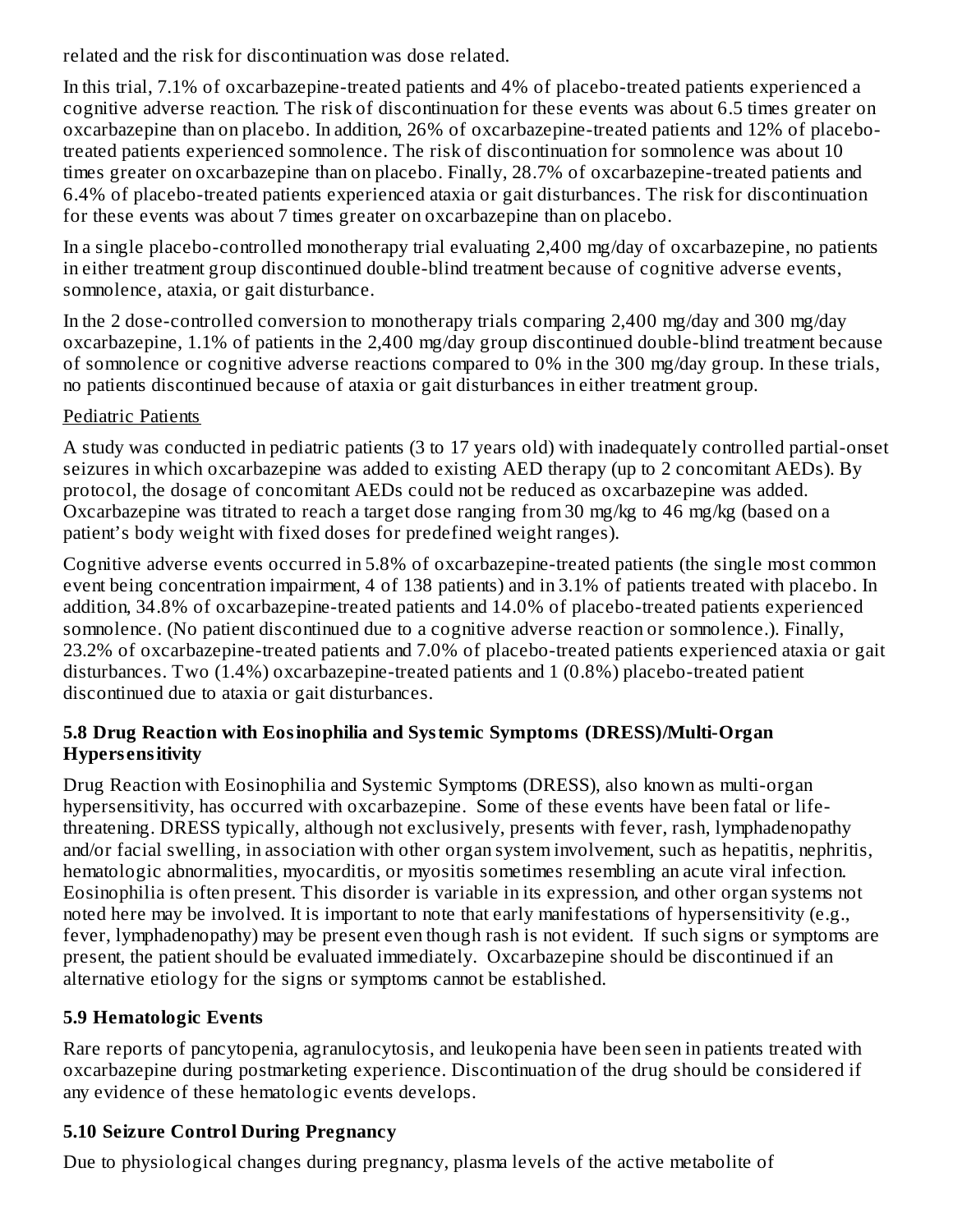related and the risk for discontinuation was dose related.

In this trial, 7.1% of oxcarbazepine-treated patients and 4% of placebo-treated patients experienced a cognitive adverse reaction. The risk of discontinuation for these events was about 6.5 times greater on oxcarbazepine than on placebo. In addition, 26% of oxcarbazepine-treated patients and 12% of placebo-treated patients experienced somnolence. The risk of discontinuation for somnolence was about 10 times greater on oxcarbazepine than on placebo. Finally, 28.7% of oxcarbazepine-treated patients and 6.4% of placebo-treated patients experienced ataxia or gait disturbances. The risk for discontinuation for these events was about 7 times greater on oxcarbazepine than on placebo.

In a single placebo-controlled monotherapy trial evaluating 2,400 mg/day of oxcarbazepine, no patients in either treatment group discontinued double-blind treatment because of cognitive adverse events, somnolence, ataxia, or gait disturbance.

In the 2 dose-controlled conversion to monotherapy trials comparing 2,400 mg/day and 300 mg/day oxcarbazepine, 1.1% of patients in the 2,400 mg/day group discontinued double-blind treatment because of somnolence or cognitive adverse reactions compared to 0% in the 300 mg/day group. In these trials, no patients discontinued because of ataxia or gait disturbances in either treatment group.

Pediatric Patients

A study was conducted in pediatric patients (3 to 17 years old) with inadequately controlled partial-onset seizures in which oxcarbazepine was added to existing AED therapy (up to 2 concomitant AEDs). By protocol, the dosage of concomitant AEDs could not be reduced as oxcarbazepine was added. Oxcarbazepine was titrated to reach a target dose ranging from 30 mg/kg to 46 mg/kg (based on a patient's body weight with fixed doses for predefined weight ranges).

Cognitive adverse events occurred in 5.8% of oxcarbazepine-treated patients (the single most common event being concentration impairment, 4 of 138 patients) and in 3.1% of patients treated with placebo. In addition, 34.8% of oxcarbazepine-treated patients and 14.0% of placebo-treated patients experienced somnolence. (No patient discontinued due to a cognitive adverse reaction or somnolence.). Finally, 23.2% of oxcarbazepine-treated patients and 7.0% of placebo-treated patients experienced ataxia or gait disturbances. Two (1.4%) oxcarbazepine-treated patients and 1 (0.8%) placebo-treated patient discontinued due to ataxia or gait disturbances.

### 5.8 Drug Reaction with Eosinophilia and Systemic Symptoms (DRESS)/Multi-Organ Hypersensitivity

Drug Reaction with Eosinophilia and Systemic Symptoms (DRESS), also known as multi-organ hypersensitivity, has occurred with oxcarbazepine. Some of these events have been fatal or life-threatening. DRESS typically, although not exclusively, presents with fever, rash, lymphadenopathy and/or facial swelling, in association with other organ system involvement, such as hepatitis, nephritis, hematologic abnormalities, myocarditis, or myositis sometimes resembling an acute viral infection. Eosinophilia is often present. This disorder is variable in its expression, and other organ systems not noted here may be involved. It is important to note that early manifestations of hypersensitivity (e.g., fever, lymphadenopathy) may be present even though rash is not evident. If such signs or symptoms are present, the patient should be evaluated immediately. Oxcarbazepine should be discontinued if an alternative etiology for the signs or symptoms cannot be established.

### 5.9 Hematologic Events

Rare reports of pancytopenia, agranulocytosis, and leukopenia have been seen in patients treated with oxcarbazepine during postmarketing experience. Discontinuation of the drug should be considered if any evidence of these hematologic events develops.

### 5.10 Seizure Control During Pregnancy

Due to physiological changes during pregnancy, plasma levels of the active metabolite of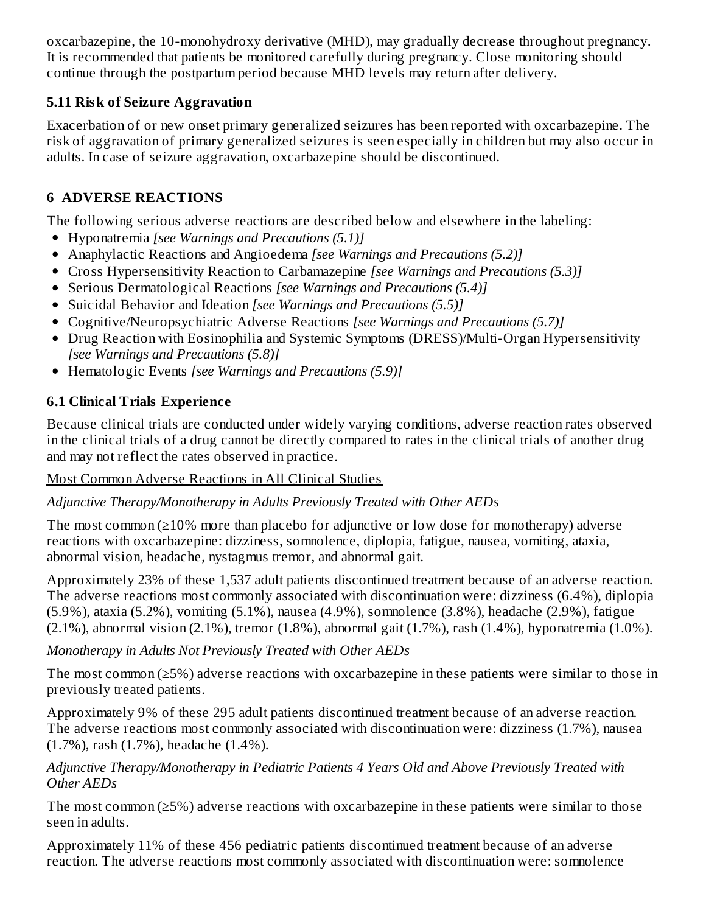oxcarbazepine, the 10-monohydroxy derivative (MHD), may gradually decrease throughout pregnancy. It is recommended that patients be monitored carefully during pregnancy. Close monitoring should continue through the postpartum period because MHD levels may return after delivery.

### 5.11 Risk of Seizure Aggravation

Exacerbation of or new onset primary generalized seizures has been reported with oxcarbazepine. The risk of aggravation of primary generalized seizures is seen especially in children but may also occur in adults. In case of seizure aggravation, oxcarbazepine should be discontinued.

## 6 ADVERSE REACTIONS

The following serious adverse reactions are described below and elsewhere in the labeling:

- Hyponatremia *[see Warnings and Precautions (5.1)]*
- Anaphylactic Reactions and Angioedema *[see Warnings and Precautions (5.2)]*
- Cross Hypersensitivity Reaction to Carbamazepine *[see Warnings and Precautions (5.3)]*
- Serious Dermatological Reactions *[see Warnings and Precautions (5.4)]*
- Suicidal Behavior and Ideation *[see Warnings and Precautions (5.5)]*
- Cognitive/Neuropsychiatric Adverse Reactions *[see Warnings and Precautions (5.7)]*
- Drug Reaction with Eosinophilia and Systemic Symptoms (DRESS)/Multi-Organ Hypersensitivity *[see Warnings and Precautions (5.8)]*
- Hematologic Events *[see Warnings and Precautions (5.9)]*

### 6.1 Clinical Trials Experience

Because clinical trials are conducted under widely varying conditions, adverse reaction rates observed in the clinical trials of a drug cannot be directly compared to rates in the clinical trials of another drug and may not reflect the rates observed in practice.

Most Common Adverse Reactions in All Clinical Studies

*Adjunctive Therapy/Monotherapy in Adults Previously Treated with Other AEDs*

The most common (≥10% more than placebo for adjunctive or low dose for monotherapy) adverse reactions with oxcarbazepine: dizziness, somnolence, diplopia, fatigue, nausea, vomiting, ataxia, abnormal vision, headache, nystagmus tremor, and abnormal gait.

Approximately 23% of these 1,537 adult patients discontinued treatment because of an adverse reaction. The adverse reactions most commonly associated with discontinuation were: dizziness (6.4%), diplopia (5.9%), ataxia (5.2%), vomiting (5.1%), nausea (4.9%), somnolence (3.8%), headache (2.9%), fatigue (2.1%), abnormal vision (2.1%), tremor (1.8%), abnormal gait (1.7%), rash (1.4%), hyponatremia (1.0%).

*Monotherapy in Adults Not Previously Treated with Other AEDs*

The most common (≥5%) adverse reactions with oxcarbazepine in these patients were similar to those in previously treated patients.

Approximately 9% of these 295 adult patients discontinued treatment because of an adverse reaction. The adverse reactions most commonly associated with discontinuation were: dizziness (1.7%), nausea (1.7%), rash (1.7%), headache (1.4%).

*Adjunctive Therapy/Monotherapy in Pediatric Patients 4 Years Old and Above Previously Treated with Other AEDs*

The most common (≥5%) adverse reactions with oxcarbazepine in these patients were similar to those seen in adults.

Approximately 11% of these 456 pediatric patients discontinued treatment because of an adverse reaction. The adverse reactions most commonly associated with discontinuation were: somnolence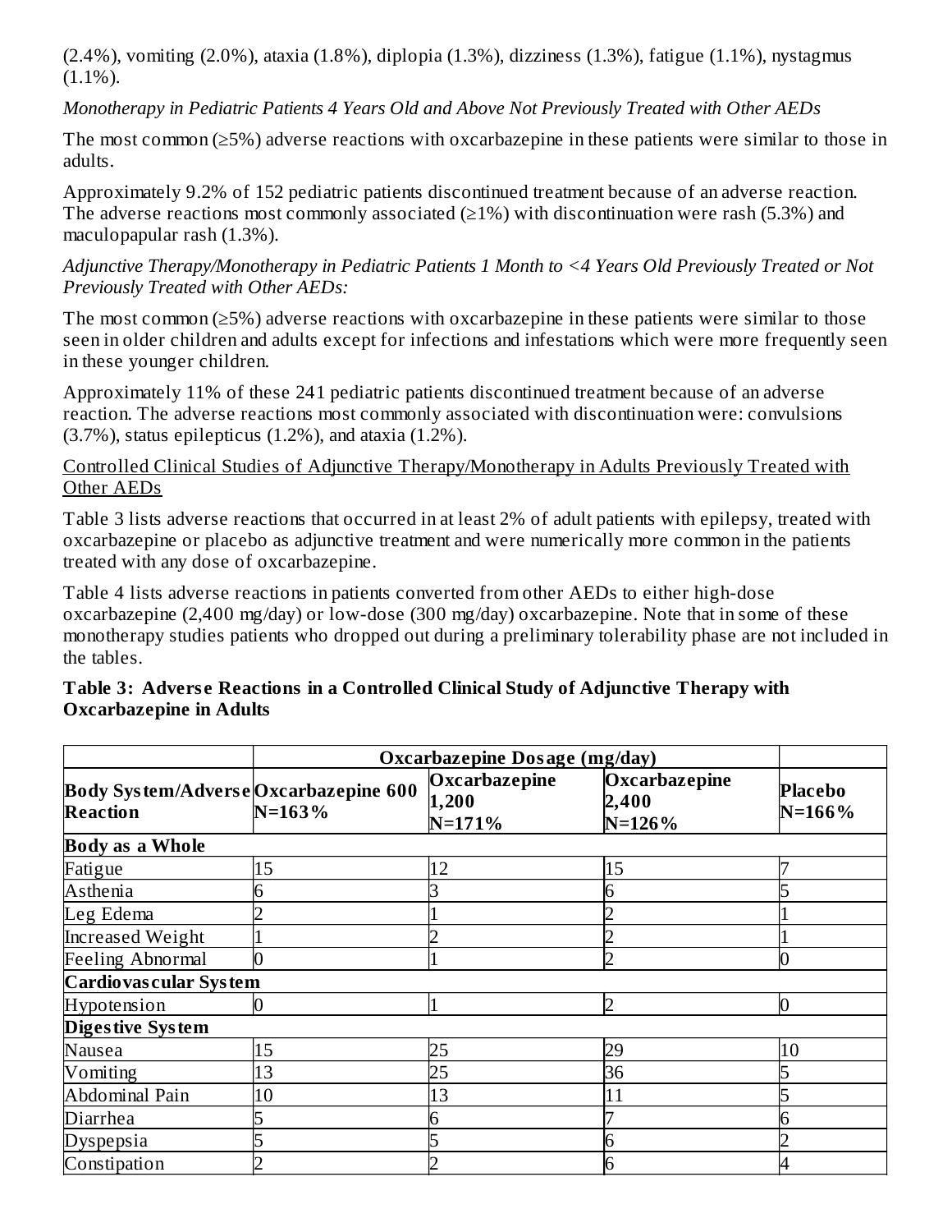(2.4%), vomiting (2.0%), ataxia (1.8%), diplopia (1.3%), dizziness (1.3%), fatigue (1.1%), nystagmus (1.1%).

*Monotherapy in Pediatric Patients 4 Years Old and Above Not Previously Treated with Other AEDs*

The most common (≥5%) adverse reactions with oxcarbazepine in these patients were similar to those in adults.

Approximately 9.2% of 152 pediatric patients discontinued treatment because of an adverse reaction. The adverse reactions most commonly associated (≥1%) with discontinuation were rash (5.3%) and maculopapular rash (1.3%).

*Adjunctive Therapy/Monotherapy in Pediatric Patients 1 Month to <4 Years Old Previously Treated or Not Previously Treated with Other AEDs:*

The most common (≥5%) adverse reactions with oxcarbazepine in these patients were similar to those seen in older children and adults except for infections and infestations which were more frequently seen in these younger children.

Approximately 11% of these 241 pediatric patients discontinued treatment because of an adverse reaction. The adverse reactions most commonly associated with discontinuation were: convulsions (3.7%), status epilepticus (1.2%), and ataxia (1.2%).

Controlled Clinical Studies of Adjunctive Therapy/Monotherapy in Adults Previously Treated with Other AEDs

Table 3 lists adverse reactions that occurred in at least 2% of adult patients with epilepsy, treated with oxcarbazepine or placebo as adjunctive treatment and were numerically more common in the patients treated with any dose of oxcarbazepine.

Table 4 lists adverse reactions in patients converted from other AEDs to either high-dose oxcarbazepine (2,400 mg/day) or low-dose (300 mg/day) oxcarbazepine. Note that in some of these monotherapy studies patients who dropped out during a preliminary tolerability phase are not included in the tables.

**Table 3: Adverse Reactions in a Controlled Clinical Study of Adjunctive Therapy with Oxcarbazepine in Adults**

| | **Oxcarbazepine Dosage (mg/day)** | | | |
|---|---|---|---|---|
| **Body System/Adverse Reaction** | **Oxcarbazepine 600 N=163%** | **Oxcarbazepine 1,200 N=171%** | **Oxcarbazepine 2,400 N=126%** | **Placebo N=166%** |
| **Body as a Whole** | | | | |
| Fatigue | 15 | 12 | 15 | 7 |
| Asthenia | 6 | 3 | 6 | 5 |
| Leg Edema | 2 | 1 | 2 | 1 |
| Increased Weight | 1 | 2 | 2 | 1 |
| Feeling Abnormal | 0 | 1 | 2 | 0 |
| **Cardiovascular System** | | | | |
| Hypotension | 0 | 1 | 2 | 0 |
| **Digestive System** | | | | |
| Nausea | 15 | 25 | 29 | 10 |
| Vomiting | 13 | 25 | 36 | 5 |
| Abdominal Pain | 10 | 13 | 11 | 5 |
| Diarrhea | 5 | 6 | 7 | 6 |
| Dyspepsia | 5 | 5 | 6 | 2 |
| Constipation | 2 | 2 | 6 | 4 |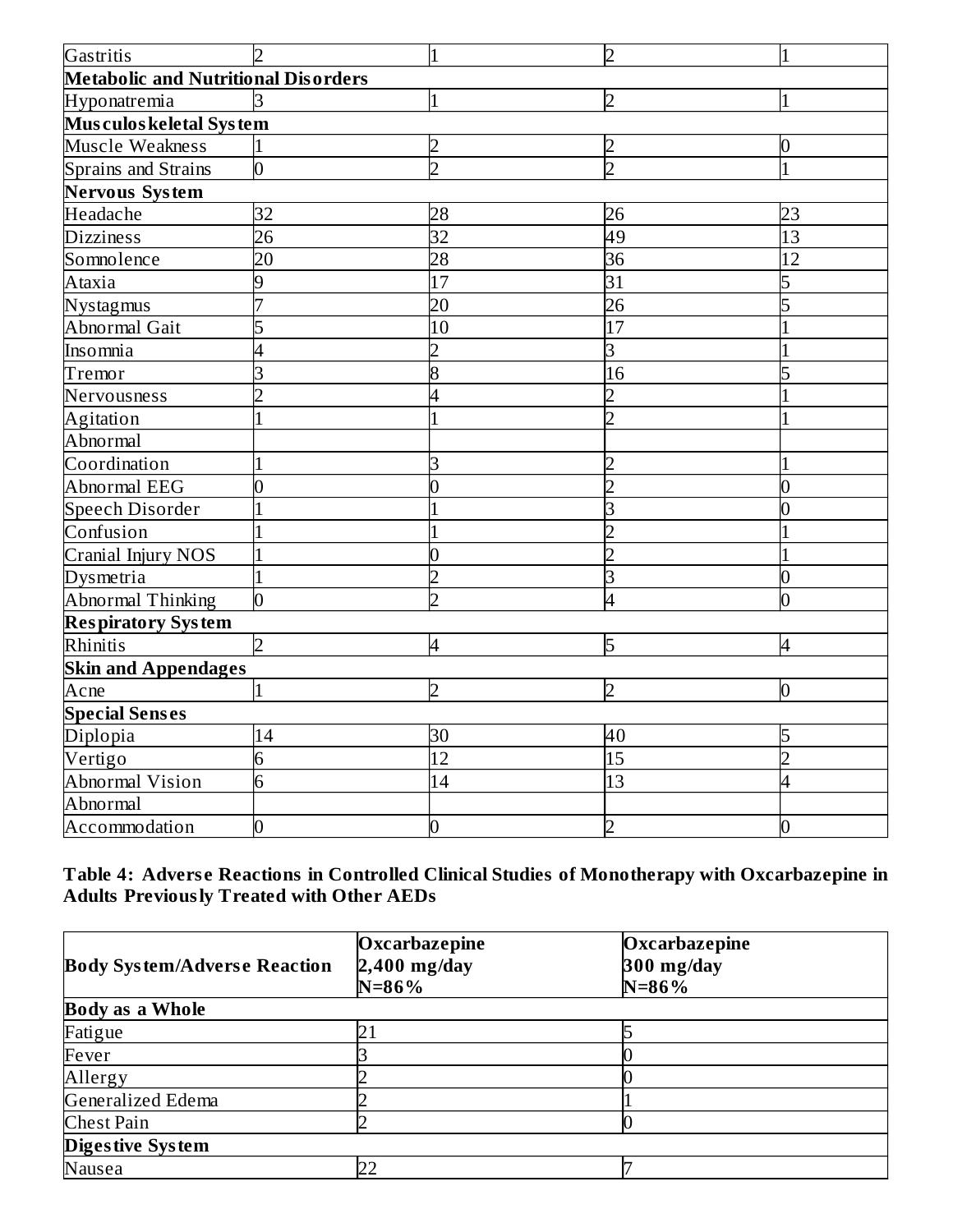| | | | | |
|---|---|---|---|---|
| Gastritis | 2 | 1 | 2 | 1 |
| **Metabolic and Nutritional Disorders** | | | | |
| Hyponatremia | 3 | 1 | 2 | 1 |
| **Musculoskeletal System** | | | | |
| Muscle Weakness | 1 | 2 | 2 | 0 |
| Sprains and Strains | 0 | 2 | 2 | 1 |
| **Nervous System** | | | | |
| Headache | 32 | 28 | 26 | 23 |
| Dizziness | 26 | 32 | 49 | 13 |
| Somnolence | 20 | 28 | 36 | 12 |
| Ataxia | 9 | 17 | 31 | 5 |
| Nystagmus | 7 | 20 | 26 | 5 |
| Abnormal Gait | 5 | 10 | 17 | 1 |
| Insomnia | 4 | 2 | 3 | 1 |
| Tremor | 3 | 8 | 16 | 5 |
| Nervousness | 2 | 4 | 2 | 1 |
| Agitation | 1 | 1 | 2 | 1 |
| Abnormal Coordination | 1 | 3 | 2 | 1 |
| Abnormal EEG | 0 | 0 | 2 | 0 |
| Speech Disorder | 1 | 1 | 3 | 0 |
| Confusion | 1 | 1 | 2 | 1 |
| Cranial Injury NOS | 1 | 0 | 2 | 1 |
| Dysmetria | 1 | 2 | 3 | 0 |
| Abnormal Thinking | 0 | 2 | 4 | 0 |
| **Respiratory System** | | | | |
| Rhinitis | 2 | 4 | 5 | 4 |
| **Skin and Appendages** | | | | |
| Acne | 1 | 2 | 2 | 0 |
| **Special Senses** | | | | |
| Diplopia | 14 | 30 | 40 | 5 |
| Vertigo | 6 | 12 | 15 | 2 |
| Abnormal Vision | 6 | 14 | 13 | 4 |
| Abnormal Accommodation | 0 | 0 | 2 | 0 |

**Table 4: Adverse Reactions in Controlled Clinical Studies of Monotherapy with Oxcarbazepine in Adults Previously Treated with Other AEDs**

| Body System/Adverse Reaction | Oxcarbazepine 2,400 mg/day N=86% | Oxcarbazepine 300 mg/day N=86% |
|---|---|---|
| **Body as a Whole** | | |
| Fatigue | 21 | 5 |
| Fever | 3 | 0 |
| Allergy | 2 | 0 |
| Generalized Edema | 2 | 1 |
| Chest Pain | 2 | 0 |
| **Digestive System** | | |
| Nausea | 22 | 7 |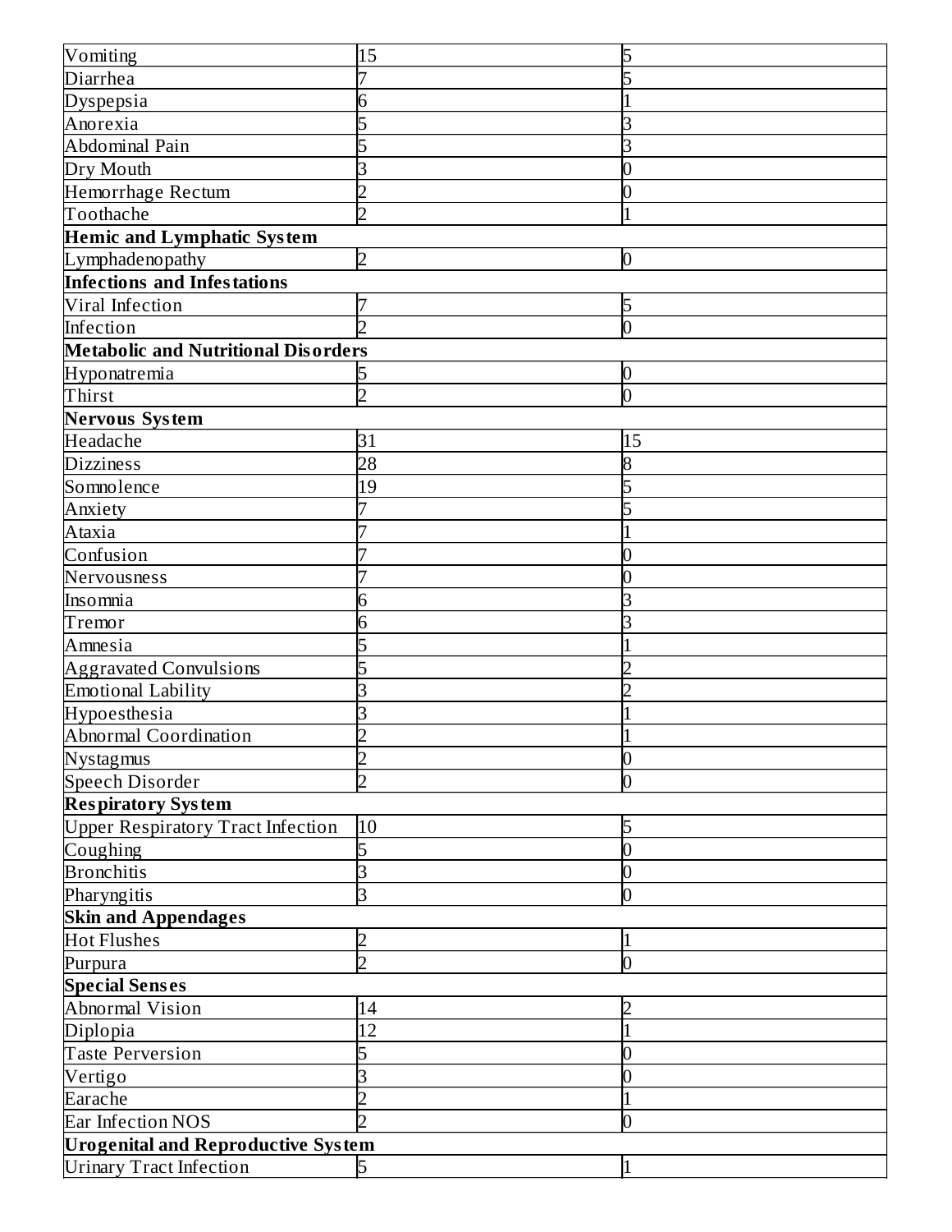| | | |
|---|---|---|
| Vomiting | 15 | 5 |
| Diarrhea | 7 | 5 |
| Dyspepsia | 6 | 1 |
| Anorexia | 5 | 3 |
| Abdominal Pain | 5 | 3 |
| Dry Mouth | 3 | 0 |
| Hemorrhage Rectum | 2 | 0 |
| Toothache | 2 | 1 |
| **Hemic and Lymphatic System** | | |
| Lymphadenopathy | 2 | 0 |
| **Infections and Infestations** | | |
| Viral Infection | 7 | 5 |
| Infection | 2 | 0 |
| **Metabolic and Nutritional Disorders** | | |
| Hyponatremia | 5 | 0 |
| Thirst | 2 | 0 |
| **Nervous System** | | |
| Headache | 31 | 15 |
| Dizziness | 28 | 8 |
| Somnolence | 19 | 5 |
| Anxiety | 7 | 5 |
| Ataxia | 7 | 1 |
| Confusion | 7 | 0 |
| Nervousness | 7 | 0 |
| Insomnia | 6 | 3 |
| Tremor | 6 | 3 |
| Amnesia | 5 | 1 |
| Aggravated Convulsions | 5 | 2 |
| Emotional Lability | 3 | 2 |
| Hypoesthesia | 3 | 1 |
| Abnormal Coordination | 2 | 1 |
| Nystagmus | 2 | 0 |
| Speech Disorder | 2 | 0 |
| **Respiratory System** | | |
| Upper Respiratory Tract Infection | 10 | 5 |
| Coughing | 5 | 0 |
| Bronchitis | 3 | 0 |
| Pharyngitis | 3 | 0 |
| **Skin and Appendages** | | |
| Hot Flushes | 2 | 1 |
| Purpura | 2 | 0 |
| **Special Senses** | | |
| Abnormal Vision | 14 | 2 |
| Diplopia | 12 | 1 |
| Taste Perversion | 5 | 0 |
| Vertigo | 3 | 0 |
| Earache | 2 | 1 |
| Ear Infection NOS | 2 | 0 |
| **Urogenital and Reproductive System** | | |
| Urinary Tract Infection | 5 | 1 |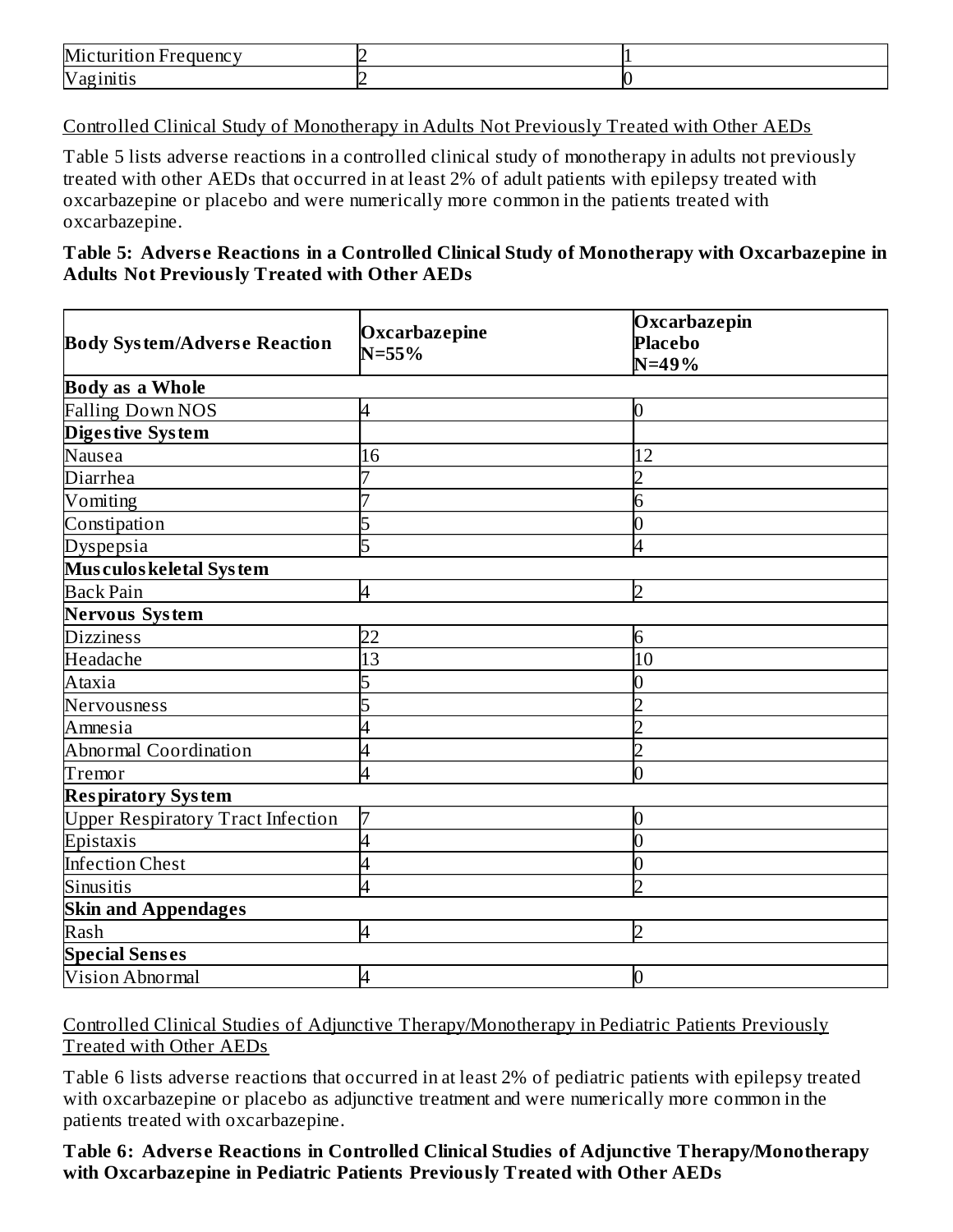| Micturition Frequency | 2 | 1 |
|---|---|---|
| Vaginitis | 2 | 0 |

Controlled Clinical Study of Monotherapy in Adults Not Previously Treated with Other AEDs

Table 5 lists adverse reactions in a controlled clinical study of monotherapy in adults not previously treated with other AEDs that occurred in at least 2% of adult patients with epilepsy treated with oxcarbazepine or placebo and were numerically more common in the patients treated with oxcarbazepine.

**Table 5: Adverse Reactions in a Controlled Clinical Study of Monotherapy with Oxcarbazepine in Adults Not Previously Treated with Other AEDs**

| Body System/Adverse Reaction | Oxcarbazepine N=55% | Oxcarbazepin Placebo N=49% |
|---|---|---|
| **Body as a Whole** | | |
| Falling Down NOS | 4 | 0 |
| **Digestive System** | | |
| Nausea | 16 | 12 |
| Diarrhea | 7 | 2 |
| Vomiting | 7 | 6 |
| Constipation | 5 | 0 |
| Dyspepsia | 5 | 4 |
| **Musculoskeletal System** | | |
| Back Pain | 4 | 2 |
| **Nervous System** | | |
| Dizziness | 22 | 6 |
| Headache | 13 | 10 |
| Ataxia | 5 | 0 |
| Nervousness | 5 | 2 |
| Amnesia | 4 | 2 |
| Abnormal Coordination | 4 | 2 |
| Tremor | 4 | 0 |
| **Respiratory System** | | |
| Upper Respiratory Tract Infection | 7 | 0 |
| Epistaxis | 4 | 0 |
| Infection Chest | 4 | 0 |
| Sinusitis | 4 | 2 |
| **Skin and Appendages** | | |
| Rash | 4 | 2 |
| **Special Senses** | | |
| Vision Abnormal | 4 | 0 |

Controlled Clinical Studies of Adjunctive Therapy/Monotherapy in Pediatric Patients Previously Treated with Other AEDs

Table 6 lists adverse reactions that occurred in at least 2% of pediatric patients with epilepsy treated with oxcarbazepine or placebo as adjunctive treatment and were numerically more common in the patients treated with oxcarbazepine.

**Table 6: Adverse Reactions in Controlled Clinical Studies of Adjunctive Therapy/Monotherapy with Oxcarbazepine in Pediatric Patients Previously Treated with Other AEDs**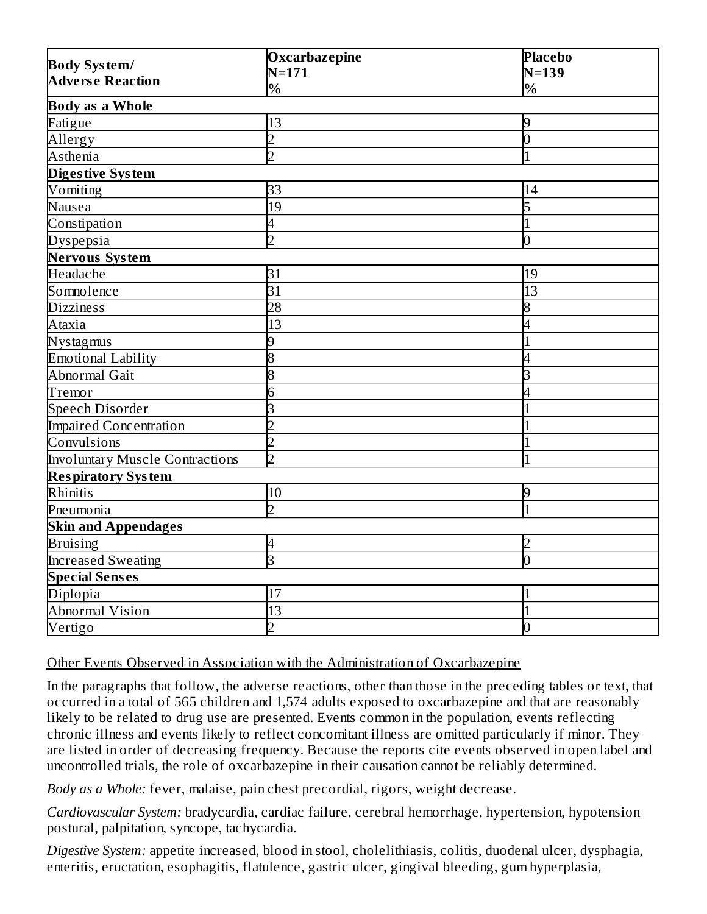| Body System/<br>Adverse Reaction | Oxcarbazepine<br>N=171<br>% | Placebo<br>N=139<br>% |
|---|---|---|
| **Body as a Whole** | | |
| Fatigue | 13 | 9 |
| Allergy | 2 | 0 |
| Asthenia | 2 | 1 |
| **Digestive System** | | |
| Vomiting | 33 | 14 |
| Nausea | 19 | 5 |
| Constipation | 4 | 1 |
| Dyspepsia | 2 | 0 |
| **Nervous System** | | |
| Headache | 31 | 19 |
| Somnolence | 31 | 13 |
| Dizziness | 28 | 8 |
| Ataxia | 13 | 4 |
| Nystagmus | 9 | 1 |
| Emotional Lability | 8 | 4 |
| Abnormal Gait | 8 | 3 |
| Tremor | 6 | 4 |
| Speech Disorder | 3 | 1 |
| Impaired Concentration | 2 | 1 |
| Convulsions | 2 | 1 |
| Involuntary Muscle Contractions | 2 | 1 |
| **Respiratory System** | | |
| Rhinitis | 10 | 9 |
| Pneumonia | 2 | 1 |
| **Skin and Appendages** | | |
| Bruising | 4 | 2 |
| Increased Sweating | 3 | 0 |
| **Special Senses** | | |
| Diplopia | 17 | 1 |
| Abnormal Vision | 13 | 1 |
| Vertigo | 2 | 0 |

Other Events Observed in Association with the Administration of Oxcarbazepine

In the paragraphs that follow, the adverse reactions, other than those in the preceding tables or text, that occurred in a total of 565 children and 1,574 adults exposed to oxcarbazepine and that are reasonably likely to be related to drug use are presented. Events common in the population, events reflecting chronic illness and events likely to reflect concomitant illness are omitted particularly if minor. They are listed in order of decreasing frequency. Because the reports cite events observed in open label and uncontrolled trials, the role of oxcarbazepine in their causation cannot be reliably determined.

*Body as a Whole:* fever, malaise, pain chest precordial, rigors, weight decrease.

*Cardiovascular System:* bradycardia, cardiac failure, cerebral hemorrhage, hypertension, hypotension postural, palpitation, syncope, tachycardia.

*Digestive System:* appetite increased, blood in stool, cholelithiasis, colitis, duodenal ulcer, dysphagia, enteritis, eructation, esophagitis, flatulence, gastric ulcer, gingival bleeding, gum hyperplasia,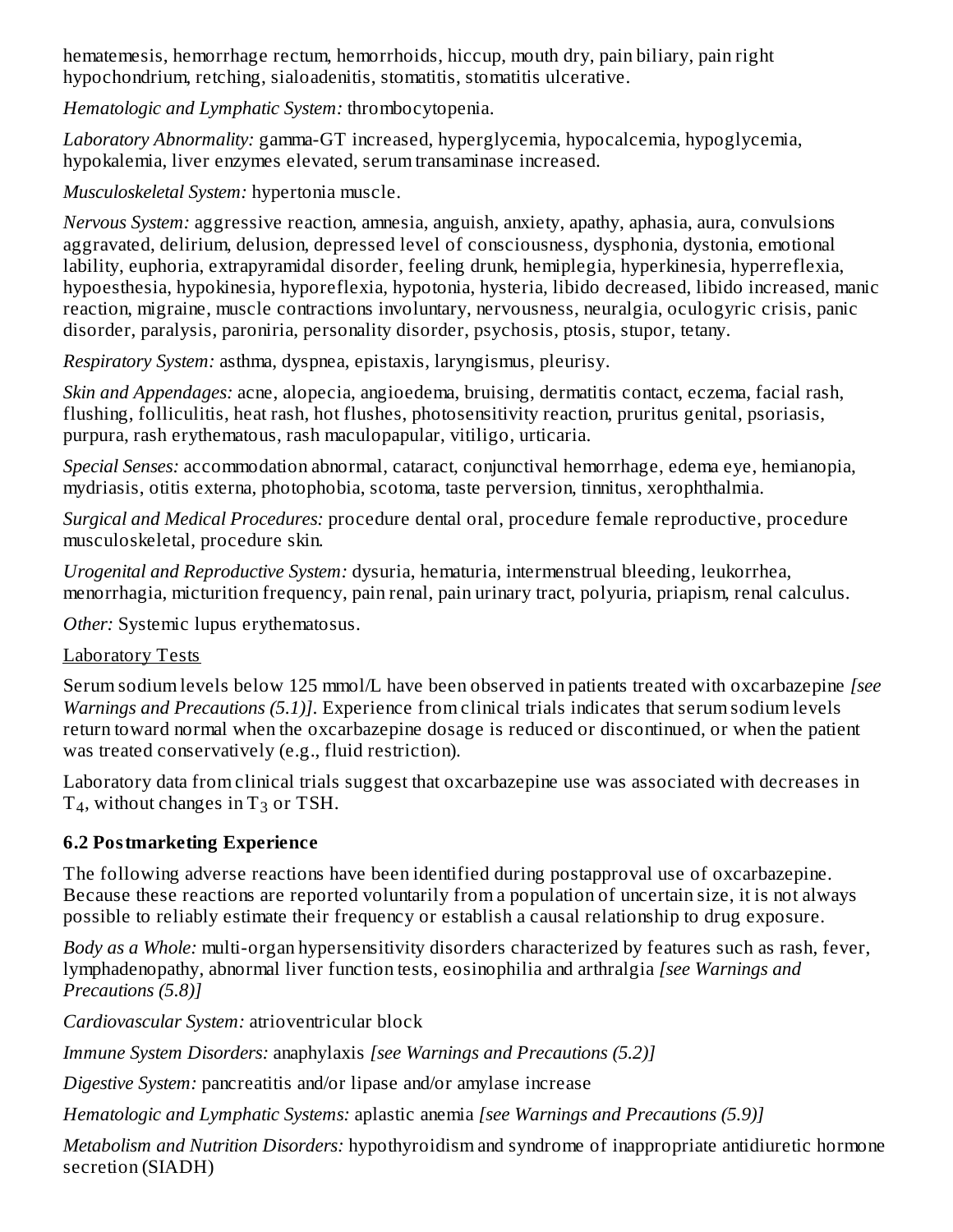hematemesis, hemorrhage rectum, hemorrhoids, hiccup, mouth dry, pain biliary, pain right hypochondrium, retching, sialoadenitis, stomatitis, stomatitis ulcerative.

*Hematologic and Lymphatic System:* thrombocytopenia.

*Laboratory Abnormality:* gamma-GT increased, hyperglycemia, hypocalcemia, hypoglycemia, hypokalemia, liver enzymes elevated, serum transaminase increased.

*Musculoskeletal System:* hypertonia muscle.

*Nervous System:* aggressive reaction, amnesia, anguish, anxiety, apathy, aphasia, aura, convulsions aggravated, delirium, delusion, depressed level of consciousness, dysphonia, dystonia, emotional lability, euphoria, extrapyramidal disorder, feeling drunk, hemiplegia, hyperkinesia, hyperreflexia, hypoesthesia, hypokinesia, hyporeflexia, hypotonia, hysteria, libido decreased, libido increased, manic reaction, migraine, muscle contractions involuntary, nervousness, neuralgia, oculogyric crisis, panic disorder, paralysis, paroniria, personality disorder, psychosis, ptosis, stupor, tetany.

*Respiratory System:* asthma, dyspnea, epistaxis, laryngismus, pleurisy.

*Skin and Appendages:* acne, alopecia, angioedema, bruising, dermatitis contact, eczema, facial rash, flushing, folliculitis, heat rash, hot flushes, photosensitivity reaction, pruritus genital, psoriasis, purpura, rash erythematous, rash maculopapular, vitiligo, urticaria.

*Special Senses:* accommodation abnormal, cataract, conjunctival hemorrhage, edema eye, hemianopia, mydriasis, otitis externa, photophobia, scotoma, taste perversion, tinnitus, xerophthalmia.

*Surgical and Medical Procedures:* procedure dental oral, procedure female reproductive, procedure musculoskeletal, procedure skin.

*Urogenital and Reproductive System:* dysuria, hematuria, intermenstrual bleeding, leukorrhea, menorrhagia, micturition frequency, pain renal, pain urinary tract, polyuria, priapism, renal calculus.

*Other:* Systemic lupus erythematosus.

Laboratory Tests

Serum sodium levels below 125 mmol/L have been observed in patients treated with oxcarbazepine *[see Warnings and Precautions (5.1)]*. Experience from clinical trials indicates that serum sodium levels return toward normal when the oxcarbazepine dosage is reduced or discontinued, or when the patient was treated conservatively (e.g., fluid restriction).

Laboratory data from clinical trials suggest that oxcarbazepine use was associated with decreases in $T_4$, without changes in $T_3$ or TSH.

### 6.2 Postmarketing Experience

The following adverse reactions have been identified during postapproval use of oxcarbazepine. Because these reactions are reported voluntarily from a population of uncertain size, it is not always possible to reliably estimate their frequency or establish a causal relationship to drug exposure.

*Body as a Whole:* multi-organ hypersensitivity disorders characterized by features such as rash, fever, lymphadenopathy, abnormal liver function tests, eosinophilia and arthralgia *[see Warnings and Precautions (5.8)]*

*Cardiovascular System:* atrioventricular block

*Immune System Disorders:* anaphylaxis *[see Warnings and Precautions (5.2)]*

*Digestive System:* pancreatitis and/or lipase and/or amylase increase

*Hematologic and Lymphatic Systems:* aplastic anemia *[see Warnings and Precautions (5.9)]*

*Metabolism and Nutrition Disorders:* hypothyroidism and syndrome of inappropriate antidiuretic hormone secretion (SIADH)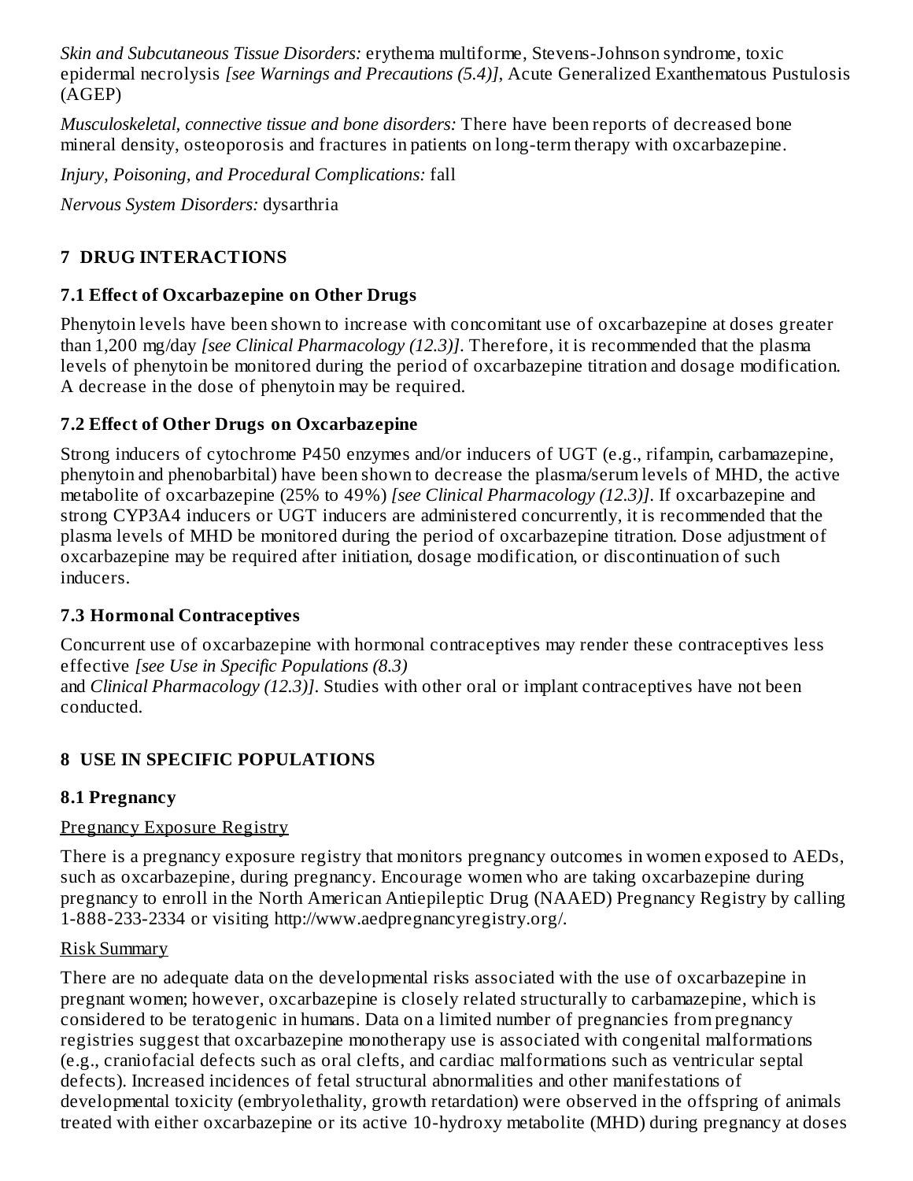*Skin and Subcutaneous Tissue Disorders:* erythema multiforme, Stevens-Johnson syndrome, toxic epidermal necrolysis *[see Warnings and Precautions (5.4)]*, Acute Generalized Exanthematous Pustulosis (AGEP)

*Musculoskeletal, connective tissue and bone disorders:* There have been reports of decreased bone mineral density, osteoporosis and fractures in patients on long-term therapy with oxcarbazepine.

*Injury, Poisoning, and Procedural Complications:* fall

*Nervous System Disorders:* dysarthria

## 7 DRUG INTERACTIONS

### 7.1 Effect of Oxcarbazepine on Other Drugs

Phenytoin levels have been shown to increase with concomitant use of oxcarbazepine at doses greater than 1,200 mg/day *[see Clinical Pharmacology (12.3)]*. Therefore, it is recommended that the plasma levels of phenytoin be monitored during the period of oxcarbazepine titration and dosage modification. A decrease in the dose of phenytoin may be required.

### 7.2 Effect of Other Drugs on Oxcarbazepine

Strong inducers of cytochrome P450 enzymes and/or inducers of UGT (e.g., rifampin, carbamazepine, phenytoin and phenobarbital) have been shown to decrease the plasma/serum levels of MHD, the active metabolite of oxcarbazepine (25% to 49%) *[see Clinical Pharmacology (12.3)]*. If oxcarbazepine and strong CYP3A4 inducers or UGT inducers are administered concurrently, it is recommended that the plasma levels of MHD be monitored during the period of oxcarbazepine titration. Dose adjustment of oxcarbazepine may be required after initiation, dosage modification, or discontinuation of such inducers.

### 7.3 Hormonal Contraceptives

Concurrent use of oxcarbazepine with hormonal contraceptives may render these contraceptives less effective *[see Use in Specific Populations (8.3)* and *Clinical Pharmacology (12.3)]*. Studies with other oral or implant contraceptives have not been conducted.

## 8 USE IN SPECIFIC POPULATIONS

### 8.1 Pregnancy

Pregnancy Exposure Registry

There is a pregnancy exposure registry that monitors pregnancy outcomes in women exposed to AEDs, such as oxcarbazepine, during pregnancy. Encourage women who are taking oxcarbazepine during pregnancy to enroll in the North American Antiepileptic Drug (NAAED) Pregnancy Registry by calling 1-888-233-2334 or visiting http://www.aedpregnancyregistry.org/.

Risk Summary

There are no adequate data on the developmental risks associated with the use of oxcarbazepine in pregnant women; however, oxcarbazepine is closely related structurally to carbamazepine, which is considered to be teratogenic in humans. Data on a limited number of pregnancies from pregnancy registries suggest that oxcarbazepine monotherapy use is associated with congenital malformations (e.g., craniofacial defects such as oral clefts, and cardiac malformations such as ventricular septal defects). Increased incidences of fetal structural abnormalities and other manifestations of developmental toxicity (embryolethality, growth retardation) were observed in the offspring of animals treated with either oxcarbazepine or its active 10-hydroxy metabolite (MHD) during pregnancy at doses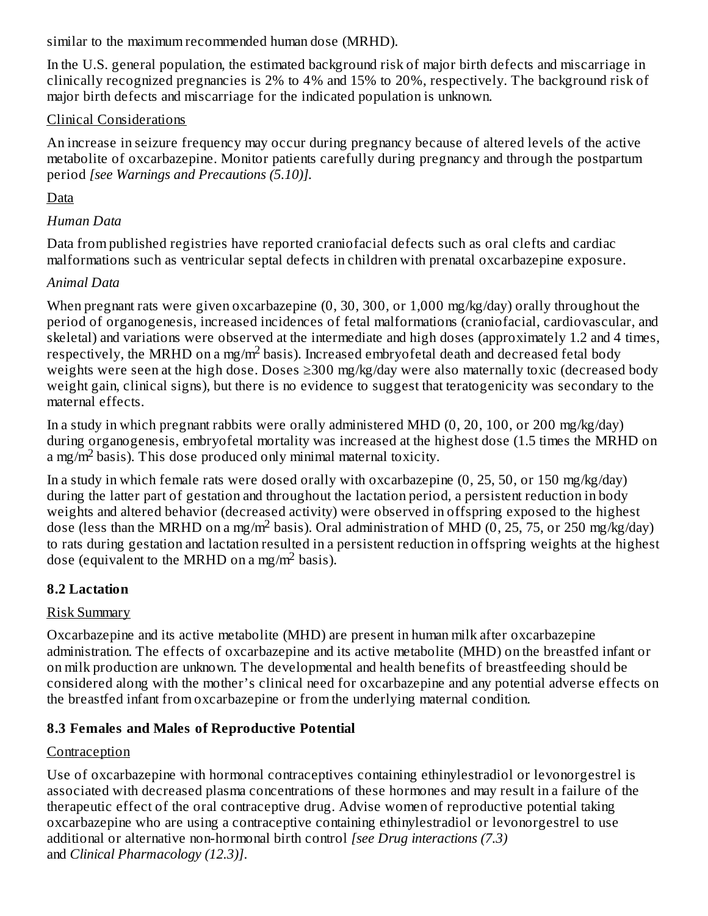similar to the maximum recommended human dose (MRHD).

In the U.S. general population, the estimated background risk of major birth defects and miscarriage in clinically recognized pregnancies is 2% to 4% and 15% to 20%, respectively. The background risk of major birth defects and miscarriage for the indicated population is unknown.

Clinical Considerations

An increase in seizure frequency may occur during pregnancy because of altered levels of the active metabolite of oxcarbazepine. Monitor patients carefully during pregnancy and through the postpartum period *[see Warnings and Precautions (5.10)]*.

Data

*Human Data*

Data from published registries have reported craniofacial defects such as oral clefts and cardiac malformations such as ventricular septal defects in children with prenatal oxcarbazepine exposure.

*Animal Data*

When pregnant rats were given oxcarbazepine (0, 30, 300, or 1,000 mg/kg/day) orally throughout the period of organogenesis, increased incidences of fetal malformations (craniofacial, cardiovascular, and skeletal) and variations were observed at the intermediate and high doses (approximately 1.2 and 4 times, respectively, the MRHD on a mg/m$^2$ basis). Increased embryofetal death and decreased fetal body weights were seen at the high dose. Doses ≥300 mg/kg/day were also maternally toxic (decreased body weight gain, clinical signs), but there is no evidence to suggest that teratogenicity was secondary to the maternal effects.

In a study in which pregnant rabbits were orally administered MHD (0, 20, 100, or 200 mg/kg/day) during organogenesis, embryofetal mortality was increased at the highest dose (1.5 times the MRHD on a mg/m$^2$ basis). This dose produced only minimal maternal toxicity.

In a study in which female rats were dosed orally with oxcarbazepine (0, 25, 50, or 150 mg/kg/day) during the latter part of gestation and throughout the lactation period, a persistent reduction in body weights and altered behavior (decreased activity) were observed in offspring exposed to the highest dose (less than the MRHD on a mg/m$^2$ basis). Oral administration of MHD (0, 25, 75, or 250 mg/kg/day) to rats during gestation and lactation resulted in a persistent reduction in offspring weights at the highest dose (equivalent to the MRHD on a mg/m$^2$ basis).

### 8.2 Lactation

Risk Summary

Oxcarbazepine and its active metabolite (MHD) are present in human milk after oxcarbazepine administration. The effects of oxcarbazepine and its active metabolite (MHD) on the breastfed infant or on milk production are unknown. The developmental and health benefits of breastfeeding should be considered along with the mother's clinical need for oxcarbazepine and any potential adverse effects on the breastfed infant from oxcarbazepine or from the underlying maternal condition.

### 8.3 Females and Males of Reproductive Potential

Contraception

Use of oxcarbazepine with hormonal contraceptives containing ethinylestradiol or levonorgestrel is associated with decreased plasma concentrations of these hormones and may result in a failure of the therapeutic effect of the oral contraceptive drug. Advise women of reproductive potential taking oxcarbazepine who are using a contraceptive containing ethinylestradiol or levonorgestrel to use additional or alternative non-hormonal birth control *[see Drug interactions (7.3)* and *Clinical Pharmacology (12.3)]*.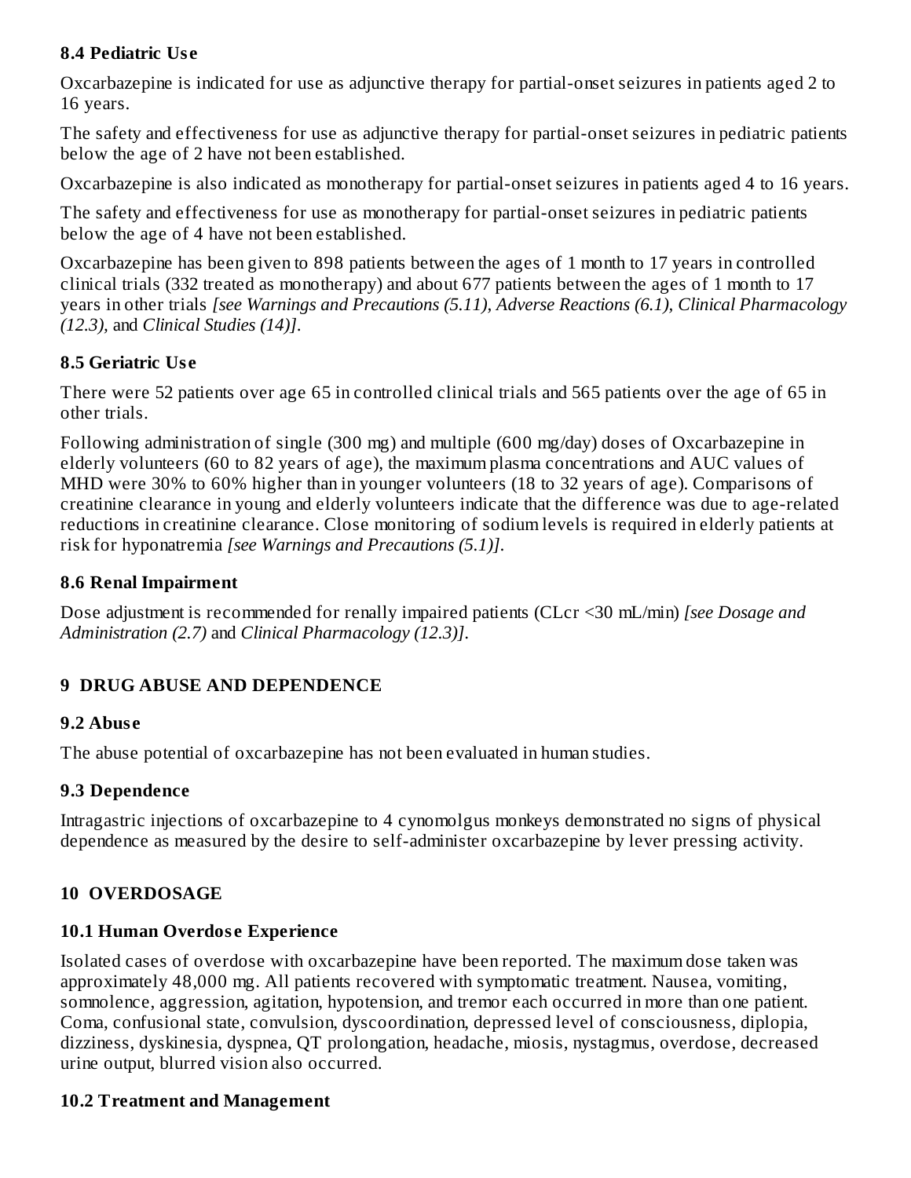### 8.4 Pediatric Use

Oxcarbazepine is indicated for use as adjunctive therapy for partial-onset seizures in patients aged 2 to 16 years.

The safety and effectiveness for use as adjunctive therapy for partial-onset seizures in pediatric patients below the age of 2 have not been established.

Oxcarbazepine is also indicated as monotherapy for partial-onset seizures in patients aged 4 to 16 years.

The safety and effectiveness for use as monotherapy for partial-onset seizures in pediatric patients below the age of 4 have not been established.

Oxcarbazepine has been given to 898 patients between the ages of 1 month to 17 years in controlled clinical trials (332 treated as monotherapy) and about 677 patients between the ages of 1 month to 17 years in other trials *[see Warnings and Precautions (5.11), Adverse Reactions (6.1), Clinical Pharmacology (12.3),* and *Clinical Studies (14)]*.

### 8.5 Geriatric Use

There were 52 patients over age 65 in controlled clinical trials and 565 patients over the age of 65 in other trials.

Following administration of single (300 mg) and multiple (600 mg/day) doses of Oxcarbazepine in elderly volunteers (60 to 82 years of age), the maximum plasma concentrations and AUC values of MHD were 30% to 60% higher than in younger volunteers (18 to 32 years of age). Comparisons of creatinine clearance in young and elderly volunteers indicate that the difference was due to age-related reductions in creatinine clearance. Close monitoring of sodium levels is required in elderly patients at risk for hyponatremia *[see Warnings and Precautions (5.1)]*.

### 8.6 Renal Impairment

Dose adjustment is recommended for renally impaired patients (CLcr <30 mL/min) *[see Dosage and Administration (2.7)* and *Clinical Pharmacology (12.3)]*.

## 9 DRUG ABUSE AND DEPENDENCE

### 9.2 Abuse

The abuse potential of oxcarbazepine has not been evaluated in human studies.

### 9.3 Dependence

Intragastric injections of oxcarbazepine to 4 cynomolgus monkeys demonstrated no signs of physical dependence as measured by the desire to self-administer oxcarbazepine by lever pressing activity.

## 10 OVERDOSAGE

### 10.1 Human Overdose Experience

Isolated cases of overdose with oxcarbazepine have been reported. The maximum dose taken was approximately 48,000 mg. All patients recovered with symptomatic treatment. Nausea, vomiting, somnolence, aggression, agitation, hypotension, and tremor each occurred in more than one patient. Coma, confusional state, convulsion, dyscoordination, depressed level of consciousness, diplopia, dizziness, dyskinesia, dyspnea, QT prolongation, headache, miosis, nystagmus, overdose, decreased urine output, blurred vision also occurred.

### 10.2 Treatment and Management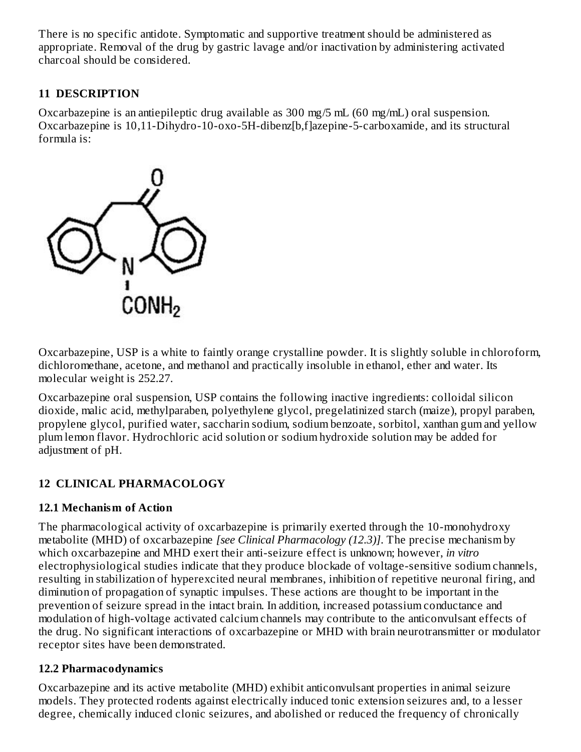There is no specific antidote. Symptomatic and supportive treatment should be administered as appropriate. Removal of the drug by gastric lavage and/or inactivation by administering activated charcoal should be considered.

## 11 DESCRIPTION

Oxcarbazepine is an antiepileptic drug available as 300 mg/5 mL (60 mg/mL) oral suspension. Oxcarbazepine is 10,11-Dihydro-10-oxo-5H-dibenz[b,f]azepine-5-carboxamide, and its structural formula is:

Oxcarbazepine, USP is a white to faintly orange crystalline powder. It is slightly soluble in chloroform, dichloromethane, acetone, and methanol and practically insoluble in ethanol, ether and water. Its molecular weight is 252.27.

Oxcarbazepine oral suspension, USP contains the following inactive ingredients: colloidal silicon dioxide, malic acid, methylparaben, polyethylene glycol, pregelatinized starch (maize), propyl paraben, propylene glycol, purified water, saccharin sodium, sodium benzoate, sorbitol, xanthan gum and yellow plum lemon flavor. Hydrochloric acid solution or sodium hydroxide solution may be added for adjustment of pH.

## 12 CLINICAL PHARMACOLOGY

### 12.1 Mechanism of Action

The pharmacological activity of oxcarbazepine is primarily exerted through the 10-monohydroxy metabolite (MHD) of oxcarbazepine *[see Clinical Pharmacology (12.3)]*. The precise mechanism by which oxcarbazepine and MHD exert their anti-seizure effect is unknown; however, *in vitro* electrophysiological studies indicate that they produce blockade of voltage-sensitive sodium channels, resulting in stabilization of hyperexcited neural membranes, inhibition of repetitive neuronal firing, and diminution of propagation of synaptic impulses. These actions are thought to be important in the prevention of seizure spread in the intact brain. In addition, increased potassium conductance and modulation of high-voltage activated calcium channels may contribute to the anticonvulsant effects of the drug. No significant interactions of oxcarbazepine or MHD with brain neurotransmitter or modulator receptor sites have been demonstrated.

### 12.2 Pharmacodynamics

Oxcarbazepine and its active metabolite (MHD) exhibit anticonvulsant properties in animal seizure models. They protected rodents against electrically induced tonic extension seizures and, to a lesser degree, chemically induced clonic seizures, and abolished or reduced the frequency of chronically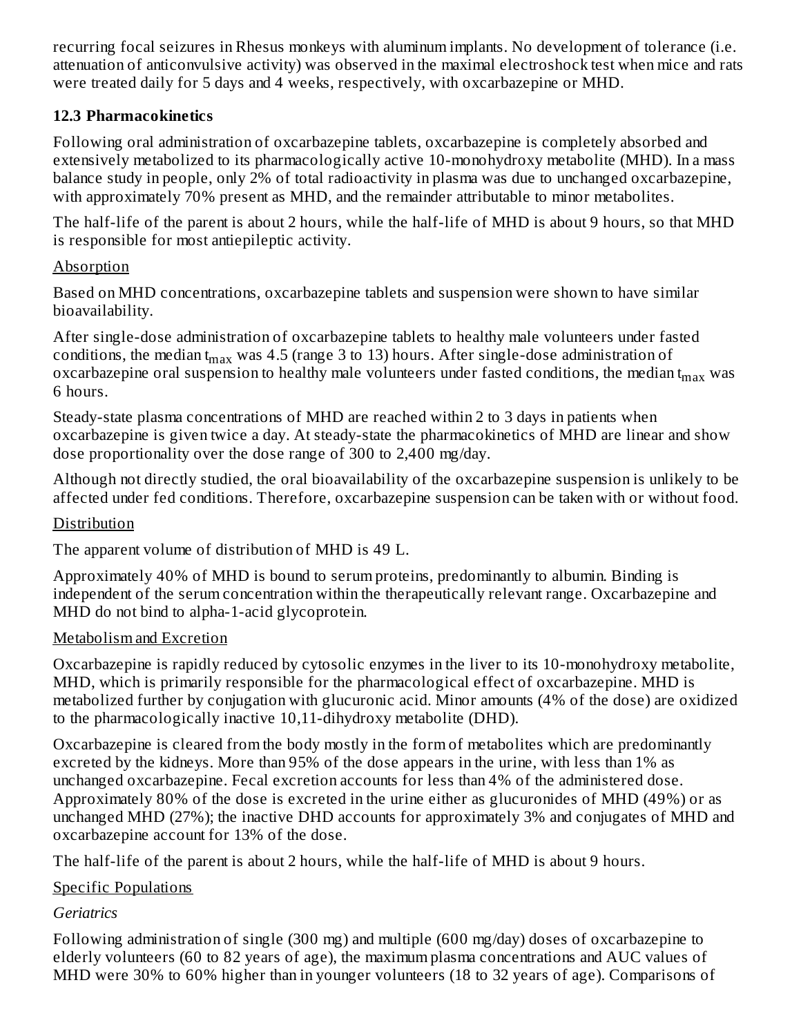recurring focal seizures in Rhesus monkeys with aluminum implants. No development of tolerance (i.e. attenuation of anticonvulsive activity) was observed in the maximal electroshock test when mice and rats were treated daily for 5 days and 4 weeks, respectively, with oxcarbazepine or MHD.

### 12.3 Pharmacokinetics

Following oral administration of oxcarbazepine tablets, oxcarbazepine is completely absorbed and extensively metabolized to its pharmacologically active 10-monohydroxy metabolite (MHD). In a mass balance study in people, only 2% of total radioactivity in plasma was due to unchanged oxcarbazepine, with approximately 70% present as MHD, and the remainder attributable to minor metabolites.

The half-life of the parent is about 2 hours, while the half-life of MHD is about 9 hours, so that MHD is responsible for most antiepileptic activity.

Absorption

Based on MHD concentrations, oxcarbazepine tablets and suspension were shown to have similar bioavailability.

After single-dose administration of oxcarbazepine tablets to healthy male volunteers under fasted conditions, the median $t_{max}$ was 4.5 (range 3 to 13) hours. After single-dose administration of oxcarbazepine oral suspension to healthy male volunteers under fasted conditions, the median $t_{max}$ was 6 hours.

Steady-state plasma concentrations of MHD are reached within 2 to 3 days in patients when oxcarbazepine is given twice a day. At steady-state the pharmacokinetics of MHD are linear and show dose proportionality over the dose range of 300 to 2,400 mg/day.

Although not directly studied, the oral bioavailability of the oxcarbazepine suspension is unlikely to be affected under fed conditions. Therefore, oxcarbazepine suspension can be taken with or without food.

Distribution

The apparent volume of distribution of MHD is 49 L.

Approximately 40% of MHD is bound to serum proteins, predominantly to albumin. Binding is independent of the serum concentration within the therapeutically relevant range. Oxcarbazepine and MHD do not bind to alpha-1-acid glycoprotein.

Metabolism and Excretion

Oxcarbazepine is rapidly reduced by cytosolic enzymes in the liver to its 10-monohydroxy metabolite, MHD, which is primarily responsible for the pharmacological effect of oxcarbazepine. MHD is metabolized further by conjugation with glucuronic acid. Minor amounts (4% of the dose) are oxidized to the pharmacologically inactive 10,11-dihydroxy metabolite (DHD).

Oxcarbazepine is cleared from the body mostly in the form of metabolites which are predominantly excreted by the kidneys. More than 95% of the dose appears in the urine, with less than 1% as unchanged oxcarbazepine. Fecal excretion accounts for less than 4% of the administered dose. Approximately 80% of the dose is excreted in the urine either as glucuronides of MHD (49%) or as unchanged MHD (27%); the inactive DHD accounts for approximately 3% and conjugates of MHD and oxcarbazepine account for 13% of the dose.

The half-life of the parent is about 2 hours, while the half-life of MHD is about 9 hours.

Specific Populations

*Geriatrics*

Following administration of single (300 mg) and multiple (600 mg/day) doses of oxcarbazepine to elderly volunteers (60 to 82 years of age), the maximum plasma concentrations and AUC values of MHD were 30% to 60% higher than in younger volunteers (18 to 32 years of age). Comparisons of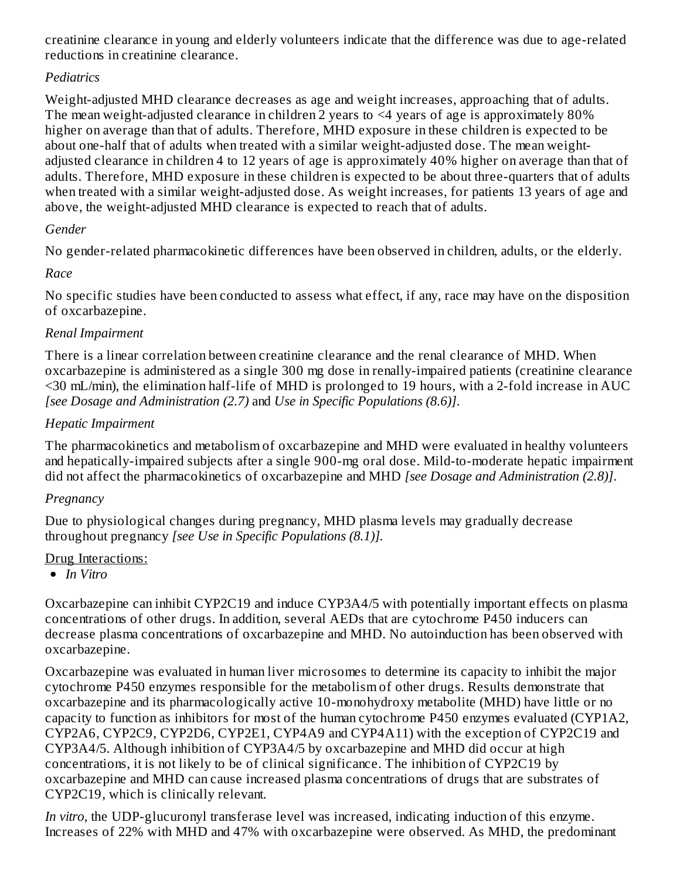creatinine clearance in young and elderly volunteers indicate that the difference was due to age-related reductions in creatinine clearance.

*Pediatrics*

Weight-adjusted MHD clearance decreases as age and weight increases, approaching that of adults. The mean weight-adjusted clearance in children 2 years to <4 years of age is approximately 80% higher on average than that of adults. Therefore, MHD exposure in these children is expected to be about one-half that of adults when treated with a similar weight-adjusted dose. The mean weight-adjusted clearance in children 4 to 12 years of age is approximately 40% higher on average than that of adults. Therefore, MHD exposure in these children is expected to be about three-quarters that of adults when treated with a similar weight-adjusted dose. As weight increases, for patients 13 years of age and above, the weight-adjusted MHD clearance is expected to reach that of adults.

*Gender*

No gender-related pharmacokinetic differences have been observed in children, adults, or the elderly.

*Race*

No specific studies have been conducted to assess what effect, if any, race may have on the disposition of oxcarbazepine.

*Renal Impairment*

There is a linear correlation between creatinine clearance and the renal clearance of MHD. When oxcarbazepine is administered as a single 300 mg dose in renally-impaired patients (creatinine clearance <30 mL/min), the elimination half-life of MHD is prolonged to 19 hours, with a 2-fold increase in AUC *[see Dosage and Administration (2.7)* and *Use in Specific Populations (8.6)]*.

*Hepatic Impairment*

The pharmacokinetics and metabolism of oxcarbazepine and MHD were evaluated in healthy volunteers and hepatically-impaired subjects after a single 900-mg oral dose. Mild-to-moderate hepatic impairment did not affect the pharmacokinetics of oxcarbazepine and MHD *[see Dosage and Administration (2.8)]*.

*Pregnancy*

Due to physiological changes during pregnancy, MHD plasma levels may gradually decrease throughout pregnancy *[see Use in Specific Populations (8.1)]*.

Drug Interactions:

- *In Vitro*

Oxcarbazepine can inhibit CYP2C19 and induce CYP3A4/5 with potentially important effects on plasma concentrations of other drugs. In addition, several AEDs that are cytochrome P450 inducers can decrease plasma concentrations of oxcarbazepine and MHD. No autoinduction has been observed with oxcarbazepine.

Oxcarbazepine was evaluated in human liver microsomes to determine its capacity to inhibit the major cytochrome P450 enzymes responsible for the metabolism of other drugs. Results demonstrate that oxcarbazepine and its pharmacologically active 10-monohydroxy metabolite (MHD) have little or no capacity to function as inhibitors for most of the human cytochrome P450 enzymes evaluated (CYP1A2, CYP2A6, CYP2C9, CYP2D6, CYP2E1, CYP4A9 and CYP4A11) with the exception of CYP2C19 and CYP3A4/5. Although inhibition of CYP3A4/5 by oxcarbazepine and MHD did occur at high concentrations, it is not likely to be of clinical significance. The inhibition of CYP2C19 by oxcarbazepine and MHD can cause increased plasma concentrations of drugs that are substrates of CYP2C19, which is clinically relevant.

*In vitro*, the UDP-glucuronyl transferase level was increased, indicating induction of this enzyme. Increases of 22% with MHD and 47% with oxcarbazepine were observed. As MHD, the predominant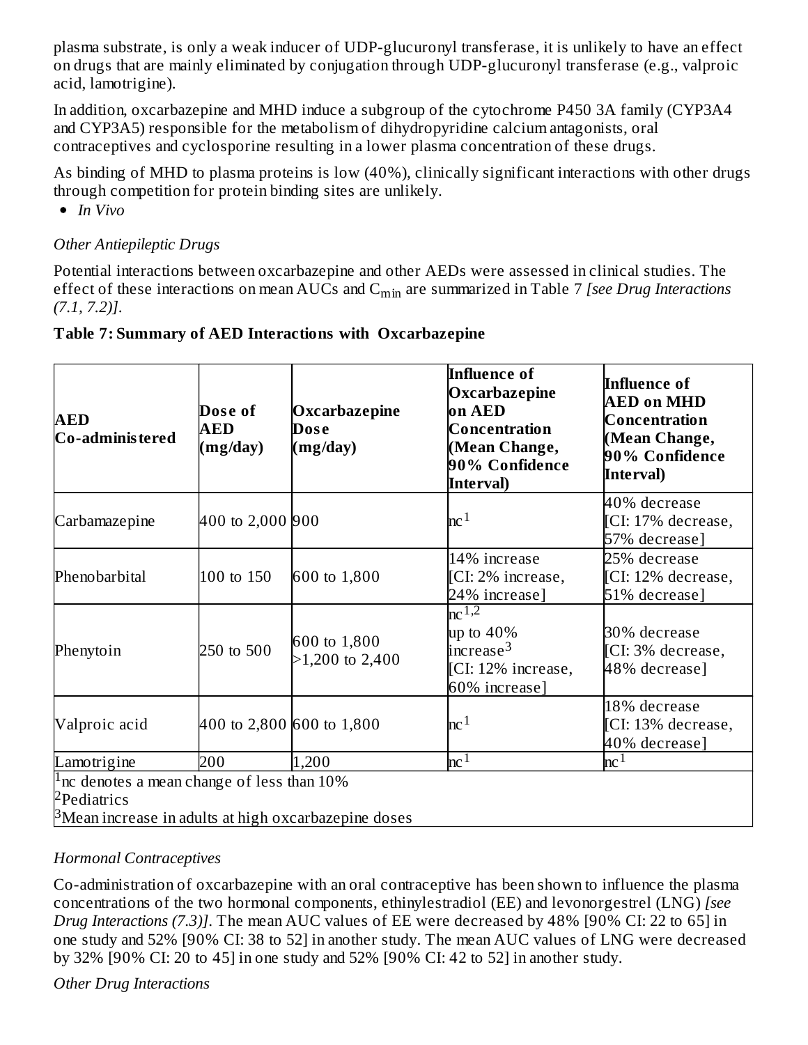plasma substrate, is only a weak inducer of UDP-glucuronyl transferase, it is unlikely to have an effect on drugs that are mainly eliminated by conjugation through UDP-glucuronyl transferase (e.g., valproic acid, lamotrigine).

In addition, oxcarbazepine and MHD induce a subgroup of the cytochrome P450 3A family (CYP3A4 and CYP3A5) responsible for the metabolism of dihydropyridine calcium antagonists, oral contraceptives and cyclosporine resulting in a lower plasma concentration of these drugs.

As binding of MHD to plasma proteins is low (40%), clinically significant interactions with other drugs through competition for protein binding sites are unlikely.

- *In Vivo*

*Other Antiepileptic Drugs*

Potential interactions between oxcarbazepine and other AEDs were assessed in clinical studies. The effect of these interactions on mean AUCs and $C_{min}$ are summarized in Table 7 *[see Drug Interactions (7.1, 7.2)]*.

**Table 7: Summary of AED Interactions with Oxcarbazepine**

| AED Co-administered | Dose of AED (mg/day) | Oxcarbazepine Dose (mg/day) | Influence of Oxcarbazepine on AED Concentration (Mean Change, 90% Confidence Interval) | Influence of AED on MHD Concentration (Mean Change, 90% Confidence Interval) |
|---|---|---|---|---|
| Carbamazepine | 400 to 2,000 | 900 | nc[1] | 40% decrease [CI: 17% decrease, 57% decrease] |
| Phenobarbital | 100 to 150 | 600 to 1,800 | 14% increase [CI: 2% increase, 24% increase] | 25% decrease [CI: 12% decrease, 51% decrease] |
| Phenytoin | 250 to 500 | 600 to 1,800<br>>1,200 to 2,400 | nc[1,2]<br>up to 40% increase[3] [CI: 12% increase, 60% increase] | 30% decrease [CI: 3% decrease, 48% decrease] |
| Valproic acid | 400 to 2,800 | 600 to 1,800 | nc[1] | 18% decrease [CI: 13% decrease, 40% decrease] |
| Lamotrigine | 200 | 1,200 | nc[1] | nc[1] |

[1]nc denotes a mean change of less than 10%
[2]Pediatrics
[3]Mean increase in adults at high oxcarbazepine doses

*Hormonal Contraceptives*

Co-administration of oxcarbazepine with an oral contraceptive has been shown to influence the plasma concentrations of the two hormonal components, ethinylestradiol (EE) and levonorgestrel (LNG) *[see Drug Interactions (7.3)]*. The mean AUC values of EE were decreased by 48% [90% CI: 22 to 65] in one study and 52% [90% CI: 38 to 52] in another study. The mean AUC values of LNG were decreased by 32% [90% CI: 20 to 45] in one study and 52% [90% CI: 42 to 52] in another study.

*Other Drug Interactions*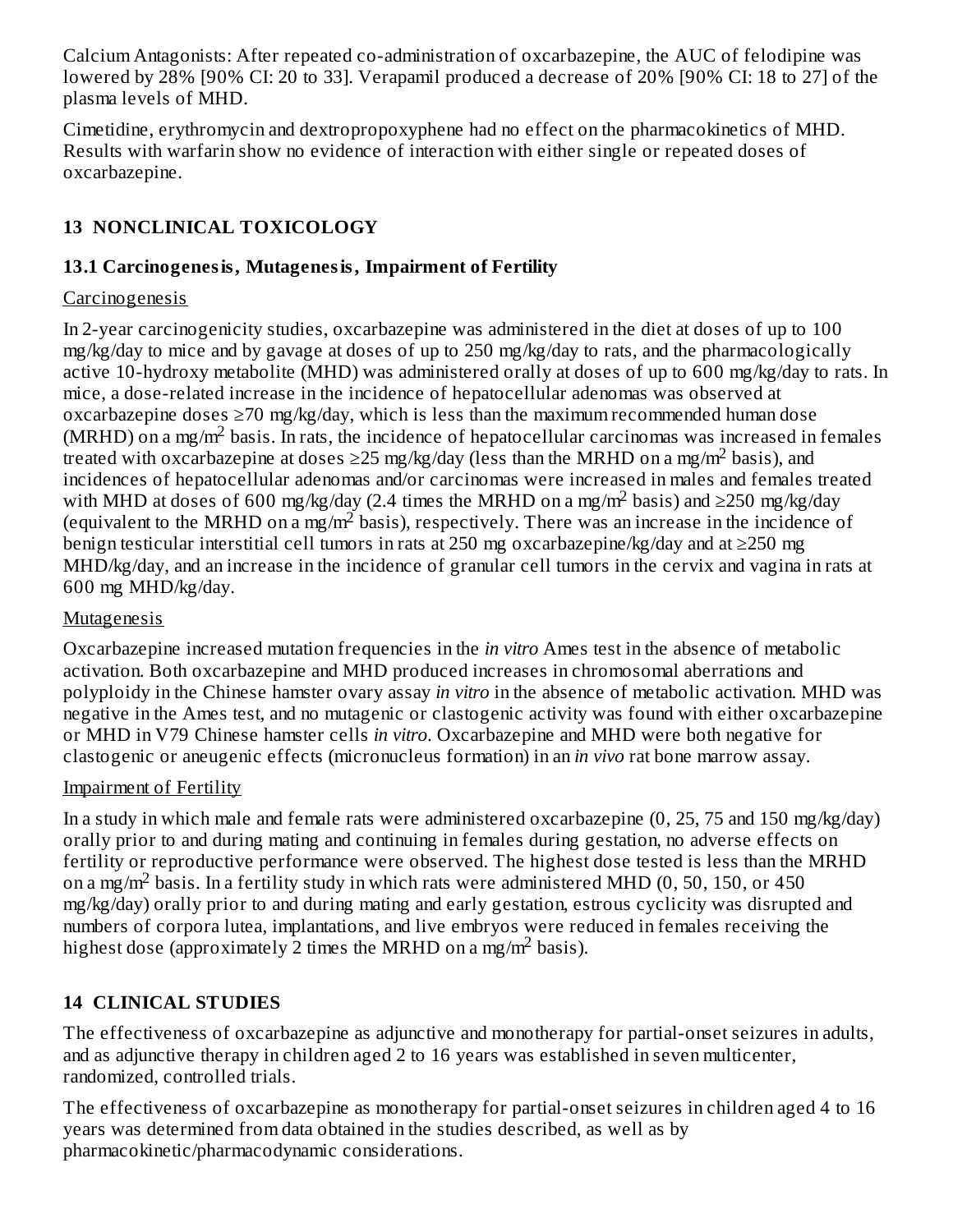Calcium Antagonists: After repeated co-administration of oxcarbazepine, the AUC of felodipine was lowered by 28% [90% CI: 20 to 33]. Verapamil produced a decrease of 20% [90% CI: 18 to 27] of the plasma levels of MHD.

Cimetidine, erythromycin and dextropropoxyphene had no effect on the pharmacokinetics of MHD. Results with warfarin show no evidence of interaction with either single or repeated doses of oxcarbazepine.

## 13 NONCLINICAL TOXICOLOGY

### 13.1 Carcinogenesis, Mutagenesis, Impairment of Fertility

Carcinogenesis

In 2-year carcinogenicity studies, oxcarbazepine was administered in the diet at doses of up to 100 mg/kg/day to mice and by gavage at doses of up to 250 mg/kg/day to rats, and the pharmacologically active 10-hydroxy metabolite (MHD) was administered orally at doses of up to 600 mg/kg/day to rats. In mice, a dose-related increase in the incidence of hepatocellular adenomas was observed at oxcarbazepine doses ≥70 mg/kg/day, which is less than the maximum recommended human dose (MRHD) on a mg/m$^2$ basis. In rats, the incidence of hepatocellular carcinomas was increased in females treated with oxcarbazepine at doses ≥25 mg/kg/day (less than the MRHD on a mg/m$^2$ basis), and incidences of hepatocellular adenomas and/or carcinomas were increased in males and females treated with MHD at doses of 600 mg/kg/day (2.4 times the MRHD on a mg/m$^2$ basis) and ≥250 mg/kg/day (equivalent to the MRHD on a mg/m$^2$ basis), respectively. There was an increase in the incidence of benign testicular interstitial cell tumors in rats at 250 mg oxcarbazepine/kg/day and at ≥250 mg MHD/kg/day, and an increase in the incidence of granular cell tumors in the cervix and vagina in rats at 600 mg MHD/kg/day.

Mutagenesis

Oxcarbazepine increased mutation frequencies in the *in vitro* Ames test in the absence of metabolic activation. Both oxcarbazepine and MHD produced increases in chromosomal aberrations and polyploidy in the Chinese hamster ovary assay *in vitro* in the absence of metabolic activation. MHD was negative in the Ames test, and no mutagenic or clastogenic activity was found with either oxcarbazepine or MHD in V79 Chinese hamster cells *in vitro*. Oxcarbazepine and MHD were both negative for clastogenic or aneugenic effects (micronucleus formation) in an *in vivo* rat bone marrow assay.

Impairment of Fertility

In a study in which male and female rats were administered oxcarbazepine (0, 25, 75 and 150 mg/kg/day) orally prior to and during mating and continuing in females during gestation, no adverse effects on fertility or reproductive performance were observed. The highest dose tested is less than the MRHD on a mg/m$^2$ basis. In a fertility study in which rats were administered MHD (0, 50, 150, or 450 mg/kg/day) orally prior to and during mating and early gestation, estrous cyclicity was disrupted and numbers of corpora lutea, implantations, and live embryos were reduced in females receiving the highest dose (approximately 2 times the MRHD on a mg/m$^2$ basis).

## 14 CLINICAL STUDIES

The effectiveness of oxcarbazepine as adjunctive and monotherapy for partial-onset seizures in adults, and as adjunctive therapy in children aged 2 to 16 years was established in seven multicenter, randomized, controlled trials.

The effectiveness of oxcarbazepine as monotherapy for partial-onset seizures in children aged 4 to 16 years was determined from data obtained in the studies described, as well as by pharmacokinetic/pharmacodynamic considerations.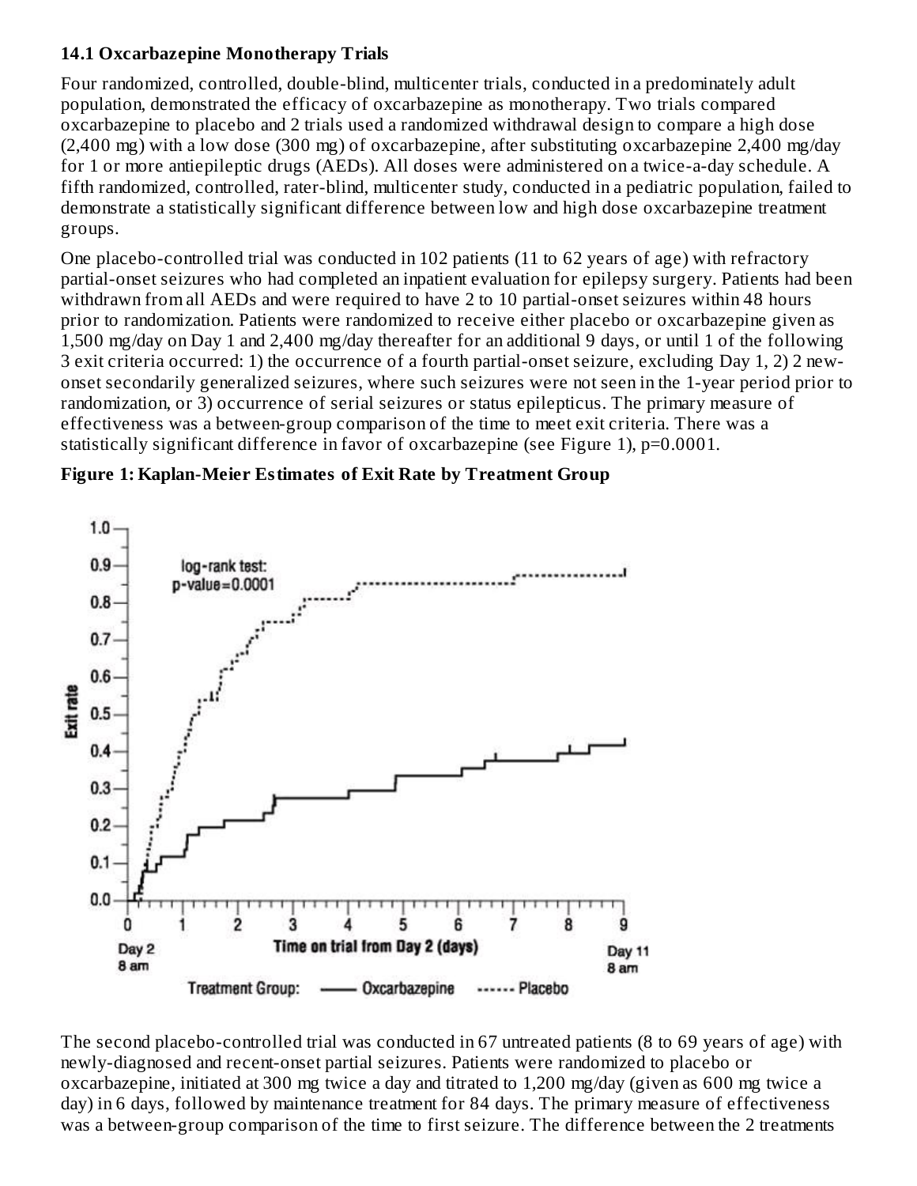### 14.1 Oxcarbazepine Monotherapy Trials

Four randomized, controlled, double-blind, multicenter trials, conducted in a predominately adult population, demonstrated the efficacy of oxcarbazepine as monotherapy. Two trials compared oxcarbazepine to placebo and 2 trials used a randomized withdrawal design to compare a high dose (2,400 mg) with a low dose (300 mg) of oxcarbazepine, after substituting oxcarbazepine 2,400 mg/day for 1 or more antiepileptic drugs (AEDs). All doses were administered on a twice-a-day schedule. A fifth randomized, controlled, rater-blind, multicenter study, conducted in a pediatric population, failed to demonstrate a statistically significant difference between low and high dose oxcarbazepine treatment groups.

One placebo-controlled trial was conducted in 102 patients (11 to 62 years of age) with refractory partial-onset seizures who had completed an inpatient evaluation for epilepsy surgery. Patients had been withdrawn from all AEDs and were required to have 2 to 10 partial-onset seizures within 48 hours prior to randomization. Patients were randomized to receive either placebo or oxcarbazepine given as 1,500 mg/day on Day 1 and 2,400 mg/day thereafter for an additional 9 days, or until 1 of the following 3 exit criteria occurred: 1) the occurrence of a fourth partial-onset seizure, excluding Day 1, 2) 2 new-onset secondarily generalized seizures, where such seizures were not seen in the 1-year period prior to randomization, or 3) occurrence of serial seizures or status epilepticus. The primary measure of effectiveness was a between-group comparison of the time to meet exit criteria. There was a statistically significant difference in favor of oxcarbazepine (see Figure 1), p=0.0001.

**Figure 1: Kaplan-Meier Estimates of Exit Rate by Treatment Group**

The second placebo-controlled trial was conducted in 67 untreated patients (8 to 69 years of age) with newly-diagnosed and recent-onset partial seizures. Patients were randomized to placebo or oxcarbazepine, initiated at 300 mg twice a day and titrated to 1,200 mg/day (given as 600 mg twice a day) in 6 days, followed by maintenance treatment for 84 days. The primary measure of effectiveness was a between-group comparison of the time to first seizure. The difference between the 2 treatments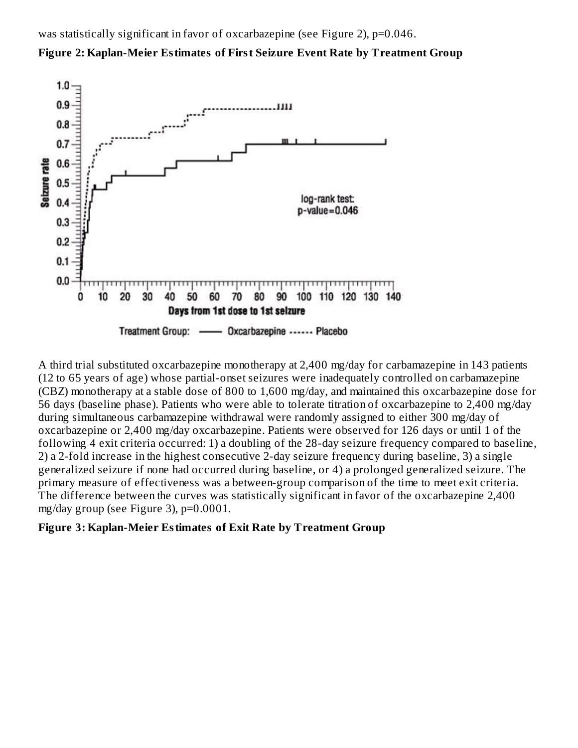was statistically significant in favor of oxcarbazepine (see Figure 2), p=0.046.

**Figure 2: Kaplan-Meier Estimates of First Seizure Event Rate by Treatment Group**

A third trial substituted oxcarbazepine monotherapy at 2,400 mg/day for carbamazepine in 143 patients (12 to 65 years of age) whose partial-onset seizures were inadequately controlled on carbamazepine (CBZ) monotherapy at a stable dose of 800 to 1,600 mg/day, and maintained this oxcarbazepine dose for 56 days (baseline phase). Patients who were able to tolerate titration of oxcarbazepine to 2,400 mg/day during simultaneous carbamazepine withdrawal were randomly assigned to either 300 mg/day of oxcarbazepine or 2,400 mg/day oxcarbazepine. Patients were observed for 126 days or until 1 of the following 4 exit criteria occurred: 1) a doubling of the 28-day seizure frequency compared to baseline, 2) a 2-fold increase in the highest consecutive 2-day seizure frequency during baseline, 3) a single generalized seizure if none had occurred during baseline, or 4) a prolonged generalized seizure. The primary measure of effectiveness was a between-group comparison of the time to meet exit criteria. The difference between the curves was statistically significant in favor of the oxcarbazepine 2,400 mg/day group (see Figure 3), p=0.0001.

**Figure 3: Kaplan-Meier Estimates of Exit Rate by Treatment Group**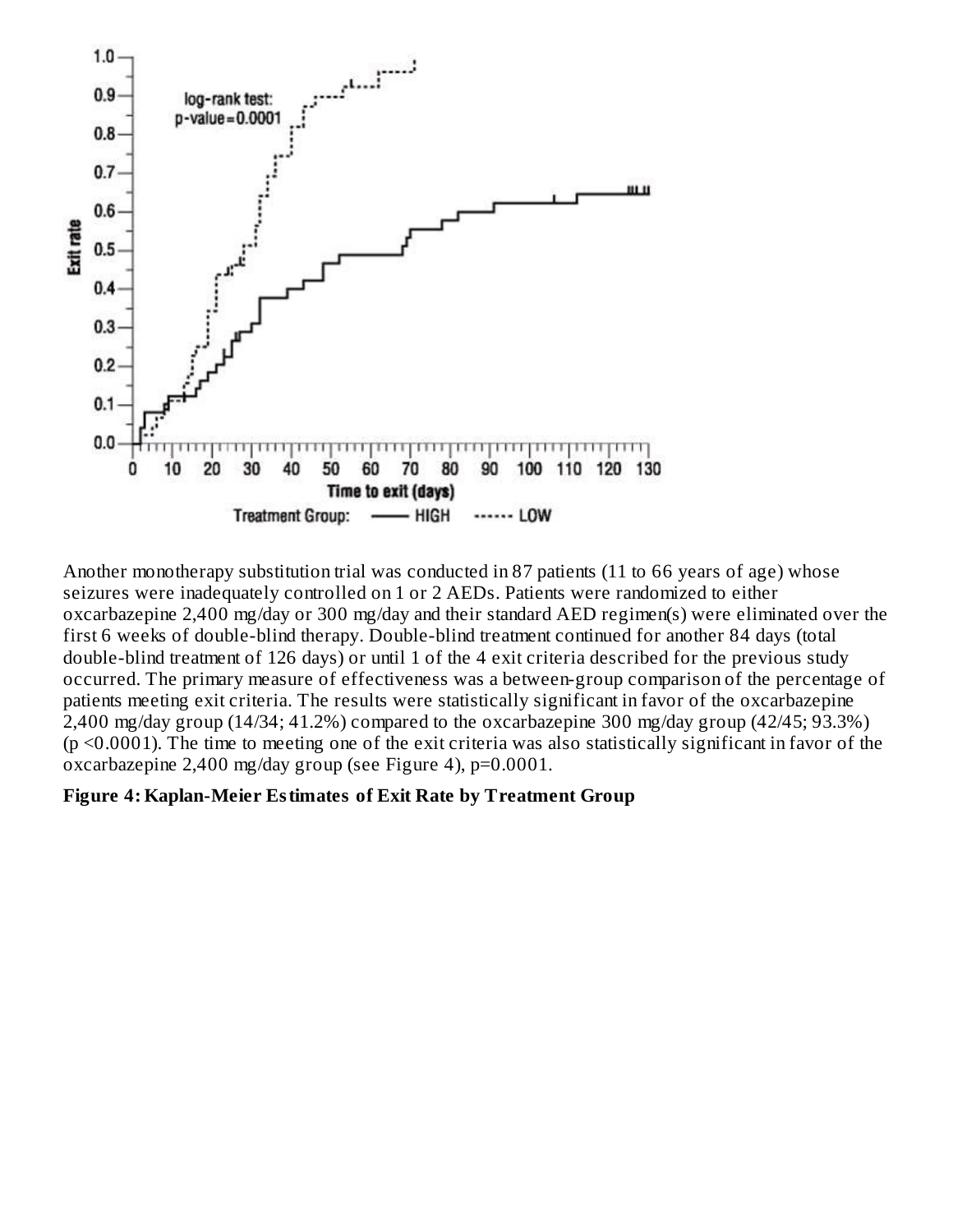Another monotherapy substitution trial was conducted in 87 patients (11 to 66 years of age) whose seizures were inadequately controlled on 1 or 2 AEDs. Patients were randomized to either oxcarbazepine 2,400 mg/day or 300 mg/day and their standard AED regimen(s) were eliminated over the first 6 weeks of double-blind therapy. Double-blind treatment continued for another 84 days (total double-blind treatment of 126 days) or until 1 of the 4 exit criteria described for the previous study occurred. The primary measure of effectiveness was a between-group comparison of the percentage of patients meeting exit criteria. The results were statistically significant in favor of the oxcarbazepine 2,400 mg/day group (14/34; 41.2%) compared to the oxcarbazepine 300 mg/day group (42/45; 93.3%) ($p < 0.0001$). The time to meeting one of the exit criteria was also statistically significant in favor of the oxcarbazepine 2,400 mg/day group (see Figure 4), $p = 0.0001$.

**Figure 4: Kaplan-Meier Estimates of Exit Rate by Treatment Group**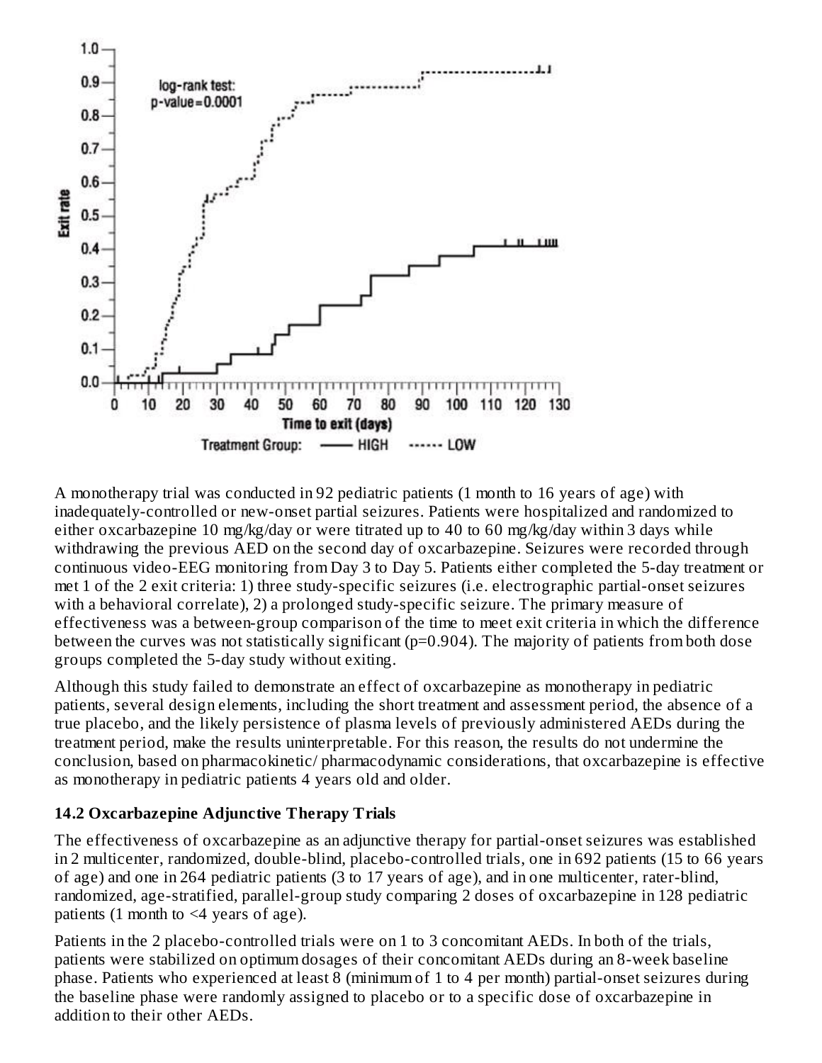A monotherapy trial was conducted in 92 pediatric patients (1 month to 16 years of age) with inadequately-controlled or new-onset partial seizures. Patients were hospitalized and randomized to either oxcarbazepine 10 mg/kg/day or were titrated up to 40 to 60 mg/kg/day within 3 days while withdrawing the previous AED on the second day of oxcarbazepine. Seizures were recorded through continuous video-EEG monitoring from Day 3 to Day 5. Patients either completed the 5-day treatment or met 1 of the 2 exit criteria: 1) three study-specific seizures (i.e. electrographic partial-onset seizures with a behavioral correlate), 2) a prolonged study-specific seizure. The primary measure of effectiveness was a between-group comparison of the time to meet exit criteria in which the difference between the curves was not statistically significant (p=0.904). The majority of patients from both dose groups completed the 5-day study without exiting.

Although this study failed to demonstrate an effect of oxcarbazepine as monotherapy in pediatric patients, several design elements, including the short treatment and assessment period, the absence of a true placebo, and the likely persistence of plasma levels of previously administered AEDs during the treatment period, make the results uninterpretable. For this reason, the results do not undermine the conclusion, based on pharmacokinetic/ pharmacodynamic considerations, that oxcarbazepine is effective as monotherapy in pediatric patients 4 years old and older.

### 14.2 Oxcarbazepine Adjunctive Therapy Trials

The effectiveness of oxcarbazepine as an adjunctive therapy for partial-onset seizures was established in 2 multicenter, randomized, double-blind, placebo-controlled trials, one in 692 patients (15 to 66 years of age) and one in 264 pediatric patients (3 to 17 years of age), and in one multicenter, rater-blind, randomized, age-stratified, parallel-group study comparing 2 doses of oxcarbazepine in 128 pediatric patients (1 month to <4 years of age).

Patients in the 2 placebo-controlled trials were on 1 to 3 concomitant AEDs. In both of the trials, patients were stabilized on optimum dosages of their concomitant AEDs during an 8-week baseline phase. Patients who experienced at least 8 (minimum of 1 to 4 per month) partial-onset seizures during the baseline phase were randomly assigned to placebo or to a specific dose of oxcarbazepine in addition to their other AEDs.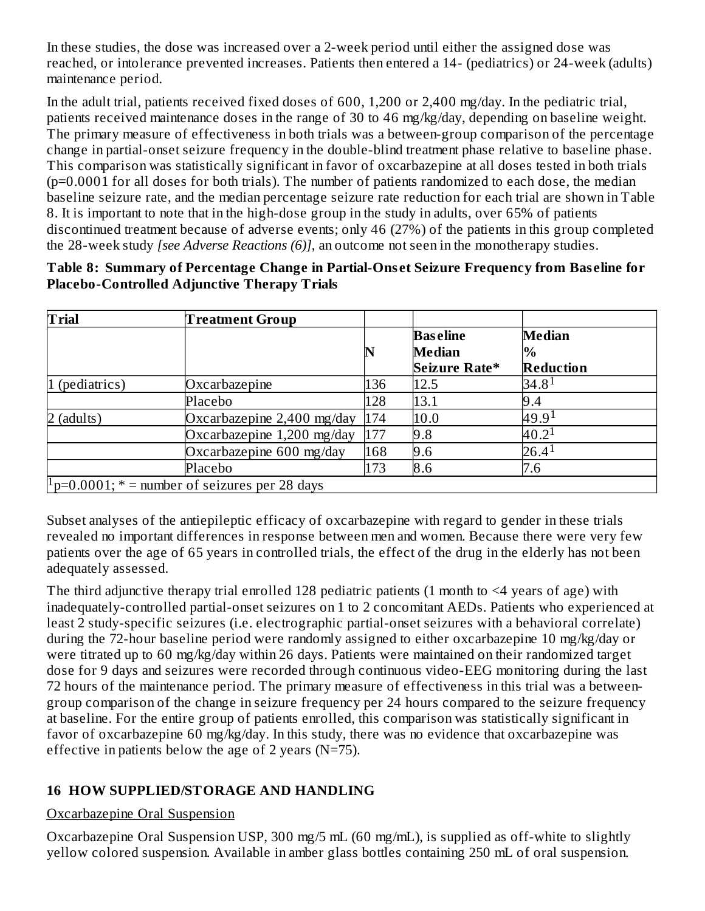In these studies, the dose was increased over a 2-week period until either the assigned dose was reached, or intolerance prevented increases. Patients then entered a 14- (pediatrics) or 24-week (adults) maintenance period.

In the adult trial, patients received fixed doses of 600, 1,200 or 2,400 mg/day. In the pediatric trial, patients received maintenance doses in the range of 30 to 46 mg/kg/day, depending on baseline weight. The primary measure of effectiveness in both trials was a between-group comparison of the percentage change in partial-onset seizure frequency in the double-blind treatment phase relative to baseline phase. This comparison was statistically significant in favor of oxcarbazepine at all doses tested in both trials (p=0.0001 for all doses for both trials). The number of patients randomized to each dose, the median baseline seizure rate, and the median percentage seizure rate reduction for each trial are shown in Table 8. It is important to note that in the high-dose group in the study in adults, over 65% of patients discontinued treatment because of adverse events; only 46 (27%) of the patients in this group completed the 28-week study *[see Adverse Reactions (6)]*, an outcome not seen in the monotherapy studies.

**Table 8: Summary of Percentage Change in Partial-Onset Seizure Frequency from Baseline for Placebo-Controlled Adjunctive Therapy Trials**

| Trial | Treatment Group | N | Baseline Median Seizure Rate* | Median % Reduction |
|---|---|---|---|---|
| 1 (pediatrics) | Oxcarbazepine | 136 | 12.5 | 34.8[1] |
| | Placebo | 128 | 13.1 | 9.4 |
| 2 (adults) | Oxcarbazepine 2,400 mg/day | 174 | 10.0 | 49.9[1] |
| | Oxcarbazepine 1,200 mg/day | 177 | 9.8 | 40.2[1] |
| | Oxcarbazepine 600 mg/day | 168 | 9.6 | 26.4[1] |
| | Placebo | 173 | 8.6 | 7.6 |

[1]p=0.0001; * = number of seizures per 28 days

Subset analyses of the antiepileptic efficacy of oxcarbazepine with regard to gender in these trials revealed no important differences in response between men and women. Because there were very few patients over the age of 65 years in controlled trials, the effect of the drug in the elderly has not been adequately assessed.

The third adjunctive therapy trial enrolled 128 pediatric patients (1 month to <4 years of age) with inadequately-controlled partial-onset seizures on 1 to 2 concomitant AEDs. Patients who experienced at least 2 study-specific seizures (i.e. electrographic partial-onset seizures with a behavioral correlate) during the 72-hour baseline period were randomly assigned to either oxcarbazepine 10 mg/kg/day or were titrated up to 60 mg/kg/day within 26 days. Patients were maintained on their randomized target dose for 9 days and seizures were recorded through continuous video-EEG monitoring during the last 72 hours of the maintenance period. The primary measure of effectiveness in this trial was a between-group comparison of the change in seizure frequency per 24 hours compared to the seizure frequency at baseline. For the entire group of patients enrolled, this comparison was statistically significant in favor of oxcarbazepine 60 mg/kg/day. In this study, there was no evidence that oxcarbazepine was effective in patients below the age of 2 years (N=75).

## 16 HOW SUPPLIED/STORAGE AND HANDLING

Oxcarbazepine Oral Suspension

Oxcarbazepine Oral Suspension USP, 300 mg/5 mL (60 mg/mL), is supplied as off-white to slightly yellow colored suspension. Available in amber glass bottles containing 250 mL of oral suspension.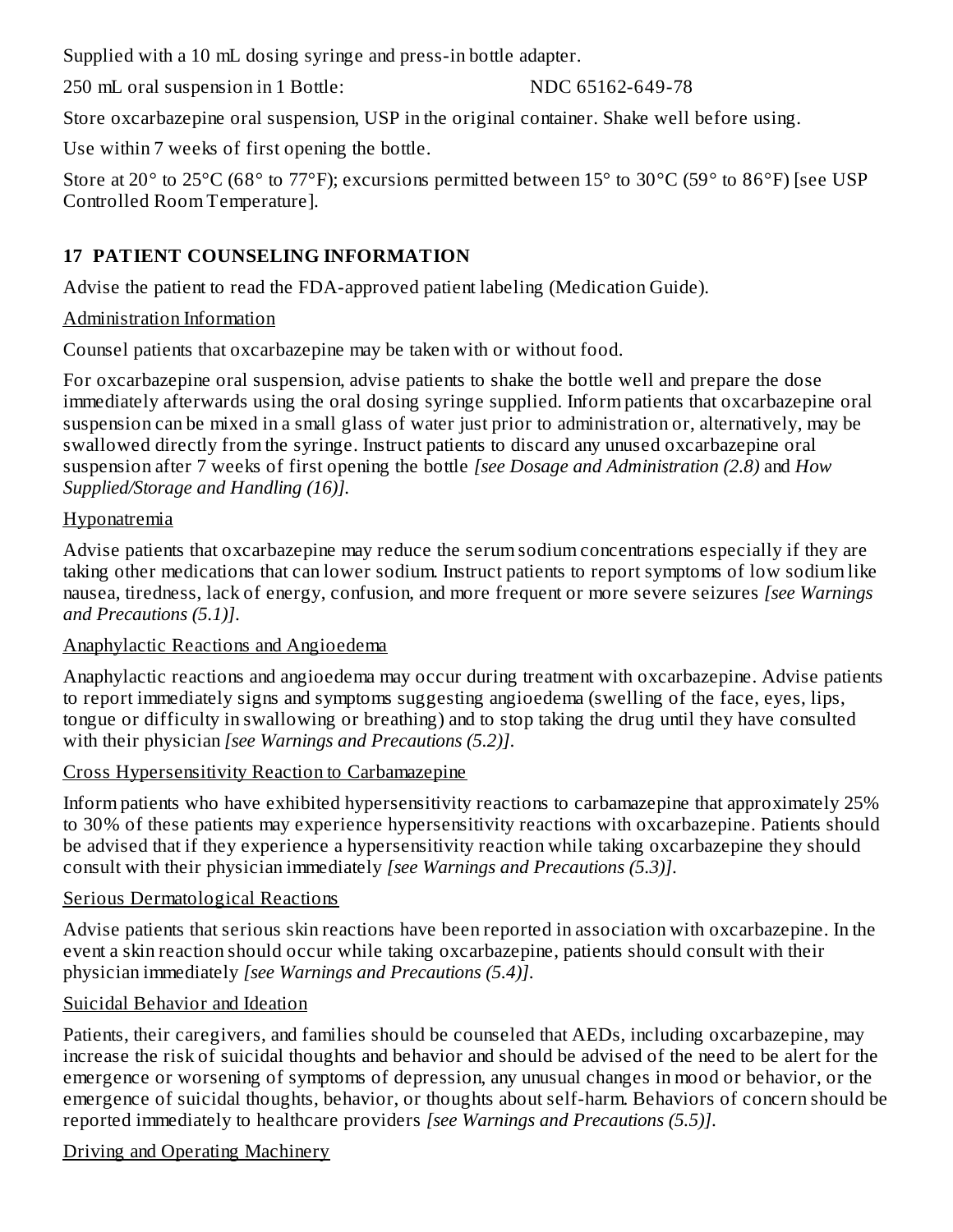Supplied with a 10 mL dosing syringe and press-in bottle adapter.

250 mL oral suspension in 1 Bottle: NDC 65162-649-78

Store oxcarbazepine oral suspension, USP in the original container. Shake well before using.

Use within 7 weeks of first opening the bottle.

Store at 20° to 25°C (68° to 77°F); excursions permitted between 15° to 30°C (59° to 86°F) [see USP Controlled Room Temperature].

## 17 PATIENT COUNSELING INFORMATION

Advise the patient to read the FDA-approved patient labeling (Medication Guide).

Administration Information

Counsel patients that oxcarbazepine may be taken with or without food.

For oxcarbazepine oral suspension, advise patients to shake the bottle well and prepare the dose immediately afterwards using the oral dosing syringe supplied. Inform patients that oxcarbazepine oral suspension can be mixed in a small glass of water just prior to administration or, alternatively, may be swallowed directly from the syringe. Instruct patients to discard any unused oxcarbazepine oral suspension after 7 weeks of first opening the bottle *[see Dosage and Administration (2.8)* and *How Supplied/Storage and Handling (16)]*.

Hyponatremia

Advise patients that oxcarbazepine may reduce the serum sodium concentrations especially if they are taking other medications that can lower sodium. Instruct patients to report symptoms of low sodium like nausea, tiredness, lack of energy, confusion, and more frequent or more severe seizures *[see Warnings and Precautions (5.1)]*.

Anaphylactic Reactions and Angioedema

Anaphylactic reactions and angioedema may occur during treatment with oxcarbazepine. Advise patients to report immediately signs and symptoms suggesting angioedema (swelling of the face, eyes, lips, tongue or difficulty in swallowing or breathing) and to stop taking the drug until they have consulted with their physician *[see Warnings and Precautions (5.2)]*.

Cross Hypersensitivity Reaction to Carbamazepine

Inform patients who have exhibited hypersensitivity reactions to carbamazepine that approximately 25% to 30% of these patients may experience hypersensitivity reactions with oxcarbazepine. Patients should be advised that if they experience a hypersensitivity reaction while taking oxcarbazepine they should consult with their physician immediately *[see Warnings and Precautions (5.3)]*.

Serious Dermatological Reactions

Advise patients that serious skin reactions have been reported in association with oxcarbazepine. In the event a skin reaction should occur while taking oxcarbazepine, patients should consult with their physician immediately *[see Warnings and Precautions (5.4)]*.

Suicidal Behavior and Ideation

Patients, their caregivers, and families should be counseled that AEDs, including oxcarbazepine, may increase the risk of suicidal thoughts and behavior and should be advised of the need to be alert for the emergence or worsening of symptoms of depression, any unusual changes in mood or behavior, or the emergence of suicidal thoughts, behavior, or thoughts about self-harm. Behaviors of concern should be reported immediately to healthcare providers *[see Warnings and Precautions (5.5)]*.

Driving and Operating Machinery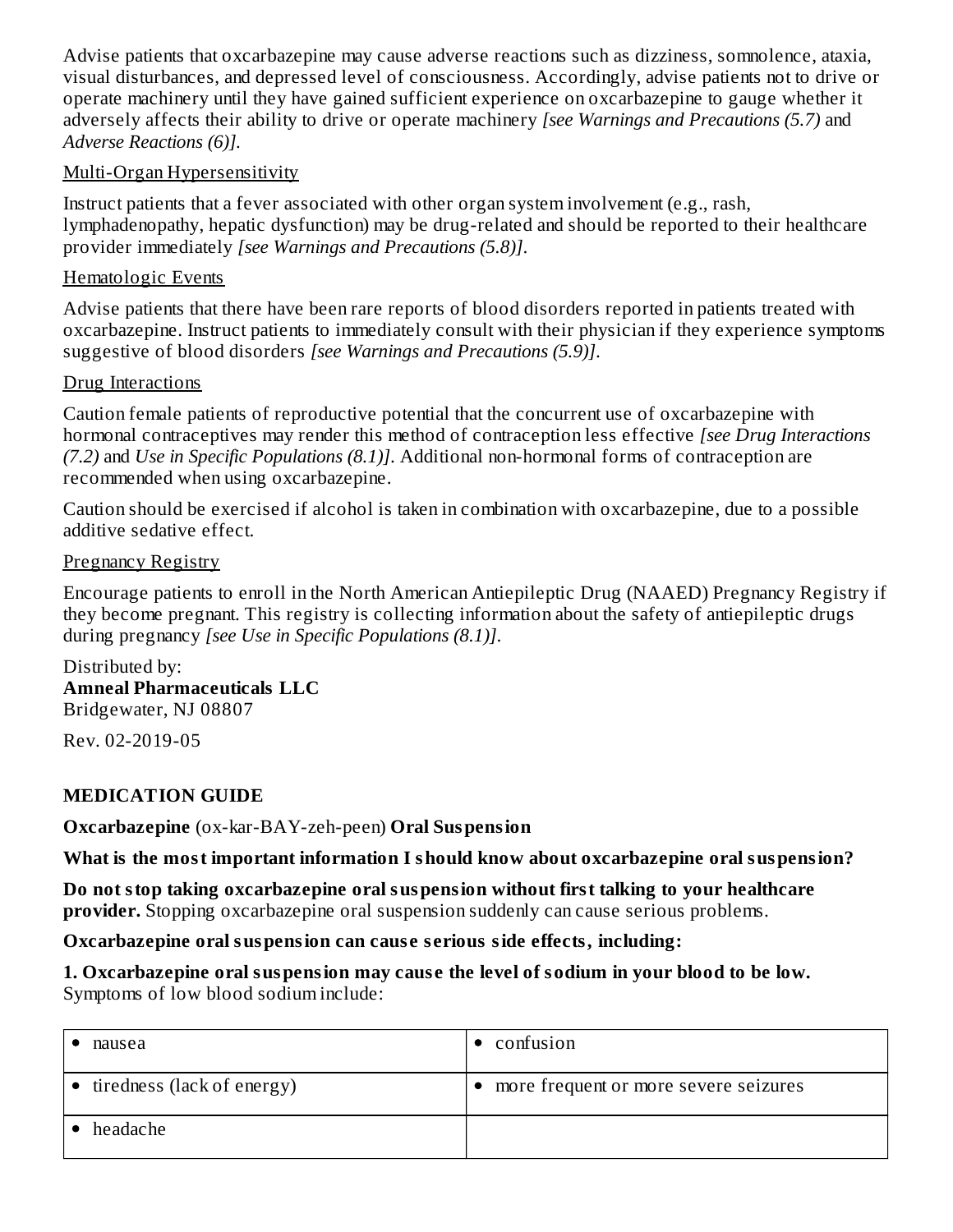Advise patients that oxcarbazepine may cause adverse reactions such as dizziness, somnolence, ataxia, visual disturbances, and depressed level of consciousness. Accordingly, advise patients not to drive or operate machinery until they have gained sufficient experience on oxcarbazepine to gauge whether it adversely affects their ability to drive or operate machinery *[see Warnings and Precautions (5.7)* and *Adverse Reactions (6)]*.

Multi-Organ Hypersensitivity

Instruct patients that a fever associated with other organ system involvement (e.g., rash, lymphadenopathy, hepatic dysfunction) may be drug-related and should be reported to their healthcare provider immediately *[see Warnings and Precautions (5.8)]*.

Hematologic Events

Advise patients that there have been rare reports of blood disorders reported in patients treated with oxcarbazepine. Instruct patients to immediately consult with their physician if they experience symptoms suggestive of blood disorders *[see Warnings and Precautions (5.9)]*.

Drug Interactions

Caution female patients of reproductive potential that the concurrent use of oxcarbazepine with hormonal contraceptives may render this method of contraception less effective *[see Drug Interactions (7.2)* and *Use in Specific Populations (8.1)]*. Additional non-hormonal forms of contraception are recommended when using oxcarbazepine.

Caution should be exercised if alcohol is taken in combination with oxcarbazepine, due to a possible additive sedative effect.

Pregnancy Registry

Encourage patients to enroll in the North American Antiepileptic Drug (NAAED) Pregnancy Registry if they become pregnant. This registry is collecting information about the safety of antiepileptic drugs during pregnancy *[see Use in Specific Populations (8.1)]*.

Distributed by:
**Amneal Pharmaceuticals LLC**
Bridgewater, NJ 08807

Rev. 02-2019-05

**MEDICATION GUIDE**

**Oxcarbazepine** (ox-kar-BAY-zeh-peen) **Oral Suspension**

**What is the most important information I should know about oxcarbazepine oral suspension?**

**Do not stop taking oxcarbazepine oral suspension without first talking to your healthcare provider.** Stopping oxcarbazepine oral suspension suddenly can cause serious problems.

**Oxcarbazepine oral suspension can cause serious side effects, including:**

**1. Oxcarbazepine oral suspension may cause the level of sodium in your blood to be low.** Symptoms of low blood sodium include:

| | |
|---|---|
| • nausea | • confusion |
| • tiredness (lack of energy) | • more frequent or more severe seizures |
| • headache | |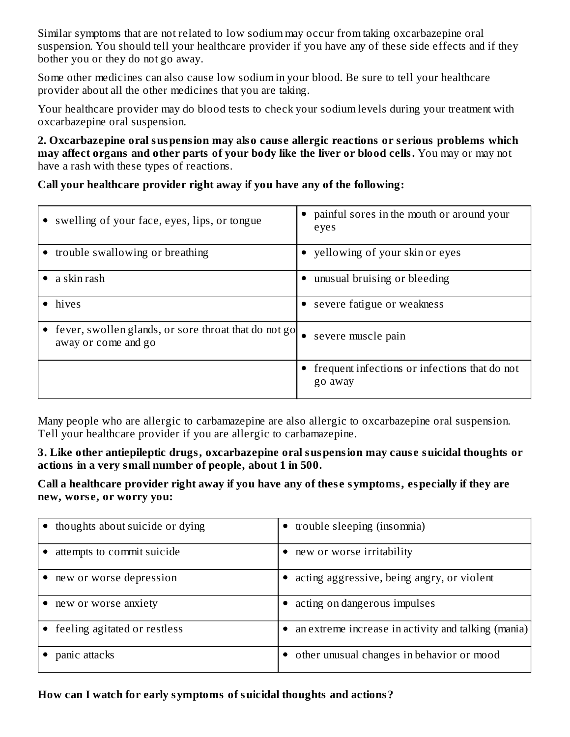Similar symptoms that are not related to low sodium may occur from taking oxcarbazepine oral suspension. You should tell your healthcare provider if you have any of these side effects and if they bother you or they do not go away.

Some other medicines can also cause low sodium in your blood. Be sure to tell your healthcare provider about all the other medicines that you are taking.

Your healthcare provider may do blood tests to check your sodium levels during your treatment with oxcarbazepine oral suspension.

**2. Oxcarbazepine oral suspension may also cause allergic reactions or serious problems which may affect organs and other parts of your body like the liver or blood cells.** You may or may not have a rash with these types of reactions.

**Call your healthcare provider right away if you have any of the following:**

| | |
|---|---|
| • swelling of your face, eyes, lips, or tongue | • painful sores in the mouth or around your eyes |
| • trouble swallowing or breathing | • yellowing of your skin or eyes |
| • a skin rash | • unusual bruising or bleeding |
| • hives | • severe fatigue or weakness |
| • fever, swollen glands, or sore throat that do not go away or come and go | • severe muscle pain |
| | • frequent infections or infections that do not go away |

Many people who are allergic to carbamazepine are also allergic to oxcarbazepine oral suspension. Tell your healthcare provider if you are allergic to carbamazepine.

**3. Like other antiepileptic drugs, oxcarbazepine oral suspension may cause suicidal thoughts or actions in a very small number of people, about 1 in 500.**

**Call a healthcare provider right away if you have any of these symptoms, especially if they are new, worse, or worry you:**

| | |
|---|---|
| • thoughts about suicide or dying | • trouble sleeping (insomnia) |
| • attempts to commit suicide | • new or worse irritability |
| • new or worse depression | • acting aggressive, being angry, or violent |
| • new or worse anxiety | • acting on dangerous impulses |
| • feeling agitated or restless | • an extreme increase in activity and talking (mania) |
| • panic attacks | • other unusual changes in behavior or mood |

**How can I watch for early symptoms of suicidal thoughts and actions?**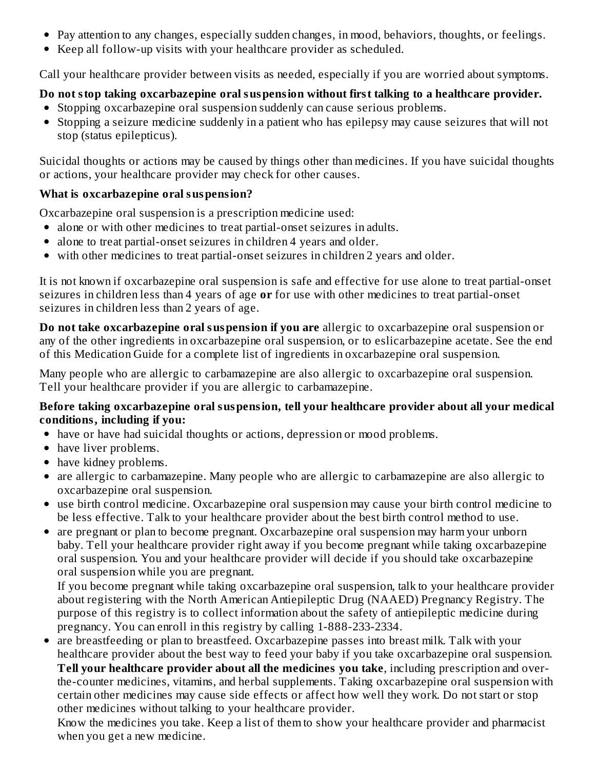- Pay attention to any changes, especially sudden changes, in mood, behaviors, thoughts, or feelings.
- Keep all follow-up visits with your healthcare provider as scheduled.

Call your healthcare provider between visits as needed, especially if you are worried about symptoms.

**Do not stop taking oxcarbazepine oral suspension without first talking to a healthcare provider.**

- Stopping oxcarbazepine oral suspension suddenly can cause serious problems.
- Stopping a seizure medicine suddenly in a patient who has epilepsy may cause seizures that will not stop (status epilepticus).

Suicidal thoughts or actions may be caused by things other than medicines. If you have suicidal thoughts or actions, your healthcare provider may check for other causes.

**What is oxcarbazepine oral suspension?**

Oxcarbazepine oral suspension is a prescription medicine used:

- alone or with other medicines to treat partial-onset seizures in adults.
- alone to treat partial-onset seizures in children 4 years and older.
- with other medicines to treat partial-onset seizures in children 2 years and older.

It is not known if oxcarbazepine oral suspension is safe and effective for use alone to treat partial-onset seizures in children less than 4 years of age **or** for use with other medicines to treat partial-onset seizures in children less than 2 years of age.

**Do not take oxcarbazepine oral suspension if you are** allergic to oxcarbazepine oral suspension or any of the other ingredients in oxcarbazepine oral suspension, or to eslicarbazepine acetate. See the end of this Medication Guide for a complete list of ingredients in oxcarbazepine oral suspension.

Many people who are allergic to carbamazepine are also allergic to oxcarbazepine oral suspension. Tell your healthcare provider if you are allergic to carbamazepine.

**Before taking oxcarbazepine oral suspension, tell your healthcare provider about all your medical conditions, including if you:**

- have or have had suicidal thoughts or actions, depression or mood problems.
- have liver problems.
- have kidney problems.
- are allergic to carbamazepine. Many people who are allergic to carbamazepine are also allergic to oxcarbazepine oral suspension.
- use birth control medicine. Oxcarbazepine oral suspension may cause your birth control medicine to be less effective. Talk to your healthcare provider about the best birth control method to use.
- are pregnant or plan to become pregnant. Oxcarbazepine oral suspension may harm your unborn baby. Tell your healthcare provider right away if you become pregnant while taking oxcarbazepine oral suspension. You and your healthcare provider will decide if you should take oxcarbazepine oral suspension while you are pregnant.

  If you become pregnant while taking oxcarbazepine oral suspension, talk to your healthcare provider about registering with the North American Antiepileptic Drug (NAAED) Pregnancy Registry. The purpose of this registry is to collect information about the safety of antiepileptic medicine during pregnancy. You can enroll in this registry by calling 1-888-233-2334.
- are breastfeeding or plan to breastfeed. Oxcarbazepine passes into breast milk. Talk with your healthcare provider about the best way to feed your baby if you take oxcarbazepine oral suspension.

  **Tell your healthcare provider about all the medicines you take**, including prescription and over-the-counter medicines, vitamins, and herbal supplements. Taking oxcarbazepine oral suspension with certain other medicines may cause side effects or affect how well they work. Do not start or stop other medicines without talking to your healthcare provider.

  Know the medicines you take. Keep a list of them to show your healthcare provider and pharmacist when you get a new medicine.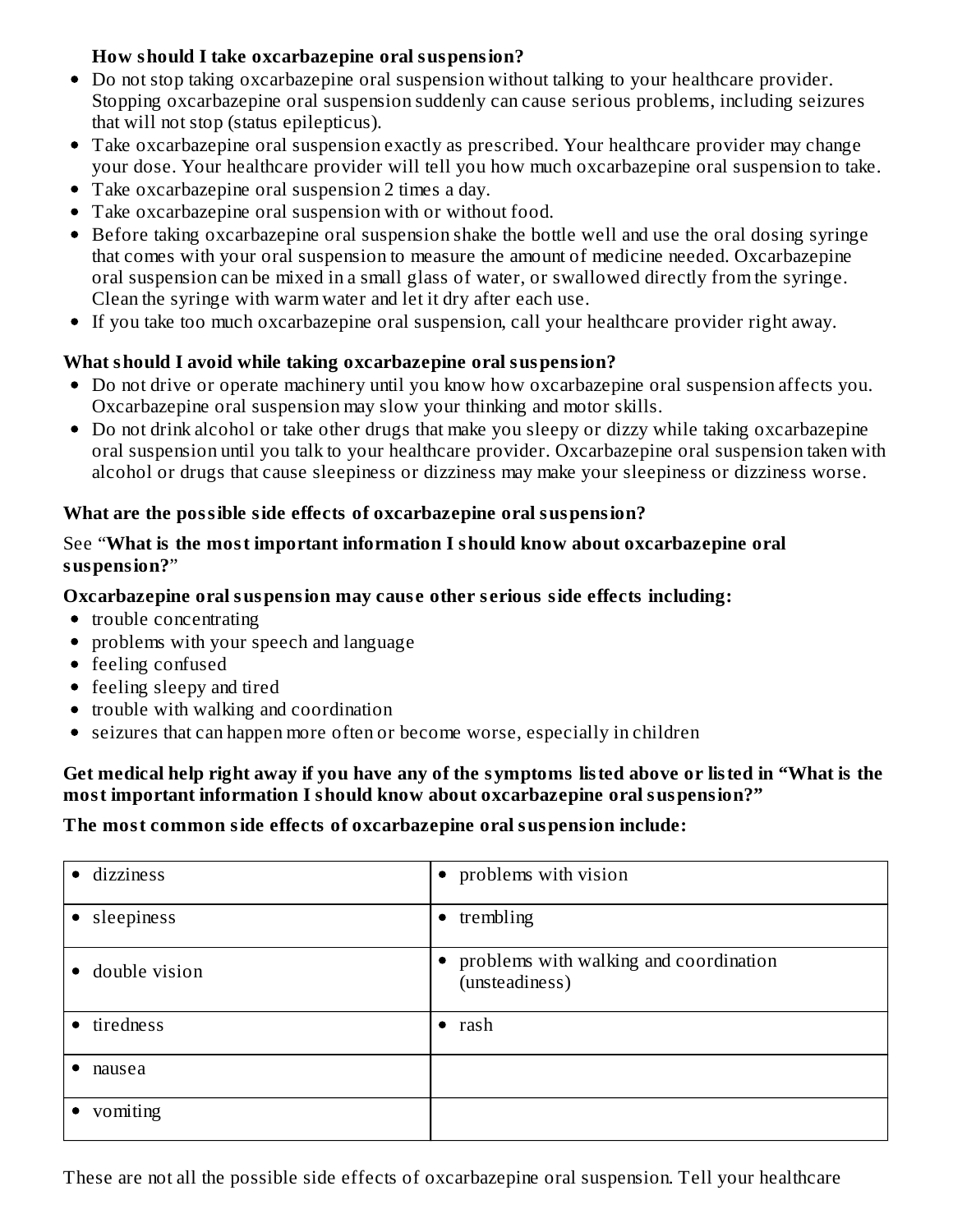**How should I take oxcarbazepine oral suspension?**

- Do not stop taking oxcarbazepine oral suspension without talking to your healthcare provider. Stopping oxcarbazepine oral suspension suddenly can cause serious problems, including seizures that will not stop (status epilepticus).
- Take oxcarbazepine oral suspension exactly as prescribed. Your healthcare provider may change your dose. Your healthcare provider will tell you how much oxcarbazepine oral suspension to take.
- Take oxcarbazepine oral suspension 2 times a day.
- Take oxcarbazepine oral suspension with or without food.
- Before taking oxcarbazepine oral suspension shake the bottle well and use the oral dosing syringe that comes with your oral suspension to measure the amount of medicine needed. Oxcarbazepine oral suspension can be mixed in a small glass of water, or swallowed directly from the syringe. Clean the syringe with warm water and let it dry after each use.
- If you take too much oxcarbazepine oral suspension, call your healthcare provider right away.

**What should I avoid while taking oxcarbazepine oral suspension?**

- Do not drive or operate machinery until you know how oxcarbazepine oral suspension affects you. Oxcarbazepine oral suspension may slow your thinking and motor skills.
- Do not drink alcohol or take other drugs that make you sleepy or dizzy while taking oxcarbazepine oral suspension until you talk to your healthcare provider. Oxcarbazepine oral suspension taken with alcohol or drugs that cause sleepiness or dizziness may make your sleepiness or dizziness worse.

**What are the possible side effects of oxcarbazepine oral suspension?**

See "**What is the most important information I should know about oxcarbazepine oral suspension?**"

**Oxcarbazepine oral suspension may cause other serious side effects including:**

- trouble concentrating
- problems with your speech and language
- feeling confused
- feeling sleepy and tired
- trouble with walking and coordination
- seizures that can happen more often or become worse, especially in children

**Get medical help right away if you have any of the symptoms listed above or listed in "What is the most important information I should know about oxcarbazepine oral suspension?"**

**The most common side effects of oxcarbazepine oral suspension include:**

| | |
|---|---|
| • dizziness | • problems with vision |
| • sleepiness | • trembling |
| • double vision | • problems with walking and coordination (unsteadiness) |
| • tiredness | • rash |
| • nausea | |
| • vomiting | |

These are not all the possible side effects of oxcarbazepine oral suspension. Tell your healthcare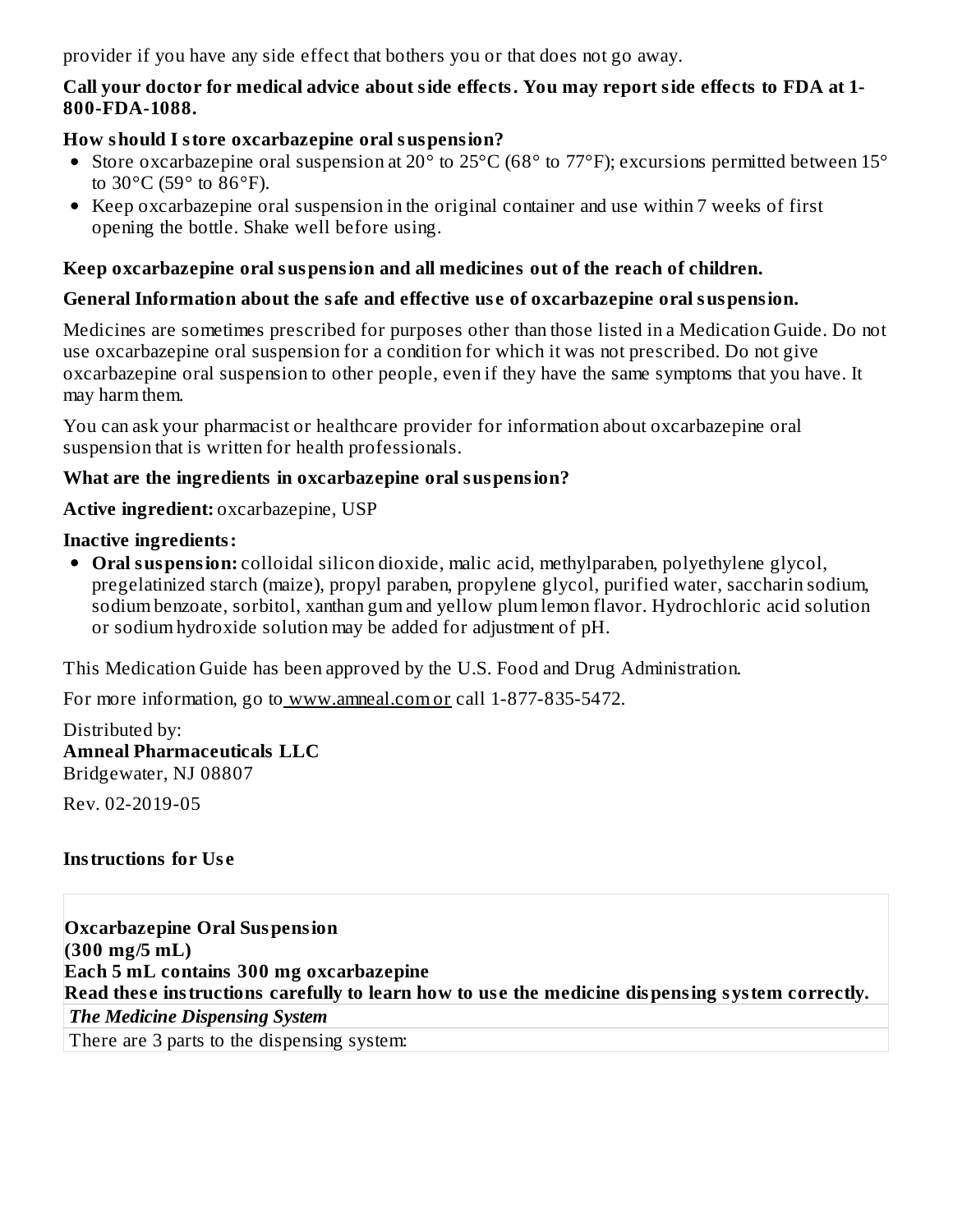provider if you have any side effect that bothers you or that does not go away.

**Call your doctor for medical advice about side effects. You may report side effects to FDA at 1-800-FDA-1088.**

**How should I store oxcarbazepine oral suspension?**

- Store oxcarbazepine oral suspension at 20° to 25°C (68° to 77°F); excursions permitted between 15° to 30°C (59° to 86°F).
- Keep oxcarbazepine oral suspension in the original container and use within 7 weeks of first opening the bottle. Shake well before using.

**Keep oxcarbazepine oral suspension and all medicines out of the reach of children.**

**General Information about the safe and effective use of oxcarbazepine oral suspension.**

Medicines are sometimes prescribed for purposes other than those listed in a Medication Guide. Do not use oxcarbazepine oral suspension for a condition for which it was not prescribed. Do not give oxcarbazepine oral suspension to other people, even if they have the same symptoms that you have. It may harm them.

You can ask your pharmacist or healthcare provider for information about oxcarbazepine oral suspension that is written for health professionals.

**What are the ingredients in oxcarbazepine oral suspension?**

**Active ingredient:** oxcarbazepine, USP

**Inactive ingredients:**

- **Oral suspension:** colloidal silicon dioxide, malic acid, methylparaben, polyethylene glycol, pregelatinized starch (maize), propyl paraben, propylene glycol, purified water, saccharin sodium, sodium benzoate, sorbitol, xanthan gum and yellow plum lemon flavor. Hydrochloric acid solution or sodium hydroxide solution may be added for adjustment of pH.

This Medication Guide has been approved by the U.S. Food and Drug Administration.

For more information, go to www.amneal.com or call 1-877-835-5472.

Distributed by:
**Amneal Pharmaceuticals LLC**
Bridgewater, NJ 08807

Rev. 02-2019-05

**Instructions for Use**

**Oxcarbazepine Oral Suspension**
**(300 mg/5 mL)**
**Each 5 mL contains 300 mg oxcarbazepine**
**Read these instructions carefully to learn how to use the medicine dispensing system correctly.**

***The Medicine Dispensing System***

There are 3 parts to the dispensing system: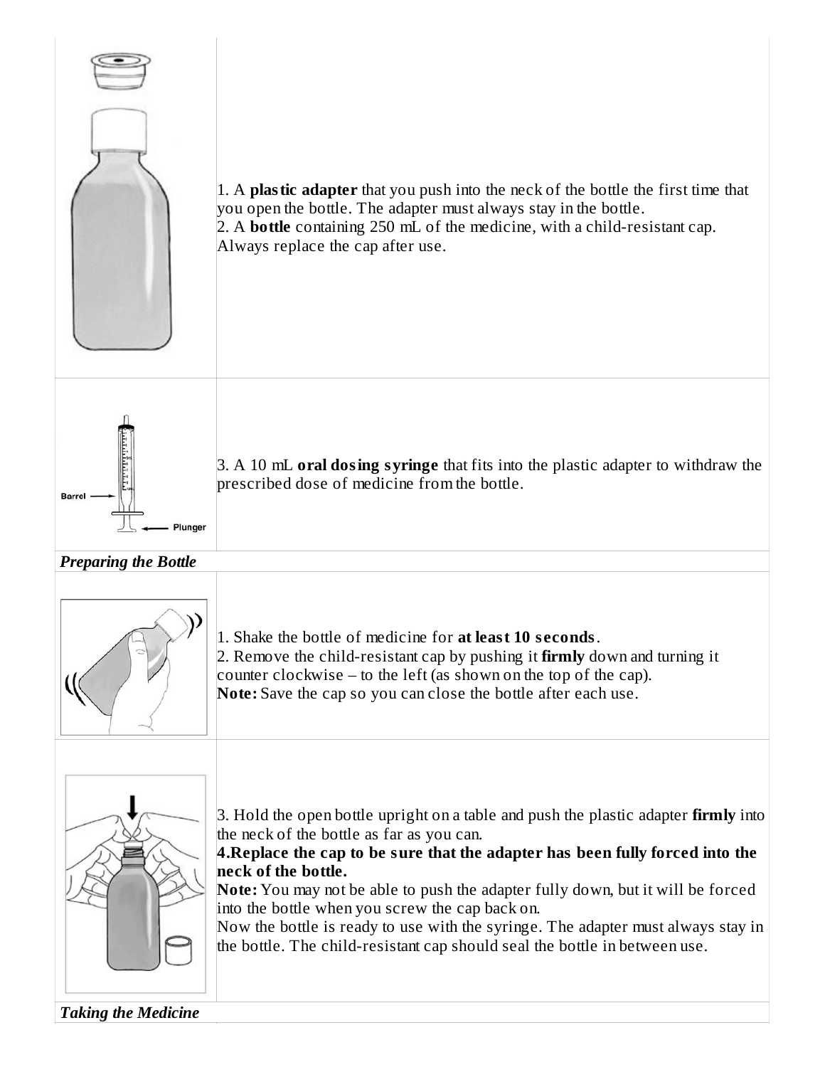1. A **plastic adapter** that you push into the neck of the bottle the first time that you open the bottle. The adapter must always stay in the bottle.
2. A **bottle** containing 250 mL of the medicine, with a child-resistant cap. Always replace the cap after use.

Barrel

Plunger

3. A 10 mL **oral dosing syringe** that fits into the plastic adapter to withdraw the prescribed dose of medicine from the bottle.

***Preparing the Bottle***

1. Shake the bottle of medicine for **at least 10 seconds**.
2. Remove the child-resistant cap by pushing it **firmly** down and turning it counter clockwise – to the left (as shown on the top of the cap).
**Note:** Save the cap so you can close the bottle after each use.

3. Hold the open bottle upright on a table and push the plastic adapter **firmly** into the neck of the bottle as far as you can.
**4.Replace the cap to be sure that the adapter has been fully forced into the neck of the bottle.**
**Note:** You may not be able to push the adapter fully down, but it will be forced into the bottle when you screw the cap back on.
Now the bottle is ready to use with the syringe. The adapter must always stay in the bottle. The child-resistant cap should seal the bottle in between use.

***Taking the Medicine***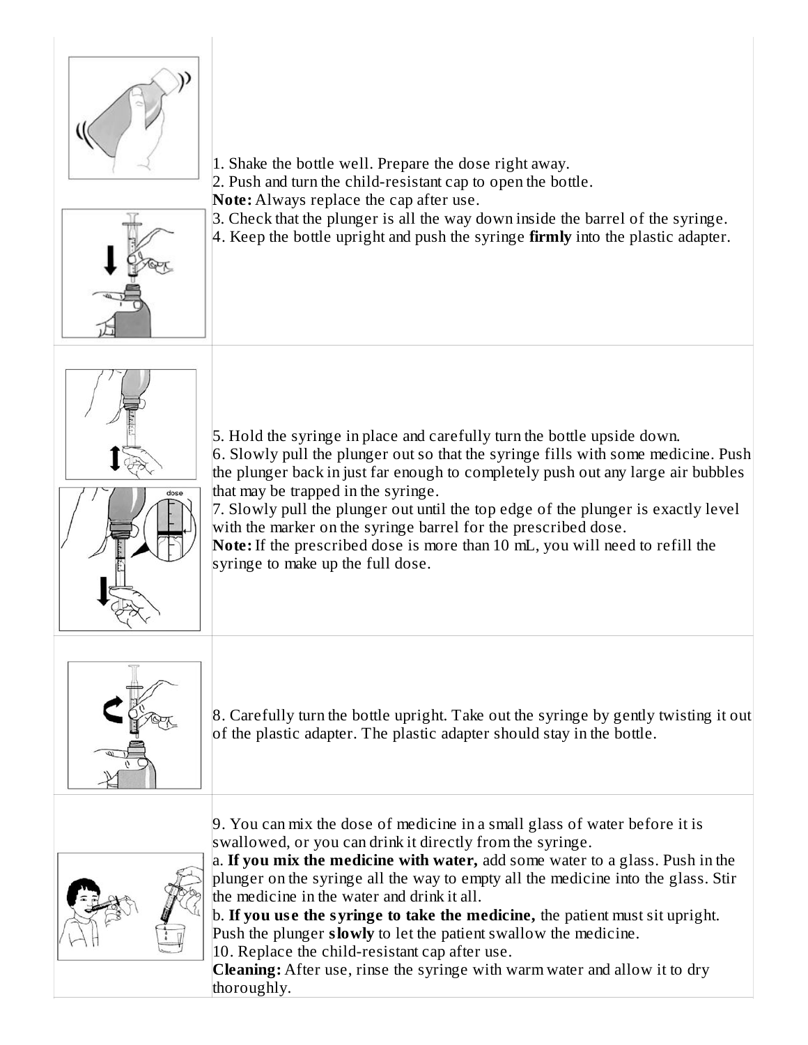1. Shake the bottle well. Prepare the dose right away.
2. Push and turn the child-resistant cap to open the bottle.

**Note:** Always replace the cap after use.

3. Check that the plunger is all the way down inside the barrel of the syringe.
4. Keep the bottle upright and push the syringe **firmly** into the plastic adapter.

5. Hold the syringe in place and carefully turn the bottle upside down.
6. Slowly pull the plunger out so that the syringe fills with some medicine. Push the plunger back in just far enough to completely push out any large air bubbles that may be trapped in the syringe.
7. Slowly pull the plunger out until the top edge of the plunger is exactly level with the marker on the syringe barrel for the prescribed dose.

**Note:** If the prescribed dose is more than 10 mL, you will need to refill the syringe to make up the full dose.

8. Carefully turn the bottle upright. Take out the syringe by gently twisting it out of the plastic adapter. The plastic adapter should stay in the bottle.

9. You can mix the dose of medicine in a small glass of water before it is swallowed, or you can drink it directly from the syringe.

   a. **If you mix the medicine with water,** add some water to a glass. Push in the plunger on the syringe all the way to empty all the medicine into the glass. Stir the medicine in the water and drink it all.

   b. **If you use the syringe to take the medicine,** the patient must sit upright. Push the plunger **slowly** to let the patient swallow the medicine.

10. Replace the child-resistant cap after use.

**Cleaning:** After use, rinse the syringe with warm water and allow it to dry thoroughly.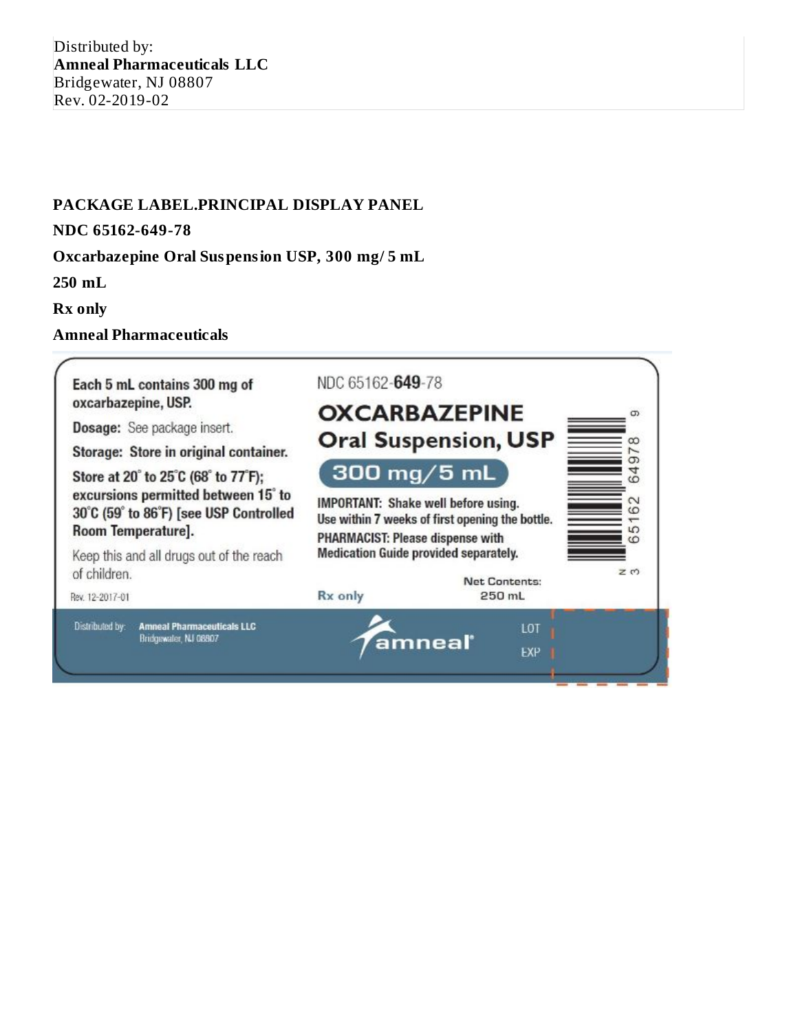Distributed by:
**Amneal Pharmaceuticals LLC**
Bridgewater, NJ 08807
Rev. 02-2019-02

**PACKAGE LABEL.PRINCIPAL DISPLAY PANEL**

**NDC 65162-649-78**

**Oxcarbazepine Oral Suspension USP, 300 mg/ 5 mL**

**250 mL**

**Rx only**

**Amneal Pharmaceuticals**

Each 5 mL contains 300 mg of oxcarbazepine, USP.

Dosage: See package insert.

Storage: Store in original container.

Store at 20° to 25°C (68° to 77°F); excursions permitted between 15° to 30°C (59° to 86°F) [see USP Controlled Room Temperature].

Keep this and all drugs out of the reach of children.

Rev. 12-2017-01

NDC 65162-649-78

OXCARBAZEPINE Oral Suspension, USP

300 mg/5 mL

IMPORTANT: Shake well before using.
Use within 7 weeks of first opening the bottle.

PHARMACIST: Please dispense with Medication Guide provided separately.

Net Contents: 250 mL

Rx only

N 3 65162 64978 9

Distributed by: Amneal Pharmaceuticals LLC
Bridgewater, NJ 08807

amneal

LOT

EXP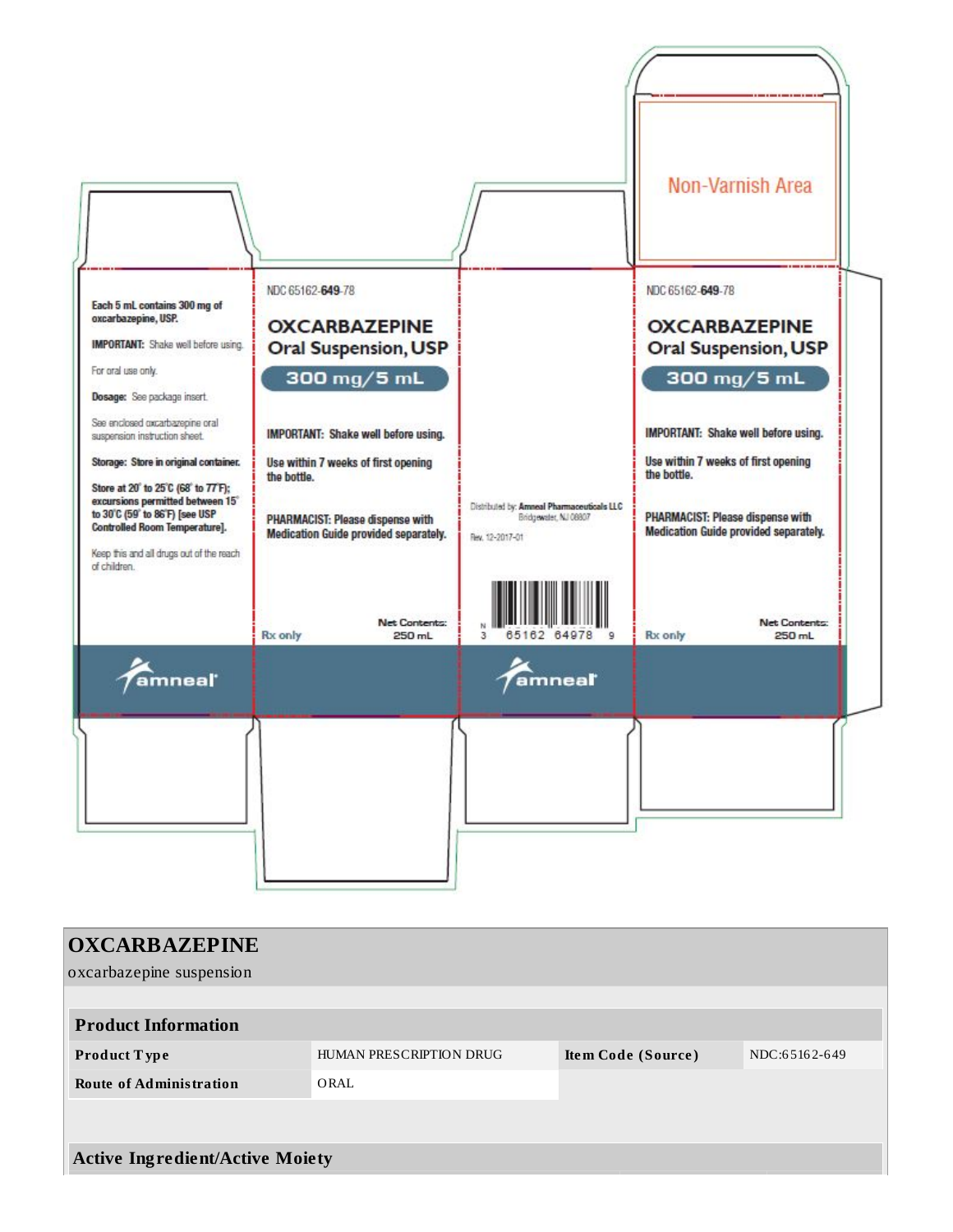Each 5 mL contains 300 mg of oxcarbazepine, USP.

**IMPORTANT:** Shake well before using.

For oral use only.

**Dosage:** See package insert.

See enclosed oxcarbazepine oral suspension instruction sheet.

**Storage: Store in original container.**

**Store at 20° to 25°C (68° to 77°F); excursions permitted between 15° to 30°C (59° to 86°F) [see USP Controlled Room Temperature].**

Keep this and all drugs out of the reach of children.

amneal®

NDC 65162-**649**-78

**OXCARBAZEPINE**
**Oral Suspension, USP**

**300 mg/5 mL**

**IMPORTANT: Shake well before using.**

**Use within 7 weeks of first opening the bottle.**

**PHARMACIST: Please dispense with Medication Guide provided separately.**

Rx only

Net Contents: 250 mL

Distributed by: **Amneal Pharmaceuticals LLC**
Bridgewater, NJ 08807

Rev. 12-2017-01

N 3 65162 64978 9

amneal®

NDC 65162-**649**-78

**OXCARBAZEPINE**
**Oral Suspension, USP**

**300 mg/5 mL**

**IMPORTANT: Shake well before using.**

**Use within 7 weeks of first opening the bottle.**

**PHARMACIST: Please dispense with Medication Guide provided separately.**

Rx only

Net Contents: 250 mL

Non-Varnish Area

## OXCARBAZEPINE

oxcarbazepine suspension

| Product Information | | | |
|---|---|---|---|
| **Product Type** | HUMAN PRESCRIPTION DRUG | **Item Code (Source)** | NDC:65162-649 |
| **Route of Administration** | ORAL | | |

| Active Ingredient/Active Moiety |
|---|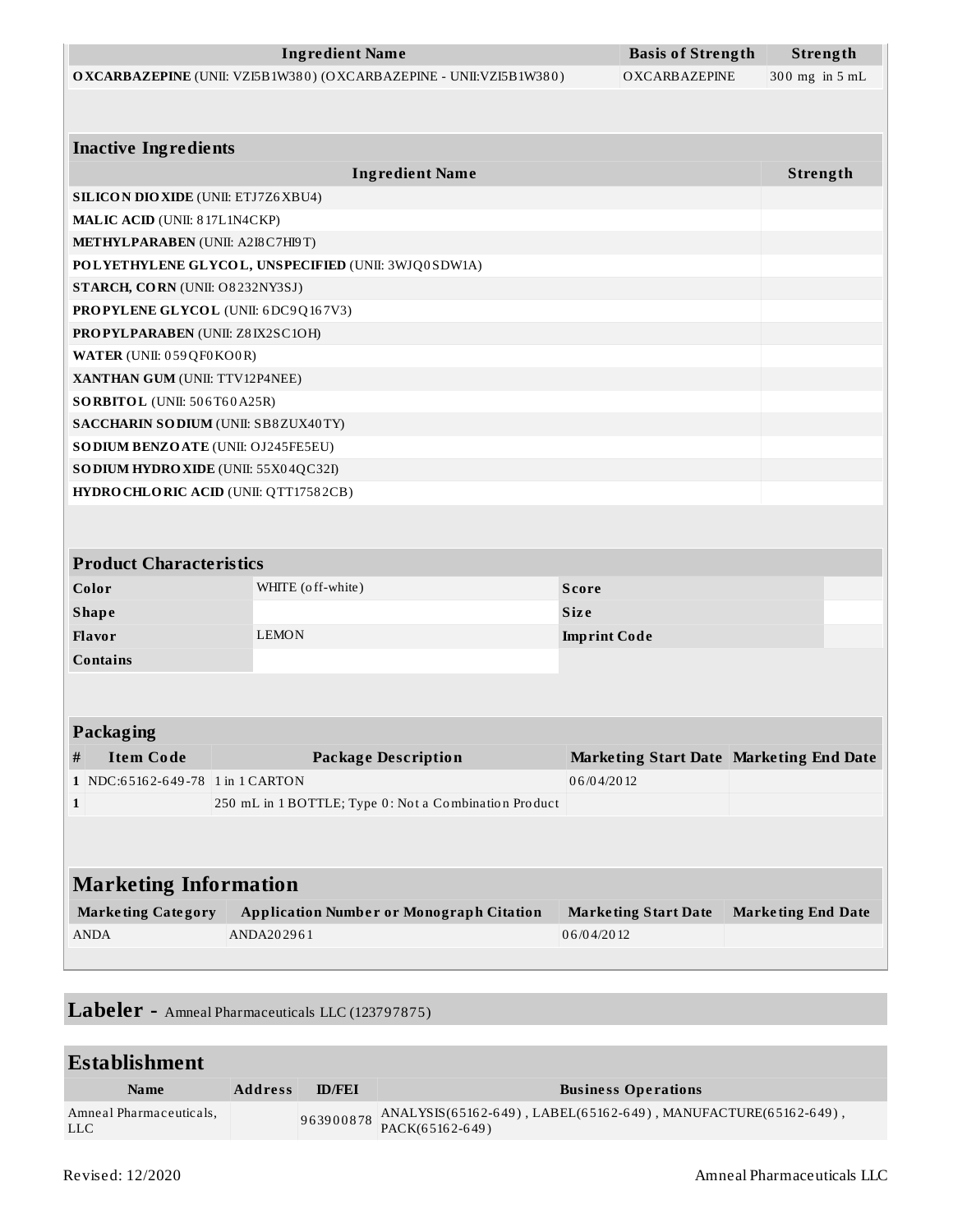| Ingredient Name | Basis of Strength | Strength |
| --- | --- | --- |
| **OXCARBAZEPINE** (UNII: VZI5B1W380) (OXCARBAZEPINE - UNII:VZI5B1W380) | OXCARBAZEPINE | 300 mg in 5 mL |

### Inactive Ingredients

| Ingredient Name | Strength |
| --- | --- |
| **SILICON DIOXIDE** (UNII: ETJ7Z6XBU4) | |
| **MALIC ACID** (UNII: 817L1N4CKP) | |
| **METHYLPARABEN** (UNII: A2I8C7HI9T) | |
| **POLYETHYLENE GLYCOL, UNSPECIFIED** (UNII: 3WJQ0SDW1A) | |
| **STARCH, CORN** (UNII: O8232NY3SJ) | |
| **PROPYLENE GLYCOL** (UNII: 6DC9Q167V3) | |
| **PROPYLPARABEN** (UNII: Z8IX2SC1OH) | |
| **WATER** (UNII: 059QF0KO0R) | |
| **XANTHAN GUM** (UNII: TTV12P4NEE) | |
| **SORBITOL** (UNII: 506T60A25R) | |
| **SACCHARIN SODIUM** (UNII: SB8ZUX40TY) | |
| **SODIUM BENZOATE** (UNII: OJ245FE5EU) | |
| **SODIUM HYDROXIDE** (UNII: 55X04QC32I) | |
| **HYDROCHLORIC ACID** (UNII: QTT17582CB) | |

### Product Characteristics

| | | | |
| --- | --- | --- | --- |
| **Color** | WHITE (off-white) | **Score** | |
| **Shape** | | **Size** | |
| **Flavor** | LEMON | **Imprint Code** | |
| **Contains** | | | |

### Packaging

| # | Item Code | Package Description | Marketing Start Date | Marketing End Date |
| --- | --- | --- | --- | --- |
| 1 | NDC:65162-649-78 | 1 in 1 CARTON | 06/04/2012 | |
| 1 | | 250 mL in 1 BOTTLE; Type 0: Not a Combination Product | | |

### Marketing Information

| Marketing Category | Application Number or Monograph Citation | Marketing Start Date | Marketing End Date |
| --- | --- | --- | --- |
| ANDA | ANDA202961 | 06/04/2012 | |

## Labeler - Amneal Pharmaceuticals LLC (123797875)

## Establishment

| Name | Address | ID/FEI | Business Operations |
| --- | --- | --- | --- |
| Amneal Pharmaceuticals, LLC | | 963900878 | ANALYSIS(65162-649) , LABEL(65162-649) , MANUFACTURE(65162-649) , PACK(65162-649) |

Revised: 12/2020 Amneal Pharmaceuticals LLC